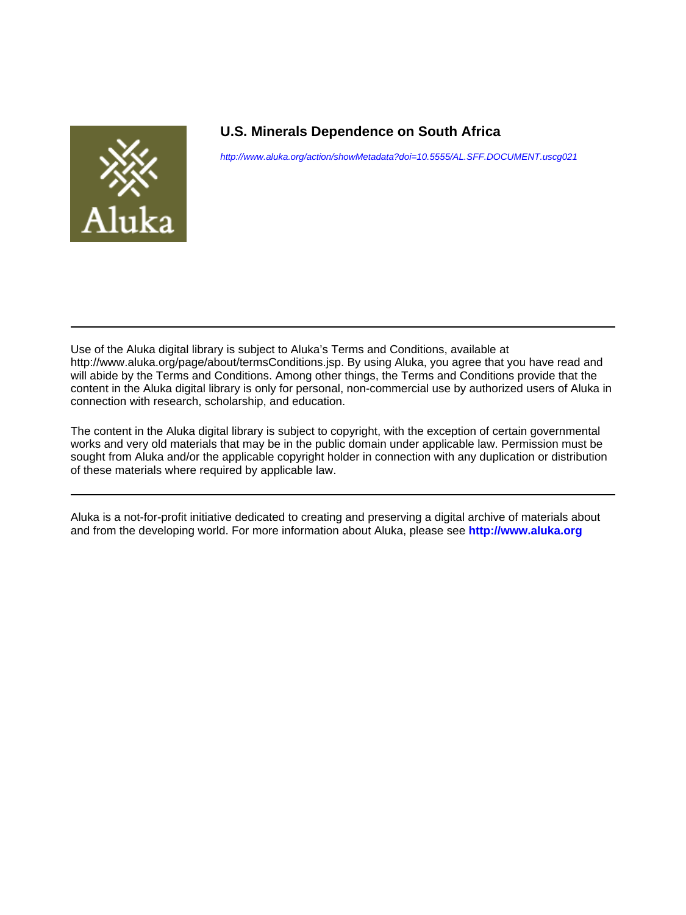# U.S. Minerals Dependence on South Africa

http://www.aluka.org/action/showMetadata?doi=10.5555/AL.SFF.DOCUMENT.uscg021

---

Use of the Aluka digital library is subject to Aluka's Terms and Conditions, available at http://www.aluka.org/page/about/termsConditions.jsp. By using Aluka, you agree that you have read and will abide by the Terms and Conditions. Among other things, the Terms and Conditions provide that the content in the Aluka digital library is only for personal, non-commercial use by authorized users of Aluka in connection with research, scholarship, and education.

The content in the Aluka digital library is subject to copyright, with the exception of certain governmental works and very old materials that may be in the public domain under applicable law. Permission must be sought from Aluka and/or the applicable copyright holder in connection with any duplication or distribution of these materials where required by applicable law.

---

Aluka is a not-for-profit initiative dedicated to creating and preserving a digital archive of materials about and from the developing world. For more information about Aluka, please see **http://www.aluka.org**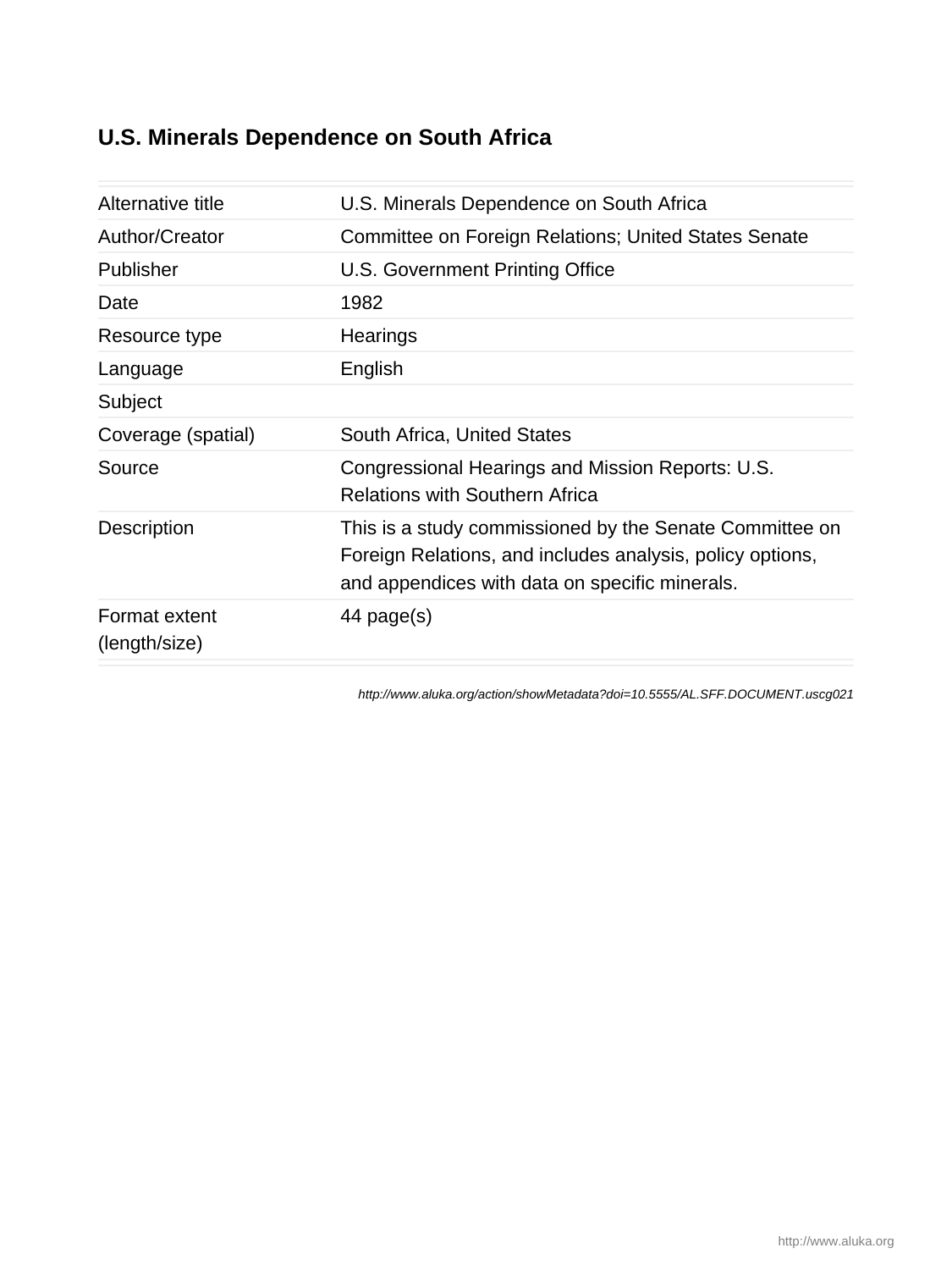# U.S. Minerals Dependence on South Africa

| | |
|---|---|
| Alternative title | U.S. Minerals Dependence on South Africa |
| Author/Creator | Committee on Foreign Relations; United States Senate |
| Publisher | U.S. Government Printing Office |
| Date | 1982 |
| Resource type | Hearings |
| Language | English |
| Subject | |
| Coverage (spatial) | South Africa, United States |
| Source | Congressional Hearings and Mission Reports: U.S. Relations with Southern Africa |
| Description | This is a study commissioned by the Senate Committee on Foreign Relations, and includes analysis, policy options, and appendices with data on specific minerals. |
| Format extent (length/size) | 44 page(s) |

*http://www.aluka.org/action/showMetadata?doi=10.5555/AL.SFF.DOCUMENT.uscg021*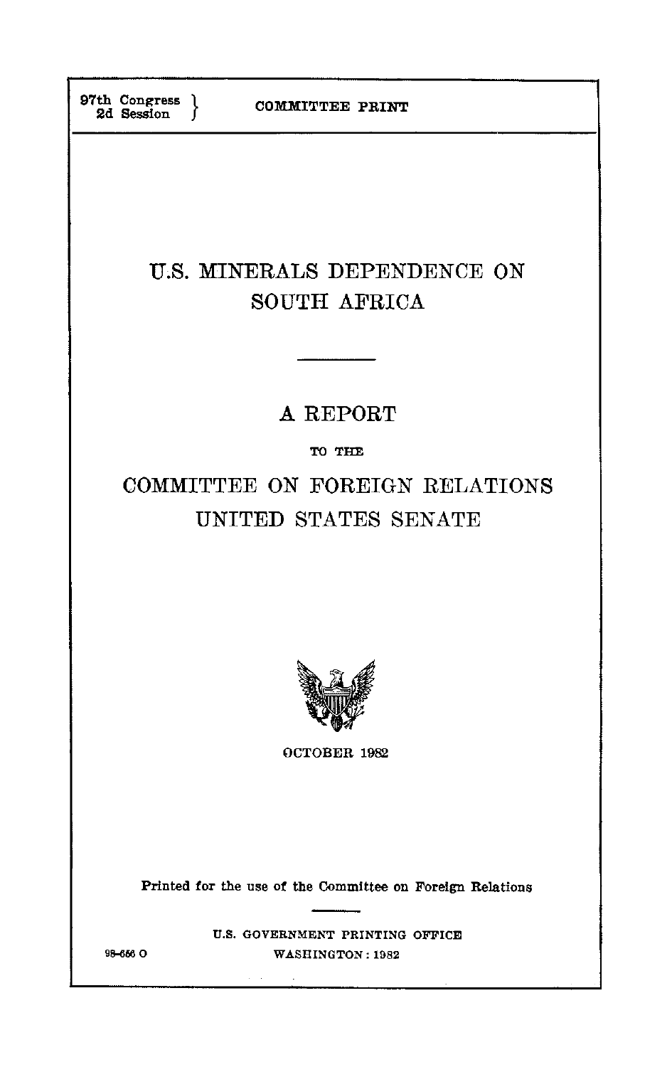97th Congress }
2d Session }

COMMITTEE PRINT

# U.S. MINERALS DEPENDENCE ON SOUTH AFRICA

## A REPORT

TO THE

## COMMITTEE ON FOREIGN RELATIONS UNITED STATES SENATE

OCTOBER 1982

Printed for the use of the Committee on Foreign Relations

U.S. GOVERNMENT PRINTING OFFICE
WASHINGTON : 1982

98-656 O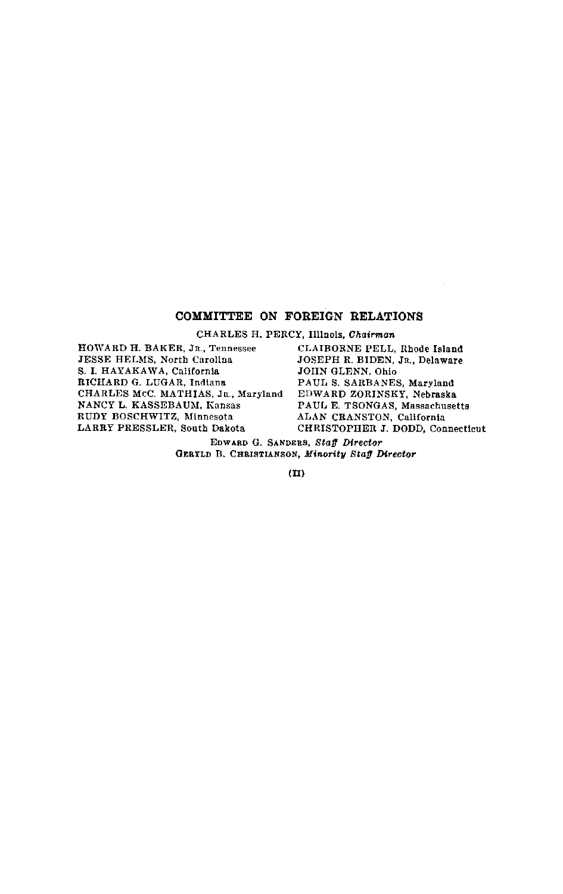## COMMITTEE ON FOREIGN RELATIONS

CHARLES H. PERCY, Illinois, *Chairman*

HOWARD H. BAKER, JR., Tennessee
JESSE HELMS, North Carolina
S. I. HAYAKAWA, California
RICHARD G. LUGAR, Indiana
CHARLES McC. MATHIAS, JR., Maryland
NANCY L. KASSEBAUM, Kansas
RUDY BOSCHWITZ, Minnesota
LARRY PRESSLER, South Dakota

CLAIBORNE PELL, Rhode Island
JOSEPH R. BIDEN, JR., Delaware
JOHN GLENN, Ohio
PAUL S. SARBANES, Maryland
EDWARD ZORINSKY, Nebraska
PAUL E. TSONGAS, Massachusetts
ALAN CRANSTON, California
CHRISTOPHER J. DODD, Connecticut

EDWARD G. SANDERS, *Staff Director*
GERYLD B. CHRISTIANSON, *Minority Staff Director*

(II)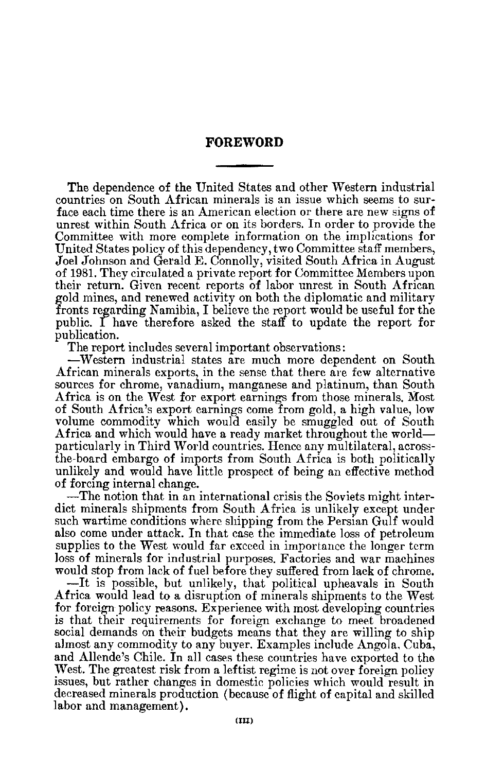## FOREWORD

The dependence of the United States and other Western industrial countries on South African minerals is an issue which seems to surface each time there is an American election or there are new signs of unrest within South Africa or on its borders. In order to provide the Committee with more complete information on the implications for United States policy of this dependency, two Committee staff members, Joel Johnson and Gerald E. Connolly, visited South Africa in August of 1981. They circulated a private report for Committee Members upon their return. Given recent reports of labor unrest in South African gold mines, and renewed activity on both the diplomatic and military fronts regarding Namibia, I believe the report would be useful for the public. I have therefore asked the staff to update the report for publication.

The report includes several important observations:

—Western industrial states are much more dependent on South African minerals exports, in the sense that there are few alternative sources for chrome, vanadium, manganese and platinum, than South Africa is on the West for export earnings from those minerals. Most of South Africa's export earnings come from gold, a high value, low volume commodity which would easily be smuggled out of South Africa and which would have a ready market throughout the world—particularly in Third World countries. Hence any multilateral, across-the-board embargo of imports from South Africa is both politically unlikely and would have little prospect of being an effective method of forcing internal change.

—The notion that in an international crisis the Soviets might interdict minerals shipments from South Africa is unlikely except under such wartime conditions where shipping from the Persian Gulf would also come under attack. In that case the immediate loss of petroleum supplies to the West would far exceed in importance the longer term loss of minerals for industrial purposes. Factories and war machines would stop from lack of fuel before they suffered from lack of chrome.

—It is possible, but unlikely, that political upheavals in South Africa would lead to a disruption of minerals shipments to the West for foreign policy reasons. Experience with most developing countries is that their requirements for foreign exchange to meet broadened social demands on their budgets means that they are willing to ship almost any commodity to any buyer. Examples include Angola, Cuba, and Allende's Chile. In all cases these countries have exported to the West. The greatest risk from a leftist regime is not over foreign policy issues, but rather changes in domestic policies which would result in decreased minerals production (because of flight of capital and skilled labor and management).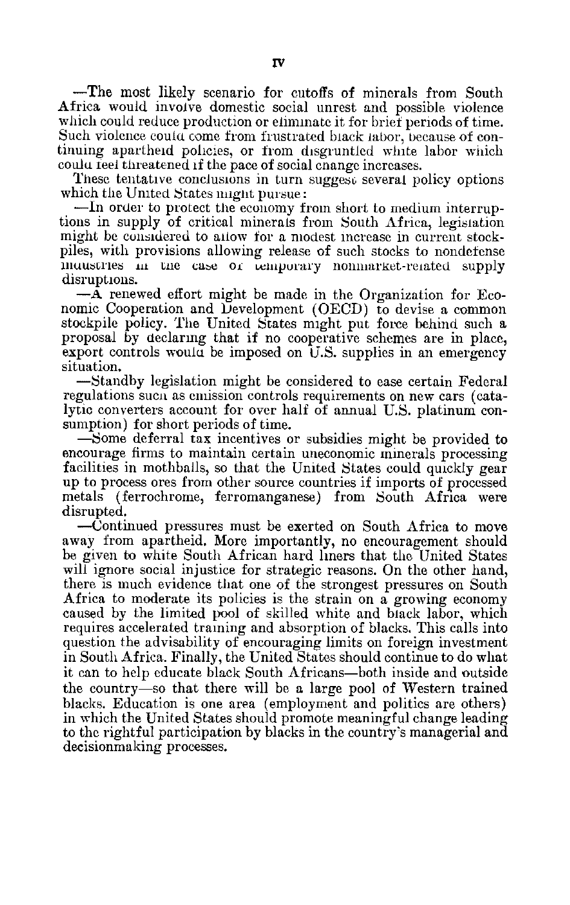—The most likely scenario for cutoffs of minerals from South Africa would involve domestic social unrest and possible violence which could reduce production or eliminate it for brief periods of time. Such violence could come from frustrated black labor, because of continuing apartheid policies, or from disgruntled white labor which could feel threatened if the pace of social change increases.

These tentative conclusions in turn suggest several policy options which the United States might pursue:

—In order to protect the economy from short to medium interruptions in supply of critical minerals from South Africa, legislation might be considered to allow for a modest increase in current stockpiles, with provisions allowing release of such stocks to nondefense industries in the case of temporary nonmarket-related supply disruptions.

—A renewed effort might be made in the Organization for Economic Cooperation and Development (OECD) to devise a common stockpile policy. The United States might put force behind such a proposal by declaring that if no cooperative schemes are in place, export controls would be imposed on U.S. supplies in an emergency situation.

—Standby legislation might be considered to ease certain Federal regulations such as emission controls requirements on new cars (catalytic converters account for over half of annual U.S. platinum consumption) for short periods of time.

—Some deferral tax incentives or subsidies might be provided to encourage firms to maintain certain uneconomic minerals processing facilities in mothballs, so that the United States could quickly gear up to process ores from other source countries if imports of processed metals (ferrochrome, ferromanganese) from South Africa were disrupted.

—Continued pressures must be exerted on South Africa to move away from apartheid. More importantly, no encouragement should be given to white South African hard liners that the United States will ignore social injustice for strategic reasons. On the other hand, there is much evidence that one of the strongest pressures on South Africa to moderate its policies is the strain on a growing economy caused by the limited pool of skilled white and black labor, which requires accelerated training and absorption of blacks. This calls into question the advisability of encouraging limits on foreign investment in South Africa. Finally, the United States should continue to do what it can to help educate black South Africans—both inside and outside the country—so that there will be a large pool of Western trained blacks. Education is one area (employment and politics are others) in which the United States should promote meaningful change leading to the rightful participation by blacks in the country's managerial and decisionmaking processes.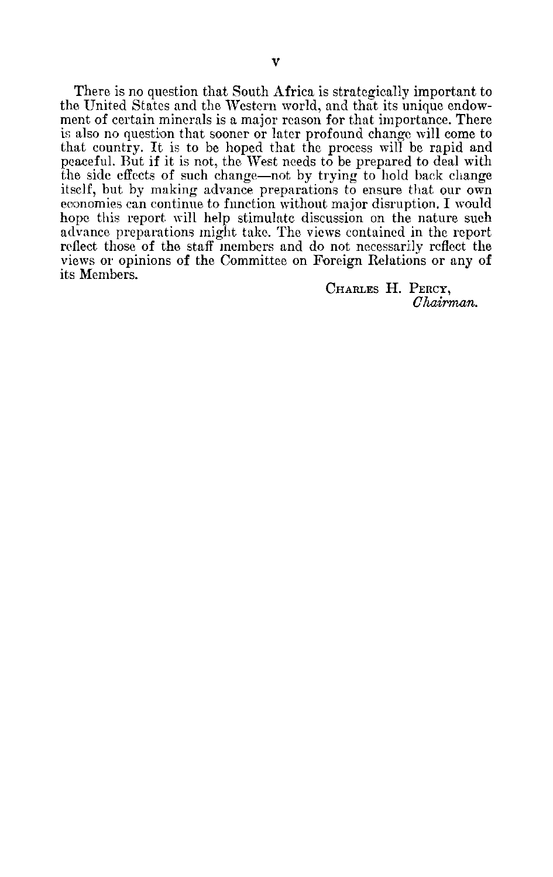There is no question that South Africa is strategically important to the United States and the Western world, and that its unique endowment of certain minerals is a major reason for that importance. There is also no question that sooner or later profound change will come to that country. It is to be hoped that the process will be rapid and peaceful. But if it is not, the West needs to be prepared to deal with the side effects of such change—not by trying to hold back change itself, but by making advance preparations to ensure that our own economies can continue to function without major disruption. I would hope this report will help stimulate discussion on the nature such advance preparations might take. The views contained in the report reflect those of the staff members and do not necessarily reflect the views or opinions of the Committee on Foreign Relations or any of its Members.

CHARLES H. PERCY,
*Chairman.*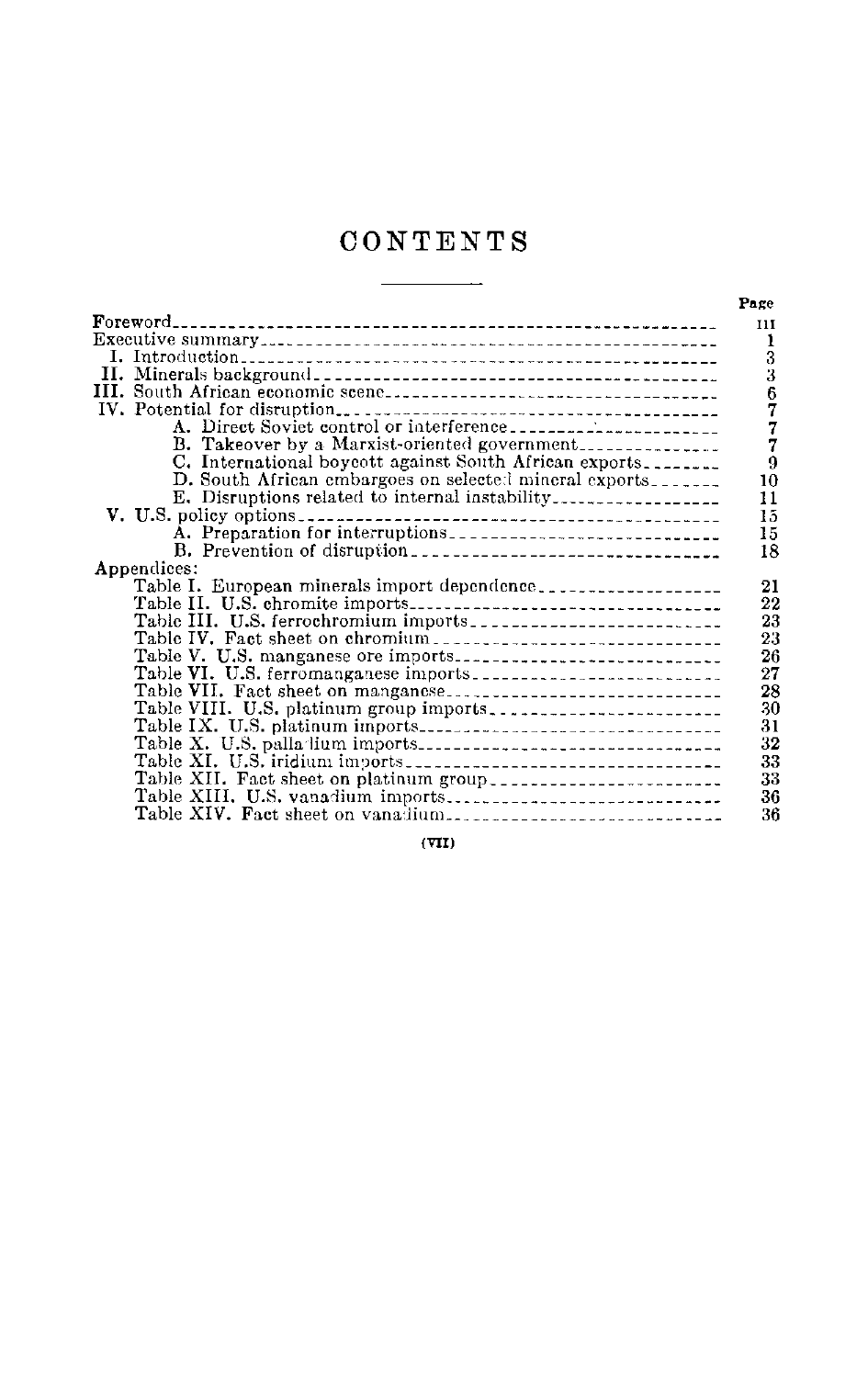# CONTENTS

| | Page |
|---|---|
| Foreword | III |
| Executive summary | 1 |
| I. Introduction | 3 |
| II. Minerals background | 3 |
| III. South African economic scene | 6 |
| IV. Potential for disruption | 7 |
| A. Direct Soviet control or interference | 7 |
| B. Takeover by a Marxist-oriented government | 7 |
| C. International boycott against South African exports | 9 |
| D. South African embargoes on selected mineral exports | 10 |
| E. Disruptions related to internal instability | 11 |
| V. U.S. policy options | 15 |
| A. Preparation for interruptions | 15 |
| B. Prevention of disruption | 18 |
| Appendices: | |
| Table I. European minerals import dependence | 21 |
| Table II. U.S. chromite imports | 22 |
| Table III. U.S. ferrochromium imports | 23 |
| Table IV. Fact sheet on chromium | 23 |
| Table V. U.S. manganese ore imports | 26 |
| Table VI. U.S. ferromanganese imports | 27 |
| Table VII. Fact sheet on manganese | 28 |
| Table VIII. U.S. platinum group imports | 30 |
| Table IX. U.S. platinum imports | 31 |
| Table X. U.S. palladium imports | 32 |
| Table XI. U.S. iridium imports | 33 |
| Table XII. Fact sheet on platinum group | 33 |
| Table XIII. U.S. vanadium imports | 36 |
| Table XIV. Fact sheet on vanadium | 36 |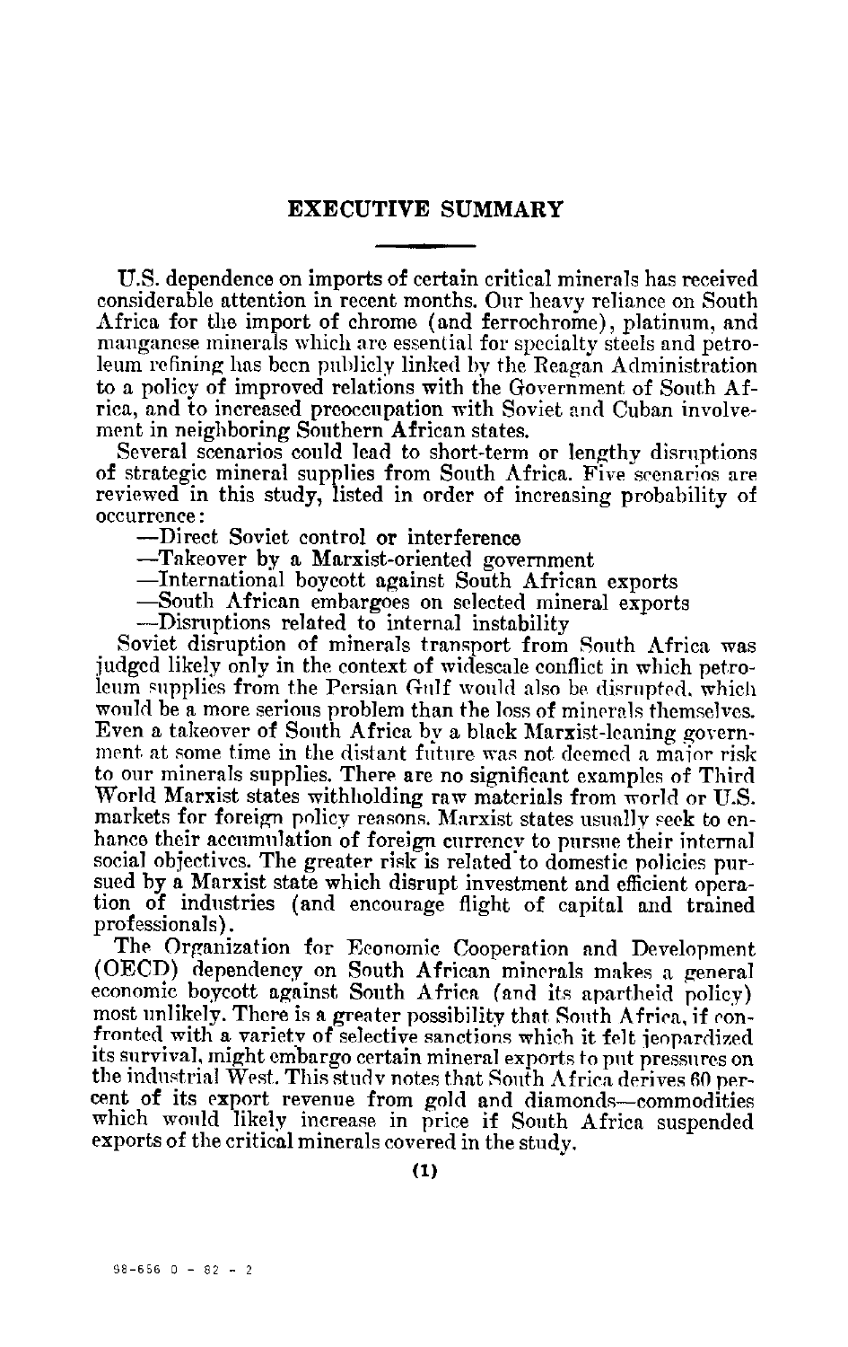## EXECUTIVE SUMMARY

U.S. dependence on imports of certain critical minerals has received considerable attention in recent months. Our heavy reliance on South Africa for the import of chrome (and ferrochrome), platinum, and manganese minerals which are essential for specialty steels and petroleum refining has been publicly linked by the Reagan Administration to a policy of improved relations with the Government of South Africa, and to increased preoccupation with Soviet and Cuban involvement in neighboring Southern African states.

Several scenarios could lead to short-term or lengthy disruptions of strategic mineral supplies from South Africa. Five scenarios are reviewed in this study, listed in order of increasing probability of occurrence:

—Direct Soviet control or interference
—Takeover by a Marxist-oriented government
—International boycott against South African exports
—South African embargoes on selected mineral exports
—Disruptions related to internal instability

Soviet disruption of minerals transport from South Africa was judged likely only in the context of widescale conflict in which petroleum supplies from the Persian Gulf would also be disrupted, which would be a more serious problem than the loss of minerals themselves. Even a takeover of South Africa by a black Marxist-leaning government at some time in the distant future was not deemed a major risk to our minerals supplies. There are no significant examples of Third World Marxist states withholding raw materials from world or U.S. markets for foreign policy reasons. Marxist states usually seek to enhance their accumulation of foreign currency to pursue their internal social objectives. The greater risk is related to domestic policies pursued by a Marxist state which disrupt investment and efficient operation of industries (and encourage flight of capital and trained professionals).

The Organization for Economic Cooperation and Development (OECD) dependency on South African minerals makes a general economic boycott against South Africa (and its apartheid policy) most unlikely. There is a greater possibility that South Africa, if confronted with a variety of selective sanctions which it felt jeopardized its survival, might embargo certain mineral exports to put pressures on the industrial West. This study notes that South Africa derives 60 percent of its export revenue from gold and diamonds—commodities which would likely increase in price if South Africa suspended exports of the critical minerals covered in the study.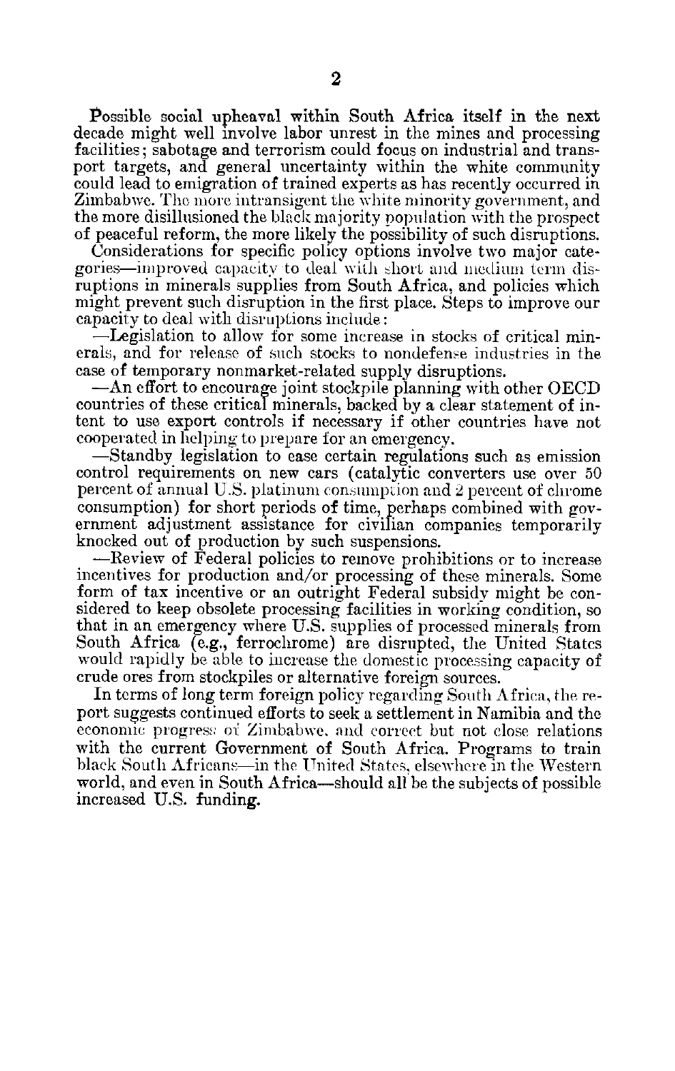Possible social upheaval within South Africa itself in the next decade might well involve labor unrest in the mines and processing facilities; sabotage and terrorism could focus on industrial and transport targets, and general uncertainty within the white community could lead to emigration of trained experts as has recently occurred in Zimbabwe. The more intransigent the white minority government, and the more disillusioned the black majority population with the prospect of peaceful reform, the more likely the possibility of such disruptions.

Considerations for specific policy options involve two major categories—improved capacity to deal with short and medium term disruptions in minerals supplies from South Africa, and policies which might prevent such disruption in the first place. Steps to improve our capacity to deal with disruptions include:

—Legislation to allow for some increase in stocks of critical minerals, and for release of such stocks to nondefense industries in the case of temporary nonmarket-related supply disruptions.

—An effort to encourage joint stockpile planning with other OECD countries of these critical minerals, backed by a clear statement of intent to use export controls if necessary if other countries have not cooperated in helping to prepare for an emergency.

—Standby legislation to ease certain regulations such as emission control requirements on new cars (catalytic converters use over 50 percent of annual U.S. platinum consumption and 2 percent of chrome consumption) for short periods of time, perhaps combined with government adjustment assistance for civilian companies temporarily knocked out of production by such suspensions.

—Review of Federal policies to remove prohibitions or to increase incentives for production and/or processing of these minerals. Some form of tax incentive or an outright Federal subsidy might be considered to keep obsolete processing facilities in working condition, so that in an emergency where U.S. supplies of processed minerals from South Africa (e.g., ferrochrome) are disrupted, the United States would rapidly be able to increase the domestic processing capacity of crude ores from stockpiles or alternative foreign sources.

In terms of long term foreign policy regarding South Africa, the report suggests continued efforts to seek a settlement in Namibia and the economic progress of Zimbabwe, and correct but not close relations with the current Government of South Africa. Programs to train black South Africans—in the United States, elsewhere in the Western world, and even in South Africa—should all be the subjects of possible increased U.S. funding.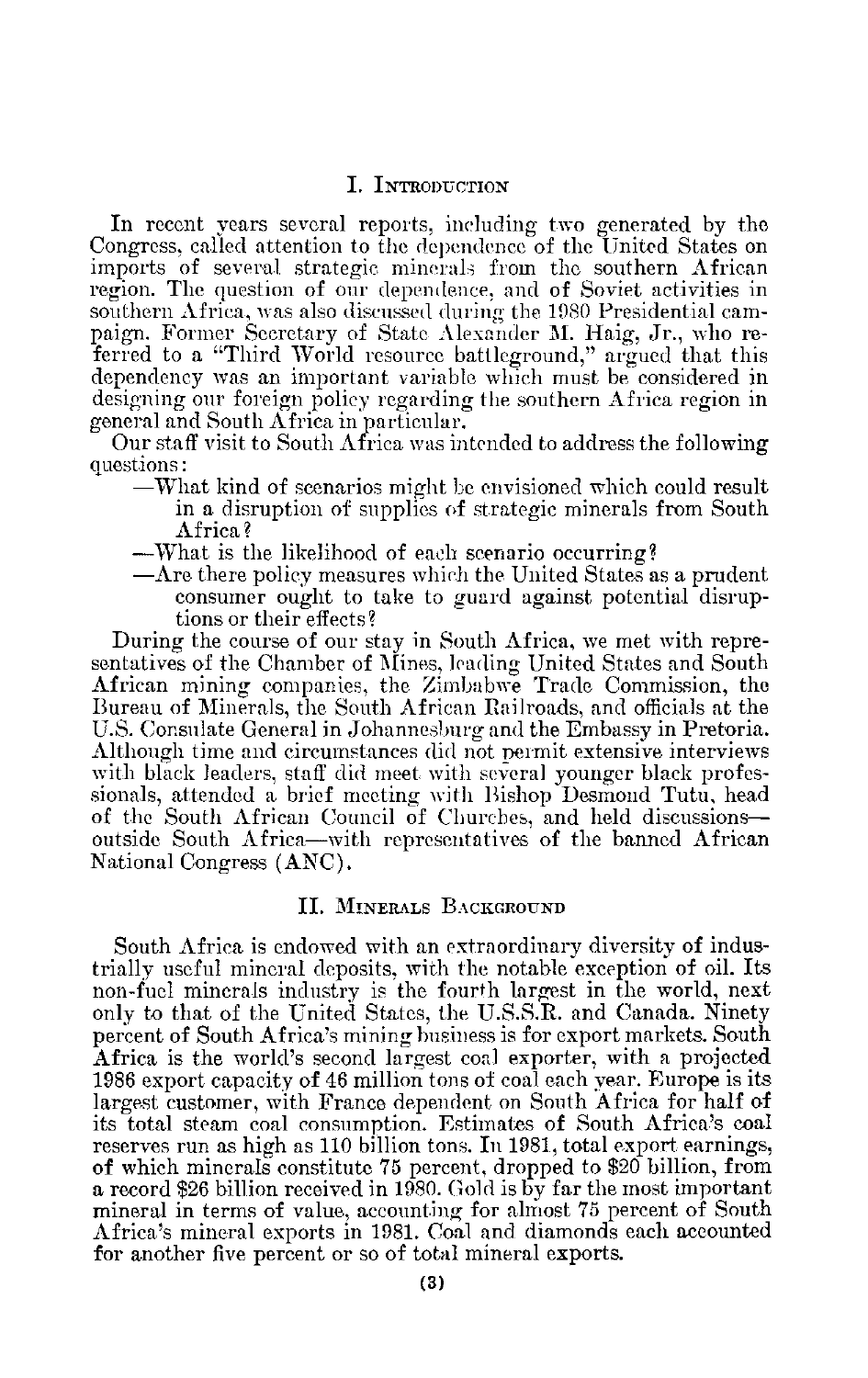## I. Introduction

In recent years several reports, including two generated by the Congress, called attention to the dependence of the United States on imports of several strategic minerals from the southern African region. The question of our dependence, and of Soviet activities in southern Africa, was also discussed during the 1980 Presidential campaign. Former Secretary of State Alexander M. Haig, Jr., who referred to a "Third World resource battleground," argued that this dependency was an important variable which must be considered in designing our foreign policy regarding the southern Africa region in general and South Africa in particular.

Our staff visit to South Africa was intended to address the following questions:

—What kind of scenarios might be envisioned which could result in a disruption of supplies of strategic minerals from South Africa?

—What is the likelihood of each scenario occurring?

—Are there policy measures which the United States as a prudent consumer ought to take to guard against potential disruptions or their effects?

During the course of our stay in South Africa, we met with representatives of the Chamber of Mines, leading United States and South African mining companies, the Zimbabwe Trade Commission, the Bureau of Minerals, the South African Railroads, and officials at the U.S. Consulate General in Johannesburg and the Embassy in Pretoria. Although time and circumstances did not permit extensive interviews with black leaders, staff did meet with several younger black professionals, attended a brief meeting with Bishop Desmond Tutu, head of the South African Council of Churches, and held discussions—outside South Africa—with representatives of the banned African National Congress (ANC).

## II. Minerals Background

South Africa is endowed with an extraordinary diversity of industrially useful mineral deposits, with the notable exception of oil. Its non-fuel minerals industry is the fourth largest in the world, next only to that of the United States, the U.S.S.R. and Canada. Ninety percent of South Africa's mining business is for export markets. South Africa is the world's second largest coal exporter, with a projected 1986 export capacity of 46 million tons of coal each year. Europe is its largest customer, with France dependent on South Africa for half of its total steam coal consumption. Estimates of South Africa's coal reserves run as high as 110 billion tons. In 1981, total export earnings, of which minerals constitute 75 percent, dropped to $20 billion, from a record $26 billion received in 1980. Gold is by far the most important mineral in terms of value, accounting for almost 75 percent of South Africa's mineral exports in 1981. Coal and diamonds each accounted for another five percent or so of total mineral exports.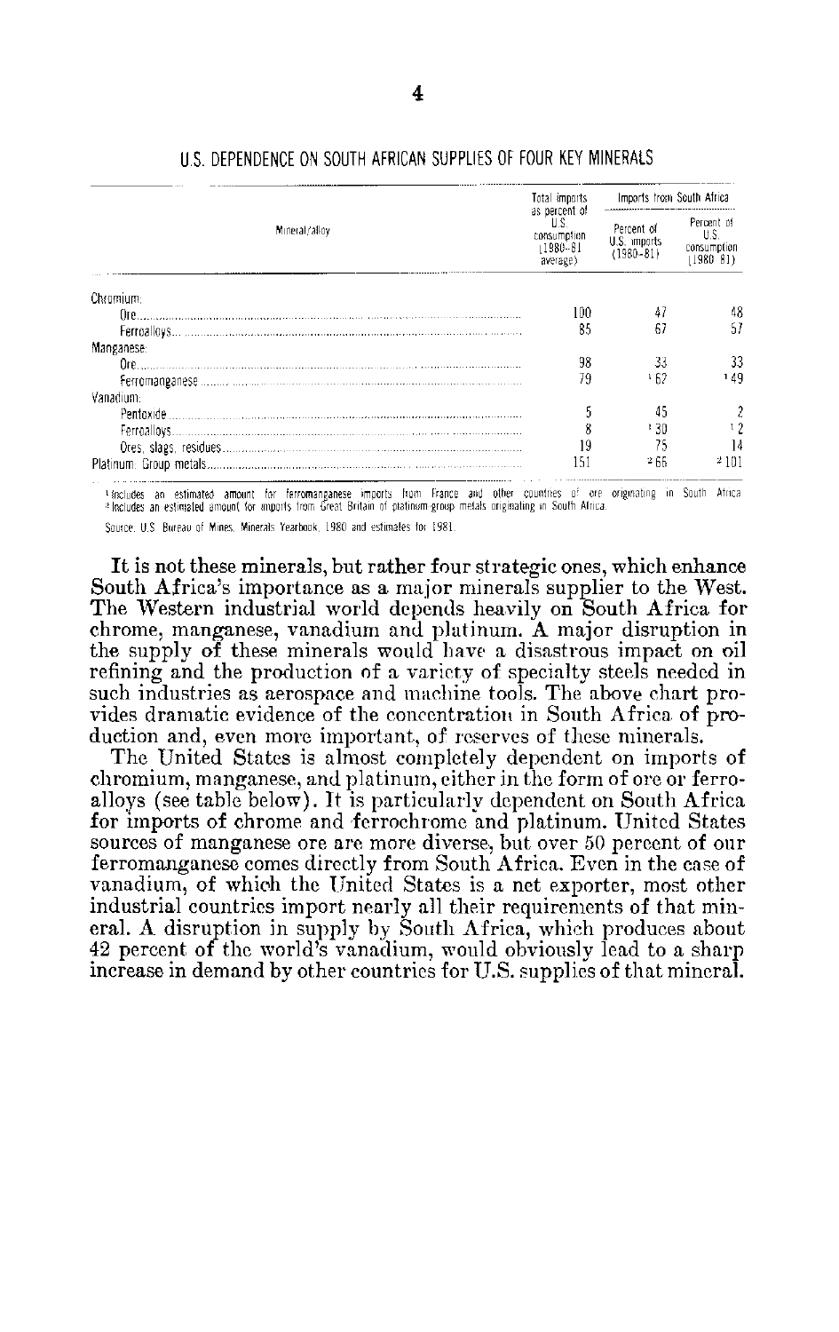U.S. DEPENDENCE ON SOUTH AFRICAN SUPPLIES OF FOUR KEY MINERALS

| Mineral/alloy | Total imports as percent of U.S. consumption (1980–81 average) | Imports from South Africa | |
|---|---|---|---|
| | | Percent of U.S. imports (1980–81) | Percent of U.S. consumption (1980–81) |
| Chromium: | | | |
| Ore | 100 | 47 | 48 |
| Ferroalloys | 85 | 67 | 57 |
| Manganese: | | | |
| Ore | 98 | 33 | 33 |
| Ferromanganese | 79 | [1] 62 | [1] 49 |
| Vanadium: | | | |
| Pentoxide | 5 | 45 | 2 |
| Ferroalloys | 8 | [1] 30 | [1] 2 |
| Ores, slags, residues | 19 | 75 | 14 |
| Platinum Group metals | 151 | [2] 66 | [2] 101 |

[1] Includes an estimated amount for ferromanganese imports from France and other countries of ore originating in South Africa.
[2] Includes an estimated amount for imports from Great Britain of platinum-group metals originating in South Africa.

Source: U.S. Bureau of Mines, Minerals Yearbook, 1980 and estimates for 1981.

It is not these minerals, but rather four strategic ones, which enhance South Africa's importance as a major minerals supplier to the West. The Western industrial world depends heavily on South Africa for chrome, manganese, vanadium and platinum. A major disruption in the supply of these minerals would have a disastrous impact on oil refining and the production of a variety of specialty steels needed in such industries as aerospace and machine tools. The above chart provides dramatic evidence of the concentration in South Africa of production and, even more important, of reserves of these minerals.

The United States is almost completely dependent on imports of chromium, manganese, and platinum, either in the form of ore or ferroalloys (see table below). It is particularly dependent on South Africa for imports of chrome and ferrochrome and platinum. United States sources of manganese ore are more diverse, but over 50 percent of our ferromanganese comes directly from South Africa. Even in the case of vanadium, of which the United States is a net exporter, most other industrial countries import nearly all their requirements of that mineral. A disruption in supply by South Africa, which produces about 42 percent of the world's vanadium, would obviously lead to a sharp increase in demand by other countries for U.S. supplies of that mineral.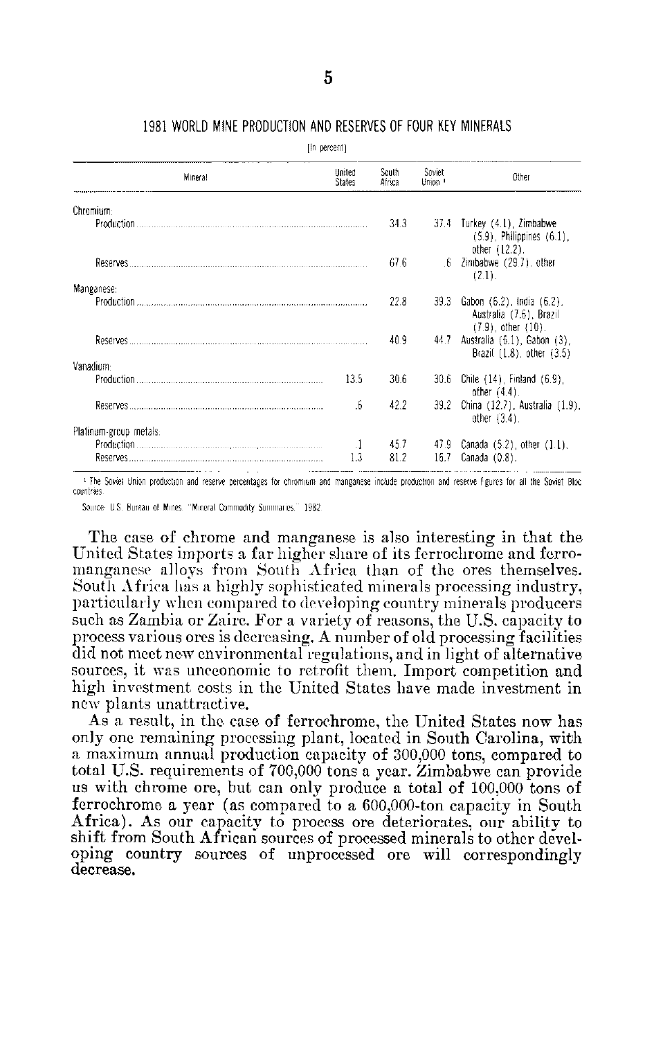## 1981 WORLD MINE PRODUCTION AND RESERVES OF FOUR KEY MINERALS

[In percent]

| Mineral | United States | South Africa | Soviet Union [1] | Other |
|---|---|---|---|---|
| Chromium: | | | | |
| Production | | 34.3 | 37.4 | Turkey (4.1), Zimbabwe (5.9), Philippines (6.1), other (12.2). |
| Reserves | | 67.6 | .6 | Zimbabwe (29.7), other (2.1). |
| Manganese: | | | | |
| Production | | 22.8 | 39.3 | Gabon (6.2), India (6.2), Australia (7.6), Brazil (7.9), other (10). |
| Reserves | | 40.9 | 44.7 | Australia (6.1), Gabon (3), Brazil (1.8), other (3.5) |
| Vanadium: | | | | |
| Production | 13.5 | 30.6 | 30.6 | Chile (14), Finland (6.9), other (4.4). |
| Reserves | .6 | 42.2 | 39.2 | China (12.7), Australia (1.9), other (3.4). |
| Platinum-group metals: | | | | |
| Production | .1 | 45.7 | 47.9 | Canada (5.2), other (1.1). |
| Reserves | 1.3 | 81.2 | 16.7 | Canada (0.8). |

[1] The Soviet Union production and reserve percentages for chromium and manganese include production and reserve figures for all the Soviet Bloc countries.

Source: U.S. Bureau of Mines. "Mineral Commodity Summaries," 1982.

The case of chrome and manganese is also interesting in that the United States imports a far higher share of its ferrochrome and ferromanganese alloys from South Africa than of the ores themselves. South Africa has a highly sophisticated minerals processing industry, particularly when compared to developing country minerals producers such as Zambia or Zaire. For a variety of reasons, the U.S. capacity to process various ores is decreasing. A number of old processing facilities did not meet new environmental regulations, and in light of alternative sources, it was uneconomic to retrofit them. Import competition and high investment costs in the United States have made investment in new plants unattractive.

As a result, in the case of ferrochrome, the United States now has only one remaining processing plant, located in South Carolina, with a maximum annual production capacity of 300,000 tons, compared to total U.S. requirements of 700,000 tons a year. Zimbabwe can provide us with chrome ore, but can only produce a total of 100,000 tons of ferrochrome a year (as compared to a 600,000-ton capacity in South Africa). As our capacity to process ore deteriorates, our ability to shift from South African sources of processed minerals to other developing country sources of unprocessed ore will correspondingly decrease.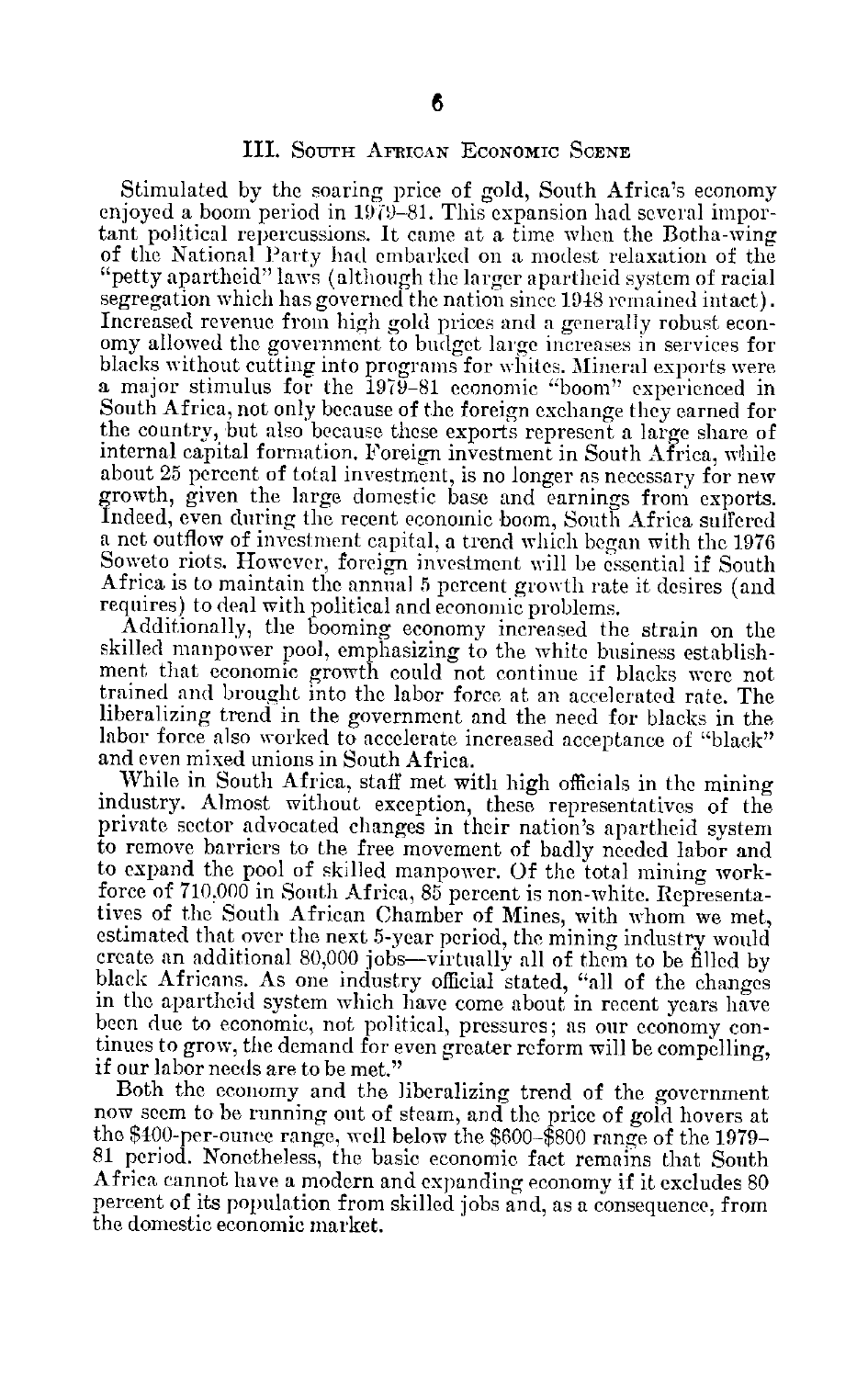## III. South African Economic Scene

Stimulated by the soaring price of gold, South Africa's economy enjoyed a boom period in 1979–81. This expansion had several important political repercussions. It came at a time when the Botha-wing of the National Party had embarked on a modest relaxation of the "petty apartheid" laws (although the larger apartheid system of racial segregation which has governed the nation since 1948 remained intact). Increased revenue from high gold prices and a generally robust economy allowed the government to budget large increases in services for blacks without cutting into programs for whites. Mineral exports were a major stimulus for the 1979–81 economic "boom" experienced in South Africa, not only because of the foreign exchange they earned for the country, but also because these exports represent a large share of internal capital formation. Foreign investment in South Africa, while about 25 percent of total investment, is no longer as necessary for new growth, given the large domestic base and earnings from exports. Indeed, even during the recent economic boom, South Africa suffered a net outflow of investment capital, a trend which began with the 1976 Soweto riots. However, foreign investment will be essential if South Africa is to maintain the annual 5 percent growth rate it desires (and requires) to deal with political and economic problems.

Additionally, the booming economy increased the strain on the skilled manpower pool, emphasizing to the white business establishment that economic growth could not continue if blacks were not trained and brought into the labor force at an accelerated rate. The liberalizing trend in the government and the need for blacks in the labor force also worked to accelerate increased acceptance of "black" and even mixed unions in South Africa.

While in South Africa, staff met with high officials in the mining industry. Almost without exception, these representatives of the private sector advocated changes in their nation's apartheid system to remove barriers to the free movement of badly needed labor and to expand the pool of skilled manpower. Of the total mining workforce of 710,000 in South Africa, 85 percent is non-white. Representatives of the South African Chamber of Mines, with whom we met, estimated that over the next 5-year period, the mining industry would create an additional 80,000 jobs—virtually all of them to be filled by black Africans. As one industry official stated, "all of the changes in the apartheid system which have come about in recent years have been due to economic, not political, pressures; as our economy continues to grow, the demand for even greater reform will be compelling, if our labor needs are to be met."

Both the economy and the liberalizing trend of the government now seem to be running out of steam, and the price of gold hovers at the $400-per-ounce range, well below the $600–$800 range of the 1979–81 period. Nonetheless, the basic economic fact remains that South Africa cannot have a modern and expanding economy if it excludes 80 percent of its population from skilled jobs and, as a consequence, from the domestic economic market.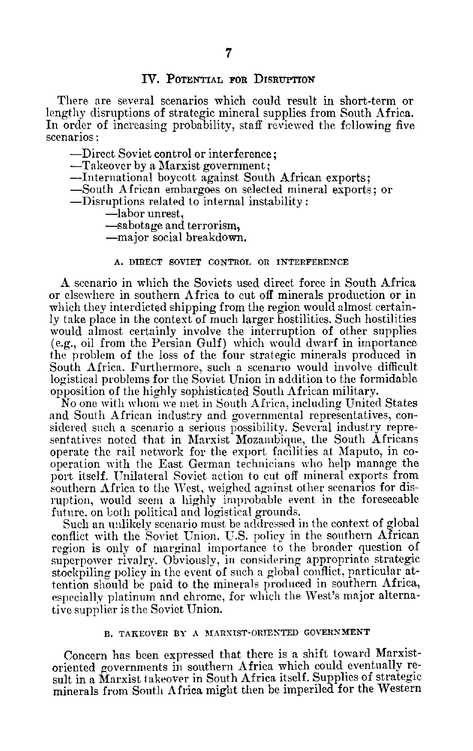## IV. Potential for Disruption

There are several scenarios which could result in short-term or lengthy disruptions of strategic mineral supplies from South Africa. In order of increasing probability, staff reviewed the following five scenarios:

—Direct Soviet control or interference;
—Takeover by a Marxist government;
—International boycott against South African exports;
—South African embargoes on selected mineral exports; or
—Disruptions related to internal instability:
  —labor unrest,
  —sabotage and terrorism,
  —major social breakdown.

### A. Direct Soviet Control or Interference

A scenario in which the Soviets used direct force in South Africa or elsewhere in southern Africa to cut off minerals production or in which they interdicted shipping from the region would almost certainly take place in the context of much larger hostilities. Such hostilities would almost certainly involve the interruption of other supplies (e.g., oil from the Persian Gulf) which would dwarf in importance the problem of the loss of the four strategic minerals produced in South Africa. Furthermore, such a scenario would involve difficult logistical problems for the Soviet Union in addition to the formidable opposition of the highly sophisticated South African military.

No one with whom we met in South Africa, including United States and South African industry and governmental representatives, considered such a scenario a serious possibility. Several industry representatives noted that in Marxist Mozambique, the South Africans operate the rail network for the export facilities at Maputo, in cooperation with the East German technicians who help manage the port itself. Unilateral Soviet action to cut off mineral exports from southern Africa to the West, weighed against other scenarios for disruption, would seem a highly improbable event in the foreseeable future, on both political and logistical grounds.

Such an unlikely scenario must be addressed in the context of global conflict with the Soviet Union. U.S. policy in the southern African region is only of marginal importance to the broader question of superpower rivalry. Obviously, in considering appropriate strategic stockpiling policy in the event of such a global conflict, particular attention should be paid to the minerals produced in southern Africa, especially platinum and chrome, for which the West's major alternative supplier is the Soviet Union.

### B. Takeover by a Marxist-Oriented Government

Concern has been expressed that there is a shift toward Marxist-oriented governments in southern Africa which could eventually result in a Marxist takeover in South Africa itself. Supplies of strategic minerals from South Africa might then be imperiled for the Western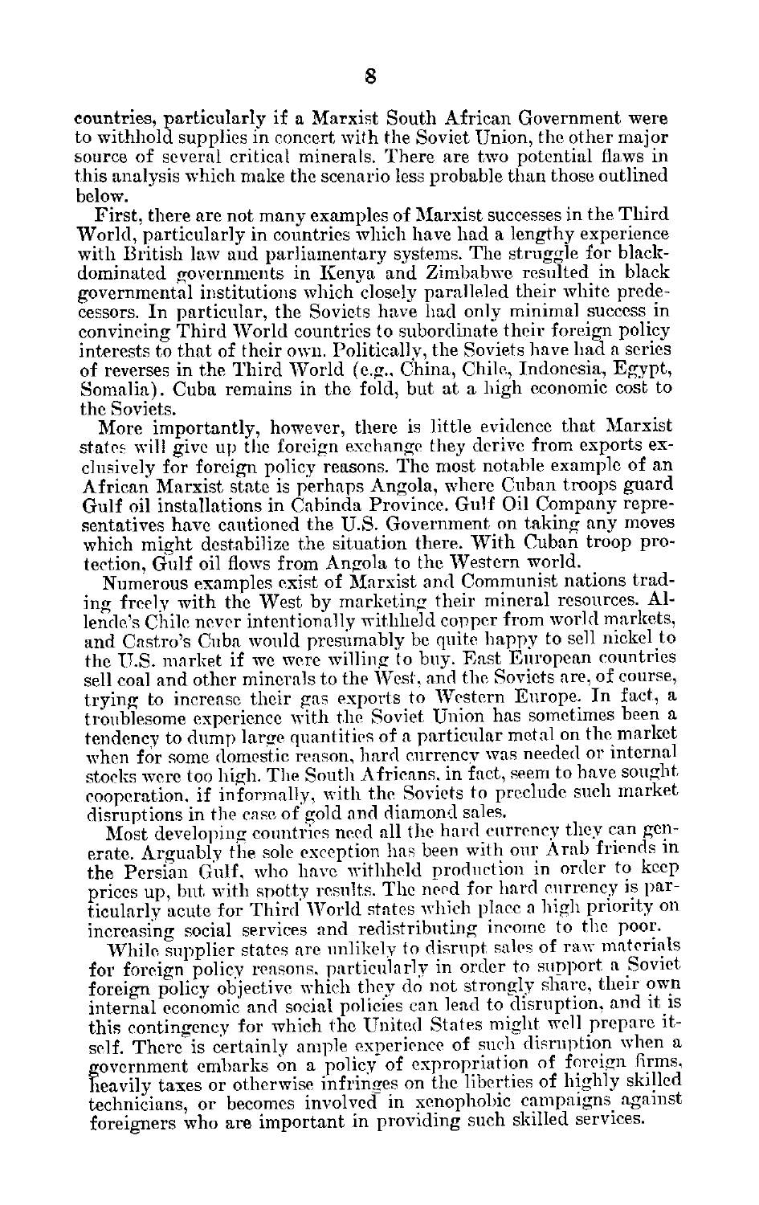countries, particularly if a Marxist South African Government were to withhold supplies in concert with the Soviet Union, the other major source of several critical minerals. There are two potential flaws in this analysis which make the scenario less probable than those outlined below.

First, there are not many examples of Marxist successes in the Third World, particularly in countries which have had a lengthy experience with British law and parliamentary systems. The struggle for black-dominated governments in Kenya and Zimbabwe resulted in black governmental institutions which closely paralleled their white predecessors. In particular, the Soviets have had only minimal success in convincing Third World countries to subordinate their foreign policy interests to that of their own. Politically, the Soviets have had a series of reverses in the Third World (e.g., China, Chile, Indonesia, Egypt, Somalia). Cuba remains in the fold, but at a high economic cost to the Soviets.

More importantly, however, there is little evidence that Marxist states will give up the foreign exchange they derive from exports exclusively for foreign policy reasons. The most notable example of an African Marxist state is perhaps Angola, where Cuban troops guard Gulf oil installations in Cabinda Province. Gulf Oil Company representatives have cautioned the U.S. Government on taking any moves which might destabilize the situation there. With Cuban troop protection, Gulf oil flows from Angola to the Western world.

Numerous examples exist of Marxist and Communist nations trading freely with the West by marketing their mineral resources. Allende's Chile never intentionally withheld copper from world markets, and Castro's Cuba would presumably be quite happy to sell nickel to the U.S. market if we were willing to buy. East European countries sell coal and other minerals to the West, and the Soviets are, of course, trying to increase their gas exports to Western Europe. In fact, a troublesome experience with the Soviet Union has sometimes been a tendency to dump large quantities of a particular metal on the market when for some domestic reason, hard currency was needed or internal stocks were too high. The South Africans, in fact, seem to have sought cooperation, if informally, with the Soviets to preclude such market disruptions in the case of gold and diamond sales.

Most developing countries need all the hard currency they can generate. Arguably the sole exception has been with our Arab friends in the Persian Gulf, who have withheld production in order to keep prices up, but with spotty results. The need for hard currency is particularly acute for Third World states which place a high priority on increasing social services and redistributing income to the poor.

While supplier states are unlikely to disrupt sales of raw materials for foreign policy reasons, particularly in order to support a Soviet foreign policy objective which they do not strongly share, their own internal economic and social policies can lead to disruption, and it is this contingency for which the United States might well prepare itself. There is certainly ample experience of such disruption when a government embarks on a policy of expropriation of foreign firms, heavily taxes or otherwise infringes on the liberties of highly skilled technicians, or becomes involved in xenophobic campaigns against foreigners who are important in providing such skilled services.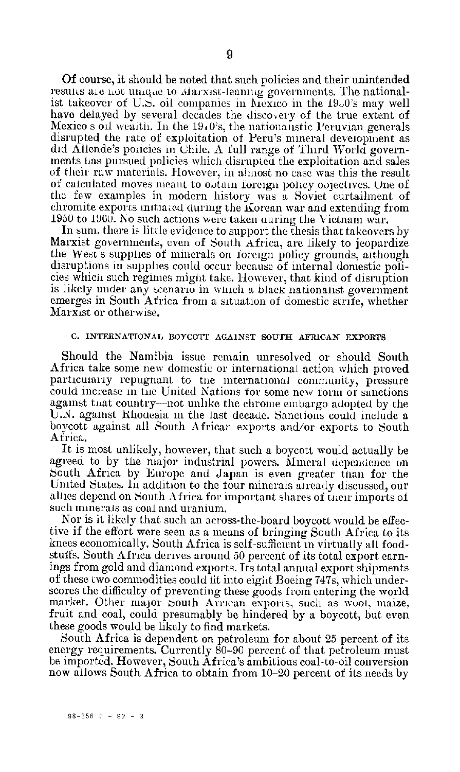Of course, it should be noted that such policies and their unintended results are not unique to Marxist-leaning governments. The nationalist takeover of U.S. oil companies in Mexico in the 1930's may well have delayed by several decades the discovery of the true extent of Mexico's oil wealth. In the 1970's, the nationalistic Peruvian generals disrupted the rate of exploitation of Peru's mineral development as did Allende's policies in Chile. A full range of Third World governments has pursued policies which disrupted the exploitation and sales of their raw materials. However, in almost no case was this the result of calculated moves meant to obtain foreign policy objectives. One of the few examples in modern history was a Soviet curtailment of chromite exports initiated during the Korean war and extending from 1950 to 1960. No such actions were taken during the Vietnam war.

In sum, there is little evidence to support the thesis that takeovers by Marxist governments, even of South Africa, are likely to jeopardize the West's supplies of minerals on foreign policy grounds, although disruptions in supplies could occur because of internal domestic policies which such regimes might take. However, that kind of disruption is likely under any scenario in which a black nationalist government emerges in South Africa from a situation of domestic strife, whether Marxist or otherwise.

### C. INTERNATIONAL BOYCOTT AGAINST SOUTH AFRICAN EXPORTS

Should the Namibia issue remain unresolved or should South Africa take some new domestic or international action which proved particularly repugnant to the international community, pressure could increase in the United Nations for some new form of sanctions against that country—not unlike the chrome embargo adopted by the U.N. against Rhodesia in the last decade. Sanctions could include a boycott against all South African exports and/or exports to South Africa.

It is most unlikely, however, that such a boycott would actually be agreed to by the major industrial powers. Mineral dependence on South Africa by Europe and Japan is even greater than for the United States. In addition to the four minerals already discussed, our allies depend on South Africa for important shares of their imports of such minerals as coal and uranium.

Nor is it likely that such an across-the-board boycott would be effective if the effort were seen as a means of bringing South Africa to its knees economically. South Africa is self-sufficient in virtually all foodstuffs. South Africa derives around 50 percent of its total export earnings from gold and diamond exports. Its total annual export shipments of these two commodities could fit into eight Boeing 747s, which underscores the difficulty of preventing these goods from entering the world market. Other major South African exports, such as wool, maize, fruit and coal, could presumably be hindered by a boycott, but even these goods would be likely to find markets.

South Africa is dependent on petroleum for about 25 percent of its energy requirements. Currently 80–90 percent of that petroleum must be imported. However, South Africa's ambitious coal-to-oil conversion now allows South Africa to obtain from 10–20 percent of its needs by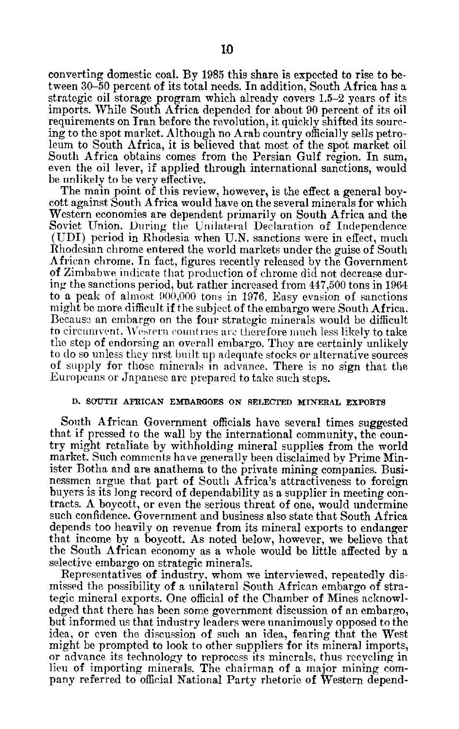converting domestic coal. By 1985 this share is expected to rise to between 30–50 percent of its total needs. In addition, South Africa has a strategic oil storage program which already covers 1.5–2 years of its imports. While South Africa depended for about 90 percent of its oil requirements on Iran before the revolution, it quickly shifted its sourcing to the spot market. Although no Arab country officially sells petroleum to South Africa, it is believed that most of the spot market oil South Africa obtains comes from the Persian Gulf region. In sum, even the oil lever, if applied through international sanctions, would be unlikely to be very effective.

The main point of this review, however, is the effect a general boycott against South Africa would have on the several minerals for which Western economies are dependent primarily on South Africa and the Soviet Union. During the Unilateral Declaration of Independence (UDI) period in Rhodesia when U.N. sanctions were in effect, much Rhodesian chrome entered the world markets under the guise of South African chrome. In fact, figures recently released by the Government of Zimbabwe indicate that production of chrome did not decrease during the sanctions period, but rather increased from 447,500 tons in 1964 to a peak of almost 900,000 tons in 1976. Easy evasion of sanctions might be more difficult if the subject of the embargo were South Africa. Because an embargo on the four strategic minerals would be difficult to circumvent, Western countries are therefore much less likely to take the step of endorsing an overall embargo. They are certainly unlikely to do so unless they first built up adequate stocks or alternative sources of supply for those minerals in advance. There is no sign that the Europeans or Japanese are prepared to take such steps.

#### D. SOUTH AFRICAN EMBARGOES ON SELECTED MINERAL EXPORTS

South African Government officials have several times suggested that if pressed to the wall by the international community, the country might retaliate by withholding mineral supplies from the world market. Such comments have generally been disclaimed by Prime Minister Botha and are anathema to the private mining companies. Businessmen argue that part of South Africa's attractiveness to foreign buyers is its long record of dependability as a supplier in meeting contracts. A boycott, or even the serious threat of one, would undermine such confidence. Government and business also state that South Africa depends too heavily on revenue from its mineral exports to endanger that income by a boycott. As noted below, however, we believe that the South African economy as a whole would be little affected by a selective embargo on strategic minerals.

Representatives of industry, whom we interviewed, repeatedly dismissed the possibility of a unilateral South African embargo of strategic mineral exports. One official of the Chamber of Mines acknowledged that there has been some government discussion of an embargo, but informed us that industry leaders were unanimously opposed to the idea, or even the discussion of such an idea, fearing that the West might be prompted to look to other suppliers for its mineral imports, or advance its technology to reprocess its minerals, thus recycling in lieu of importing minerals. The chairman of a major mining company referred to official National Party rhetoric of Western depend-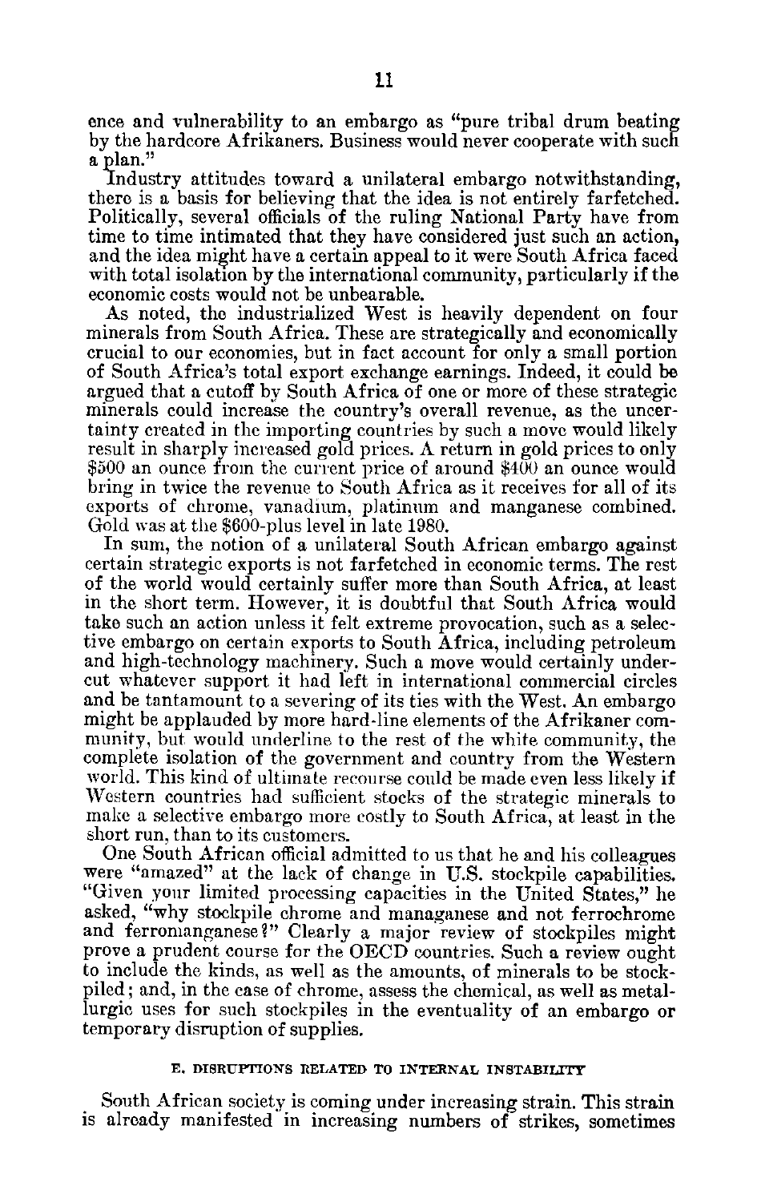ence and vulnerability to an embargo as "pure tribal drum beating by the hardcore Afrikaners. Business would never cooperate with such a plan."

Industry attitudes toward a unilateral embargo notwithstanding, there is a basis for believing that the idea is not entirely farfetched. Politically, several officials of the ruling National Party have from time to time intimated that they have considered just such an action, and the idea might have a certain appeal to it were South Africa faced with total isolation by the international community, particularly if the economic costs would not be unbearable.

As noted, the industrialized West is heavily dependent on four minerals from South Africa. These are strategically and economically crucial to our economies, but in fact account for only a small portion of South Africa's total export exchange earnings. Indeed, it could be argued that a cutoff by South Africa of one or more of these strategic minerals could increase the country's overall revenue, as the uncertainty created in the importing countries by such a move would likely result in sharply increased gold prices. A return in gold prices to only $500 an ounce from the current price of around $400 an ounce would bring in twice the revenue to South Africa as it receives for all of its exports of chrome, vanadium, platinum and manganese combined. Gold was at the $600-plus level in late 1980.

In sum, the notion of a unilateral South African embargo against certain strategic exports is not farfetched in economic terms. The rest of the world would certainly suffer more than South Africa, at least in the short term. However, it is doubtful that South Africa would take such an action unless it felt extreme provocation, such as a selective embargo on certain exports to South Africa, including petroleum and high-technology machinery. Such a move would certainly undercut whatever support it had left in international commercial circles and be tantamount to a severing of its ties with the West. An embargo might be applauded by more hard-line elements of the Afrikaner community, but would underline to the rest of the white community, the complete isolation of the government and country from the Western world. This kind of ultimate recourse could be made even less likely if Western countries had sufficient stocks of the strategic minerals to make a selective embargo more costly to South Africa, at least in the short run, than to its customers.

One South African official admitted to us that he and his colleagues were "amazed" at the lack of change in U.S. stockpile capabilities. "Given your limited processing capacities in the United States," he asked, "why stockpile chrome and managanese and not ferrochrome and ferromanganese?" Clearly a major review of stockpiles might prove a prudent course for the OECD countries. Such a review ought to include the kinds, as well as the amounts, of minerals to be stockpiled; and, in the case of chrome, assess the chemical, as well as metallurgic uses for such stockpiles in the eventuality of an embargo or temporary disruption of supplies.

#### E. DISRUPTIONS RELATED TO INTERNAL INSTABILITY

South African society is coming under increasing strain. This strain is already manifested in increasing numbers of strikes, sometimes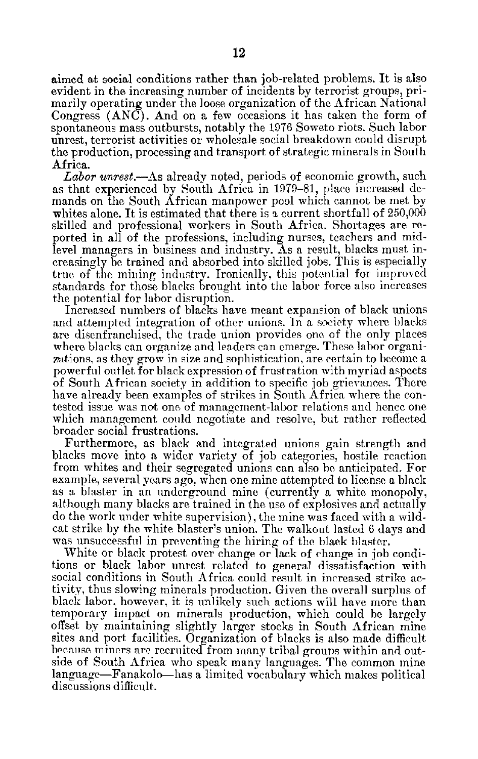aimed at social conditions rather than job-related problems. It is also evident in the increasing number of incidents by terrorist groups, primarily operating under the loose organization of the African National Congress (ANC). And on a few occasions it has taken the form of spontaneous mass outbursts, notably the 1976 Soweto riots. Such labor unrest, terrorist activities or wholesale social breakdown could disrupt the production, processing and transport of strategic minerals in South Africa.

*Labor unrest.*—As already noted, periods of economic growth, such as that experienced by South Africa in 1979–81, place increased demands on the South African manpower pool which cannot be met by whites alone. It is estimated that there is a current shortfall of 250,000 skilled and professional workers in South Africa. Shortages are reported in all of the professions, including nurses, teachers and mid-level managers in business and industry. As a result, blacks must increasingly be trained and absorbed into skilled jobs. This is especially true of the mining industry. Ironically, this potential for improved standards for those blacks brought into the labor force also increases the potential for labor disruption.

Increased numbers of blacks have meant expansion of black unions and attempted integration of other unions. In a society where blacks are disenfranchised, the trade union provides one of the only places where blacks can organize and leaders can emerge. These labor organizations, as they grow in size and sophistication, are certain to become a powerful outlet for black expression of frustration with myriad aspects of South African society in addition to specific job grievances. There have already been examples of strikes in South Africa where the contested issue was not one of management-labor relations and hence one which management could negotiate and resolve, but rather reflected broader social frustrations.

Furthermore, as black and integrated unions gain strength and blacks move into a wider variety of job categories, hostile reaction from whites and their segregated unions can also be anticipated. For example, several years ago, when one mine attempted to license a black as a blaster in an underground mine (currently a white monopoly, although many blacks are trained in the use of explosives and actually do the work under white supervision), the mine was faced with a wildcat strike by the white blaster's union. The walkout lasted 6 days and was unsuccessful in preventing the hiring of the black blaster.

White or black protest over change or lack of change in job conditions or black labor unrest related to general dissatisfaction with social conditions in South Africa could result in increased strike activity, thus slowing minerals production. Given the overall surplus of black labor, however, it is unlikely such actions will have more than temporary impact on minerals production, which could be largely offset by maintaining slightly larger stocks in South African mine sites and port facilities. Organization of blacks is also made difficult because miners are recruited from many tribal groups within and outside of South Africa who speak many languages. The common mine language—Fanakolo—has a limited vocabulary which makes political discussions difficult.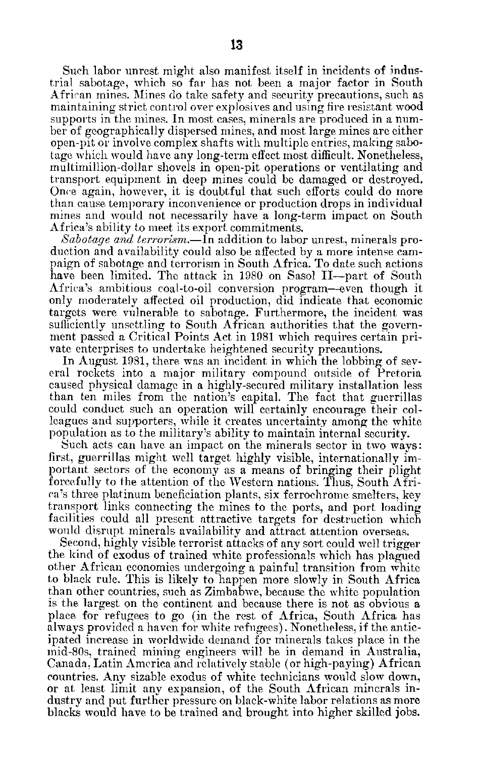Such labor unrest might also manifest itself in incidents of industrial sabotage, which so far has not been a major factor in South African mines. Mines do take safety and security precautions, such as maintaining strict control over explosives and using fire resistant wood supports in the mines. In most cases, minerals are produced in a number of geographically dispersed mines, and most large mines are either open-pit or involve complex shafts with multiple entries, making sabotage which would have any long-term effect most difficult. Nonetheless, multimillion-dollar shovels in open-pit operations or ventilating and transport equipment in deep mines could be damaged or destroyed. Once again, however, it is doubtful that such efforts could do more than cause temporary inconvenience or production drops in individual mines and would not necessarily have a long-term impact on South Africa's ability to meet its export commitments.

*Sabotage and terrorism.*—In addition to labor unrest, minerals production and availability could also be affected by a more intense campaign of sabotage and terrorism in South Africa. To date such actions have been limited. The attack in 1980 on Sasol II—part of South Africa's ambitious coal-to-oil conversion program—even though it only moderately affected oil production, did indicate that economic targets were vulnerable to sabotage. Furthermore, the incident was sufficiently unsettling to South African authorities that the government passed a Critical Points Act in 1981 which requires certain private enterprises to undertake heightened security precautions.

In August 1981, there was an incident in which the lobbing of several rockets into a major military compound outside of Pretoria caused physical damage in a highly-secured military installation less than ten miles from the nation's capital. The fact that guerrillas could conduct such an operation will certainly encourage their colleagues and supporters, while it creates uncertainty among the white population as to the military's ability to maintain internal security.

Such acts can have an impact on the minerals sector in two ways: first, guerrillas might well target highly visible, internationally important sectors of the economy as a means of bringing their plight forcefully to the attention of the Western nations. Thus, South Africa's three platinum beneficiation plants, six ferrochrome smelters, key transport links connecting the mines to the ports, and port loading facilities could all present attractive targets for destruction which would disrupt minerals availability and attract attention overseas.

Second, highly visible terrorist attacks of any sort could well trigger the kind of exodus of trained white professionals which has plagued other African economies undergoing a painful transition from white to black rule. This is likely to happen more slowly in South Africa than other countries, such as Zimbabwe, because the white population is the largest on the continent and because there is not as obvious a place for refugees to go (in the rest of Africa, South Africa has always provided a haven for white refugees). Nonetheless, if the anticipated increase in worldwide demand for minerals takes place in the mid-80s, trained mining engineers will be in demand in Australia, Canada, Latin America and relatively stable (or high-paying) African countries. Any sizable exodus of white technicians would slow down, or at least limit any expansion, of the South African minerals industry and put further pressure on black-white labor relations as more blacks would have to be trained and brought into higher skilled jobs.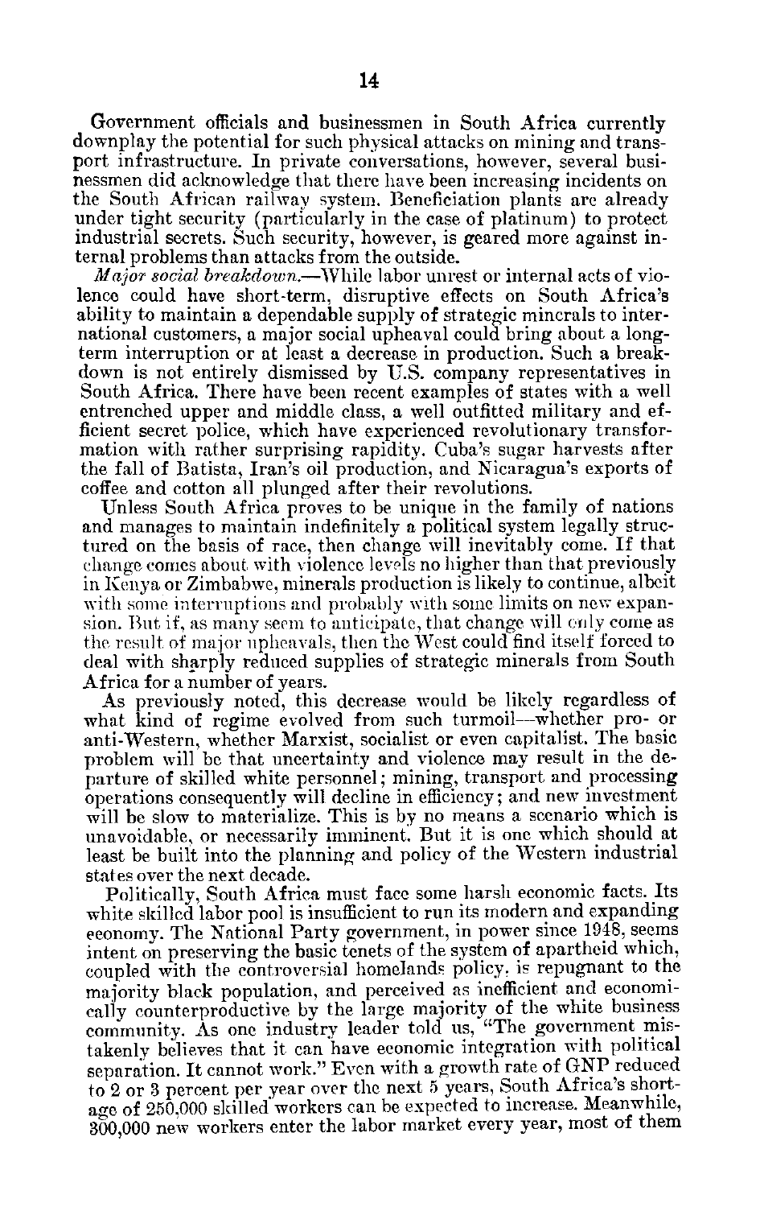Government officials and businessmen in South Africa currently downplay the potential for such physical attacks on mining and transport infrastructure. In private conversations, however, several businessmen did acknowledge that there have been increasing incidents on the South African railway system. Beneficiation plants are already under tight security (particularly in the case of platinum) to protect industrial secrets. Such security, however, is geared more against internal problems than attacks from the outside.

*Major social breakdown.*—While labor unrest or internal acts of violence could have short-term, disruptive effects on South Africa's ability to maintain a dependable supply of strategic minerals to international customers, a major social upheaval could bring about a long-term interruption or at least a decrease in production. Such a breakdown is not entirely dismissed by U.S. company representatives in South Africa. There have been recent examples of states with a well entrenched upper and middle class, a well outfitted military and efficient secret police, which have experienced revolutionary transformation with rather surprising rapidity. Cuba's sugar harvests after the fall of Batista, Iran's oil production, and Nicaragua's exports of coffee and cotton all plunged after their revolutions.

Unless South Africa proves to be unique in the family of nations and manages to maintain indefinitely a political system legally structured on the basis of race, then change will inevitably come. If that change comes about with violence levels no higher than that previously in Kenya or Zimbabwe, minerals production is likely to continue, albeit with some interruptions and probably with some limits on new expansion. But if, as many seem to anticipate, that change will only come as the result of major upheavals, then the West could find itself forced to deal with sharply reduced supplies of strategic minerals from South Africa for a number of years.

As previously noted, this decrease would be likely regardless of what kind of regime evolved from such turmoil—whether pro- or anti-Western, whether Marxist, socialist or even capitalist. The basic problem will be that uncertainty and violence may result in the departure of skilled white personnel; mining, transport and processing operations consequently will decline in efficiency; and new investment will be slow to materialize. This is by no means a scenario which is unavoidable, or necessarily imminent. But it is one which should at least be built into the planning and policy of the Western industrial states over the next decade.

Politically, South Africa must face some harsh economic facts. Its white skilled labor pool is insufficient to run its modern and expanding economy. The National Party government, in power since 1948, seems intent on preserving the basic tenets of the system of apartheid which, coupled with the controversial homelands policy, is repugnant to the majority black population, and perceived as inefficient and economically counterproductive by the large majority of the white business community. As one industry leader told us, "The government mistakenly believes that it can have economic integration with political separation. It cannot work." Even with a growth rate of GNP reduced to 2 or 3 percent per year over the next 5 years, South Africa's shortage of 250,000 skilled workers can be expected to increase. Meanwhile, 300,000 new workers enter the labor market every year, most of them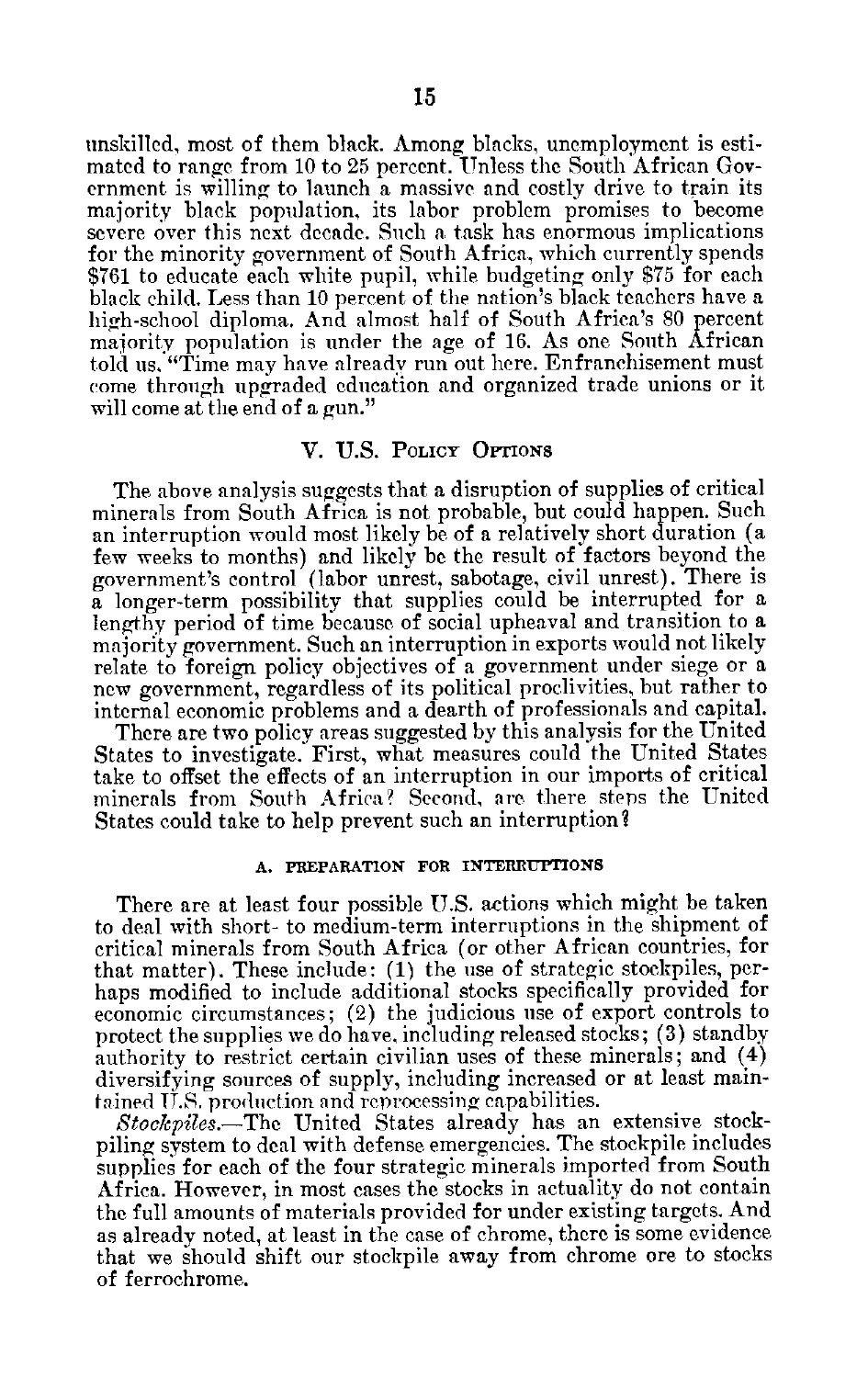unskilled, most of them black. Among blacks, unemployment is estimated to range from 10 to 25 percent. Unless the South African Government is willing to launch a massive and costly drive to train its majority black population, its labor problem promises to become severe over this next decade. Such a task has enormous implications for the minority government of South Africa, which currently spends $761 to educate each white pupil, while budgeting only $75 for each black child. Less than 10 percent of the nation's black teachers have a high-school diploma. And almost half of South Africa's 80 percent majority population is under the age of 16. As one South African told us, "Time may have already run out here. Enfranchisement must come through upgraded education and organized trade unions or it will come at the end of a gun."

## V. U.S. Policy Options

The above analysis suggests that a disruption of supplies of critical minerals from South Africa is not probable, but could happen. Such an interruption would most likely be of a relatively short duration (a few weeks to months) and likely be the result of factors beyond the government's control (labor unrest, sabotage, civil unrest). There is a longer-term possibility that supplies could be interrupted for a lengthy period of time because of social upheaval and transition to a majority government. Such an interruption in exports would not likely relate to foreign policy objectives of a government under siege or a new government, regardless of its political proclivities, but rather to internal economic problems and a dearth of professionals and capital.

There are two policy areas suggested by this analysis for the United States to investigate. First, what measures could the United States take to offset the effects of an interruption in our imports of critical minerals from South Africa? Second, are there steps the United States could take to help prevent such an interruption?

### A. Preparation for Interruptions

There are at least four possible U.S. actions which might be taken to deal with short- to medium-term interruptions in the shipment of critical minerals from South Africa (or other African countries, for that matter). These include: (1) the use of strategic stockpiles, perhaps modified to include additional stocks specifically provided for economic circumstances; (2) the judicious use of export controls to protect the supplies we do have, including released stocks; (3) standby authority to restrict certain civilian uses of these minerals; and (4) diversifying sources of supply, including increased or at least maintained U.S. production and reprocessing capabilities.

*Stockpiles.*—The United States already has an extensive stockpiling system to deal with defense emergencies. The stockpile includes supplies for each of the four strategic minerals imported from South Africa. However, in most cases the stocks in actuality do not contain the full amounts of materials provided for under existing targets. And as already noted, at least in the case of chrome, there is some evidence that we should shift our stockpile away from chrome ore to stocks of ferrochrome.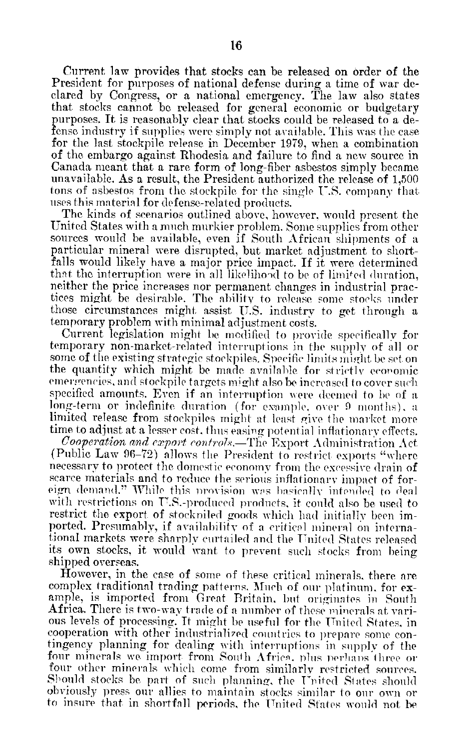Current law provides that stocks can be released on order of the President for purposes of national defense during a time of war declared by Congress, or a national emergency. The law also states that stocks cannot be released for general economic or budgetary purposes. It is reasonably clear that stocks could be released to a defense industry if supplies were simply not available. This was the case for the last stockpile release in December 1979, when a combination of the embargo against Rhodesia and failure to find a new source in Canada meant that a rare form of long-fiber asbestos simply became unavailable. As a result, the President authorized the release of 1,500 tons of asbestos from the stockpile for the single U.S. company that uses this material for defense-related products.

The kinds of scenarios outlined above, however, would present the United States with a much murkier problem. Some supplies from other sources would be available, even if South African shipments of a particular mineral were disrupted, but market adjustment to shortfalls would likely have a major price impact. If it were determined that the interruption were in all likelihood to be of limited duration, neither the price increases nor permanent changes in industrial practices might be desirable. The ability to release some stocks under those circumstances might assist U.S. industry to get through a temporary problem with minimal adjustment costs.

Current legislation might be modified to provide specifically for temporary non-market-related interruptions in the supply of all or some of the existing strategic stockpiles. Specific limits might be set on the quantity which might be made available for strictly economic emergencies, and stockpile targets might also be increased to cover such specified amounts. Even if an interruption were deemed to be of a long-term or indefinite duration (for example, over 9 months), a limited release from stockpiles might at least give the market more time to adjust at a lesser cost, thus easing potential inflationary effects.

*Cooperation and export controls.*—The Export Administration Act (Public Law 96-72) allows the President to restrict exports "where necessary to protect the domestic economy from the excessive drain of scarce materials and to reduce the serious inflationary impact of foreign demand." While this provision was basically intended to deal with restrictions on U.S.-produced products, it could also be used to restrict the export of stockpiled goods which had initially been imported. Presumably, if availability of a critical mineral on international markets were sharply curtailed and the United States released its own stocks, it would want to prevent such stocks from being shipped overseas.

However, in the case of some of these critical minerals, there are complex traditional trading patterns. Much of our platinum, for example, is imported from Great Britain, but originates in South Africa. There is two-way trade of a number of these minerals at various levels of processing. It might be useful for the United States, in cooperation with other industrialized countries to prepare some contingency planning for dealing with interruptions in supply of the four minerals we import from South Africa, plus perhaps three or four other minerals which come from similarly restricted sources. Should stocks be part of such planning, the United States should obviously press our allies to maintain stocks similar to our own or to insure that in shortfall periods, the United States would not be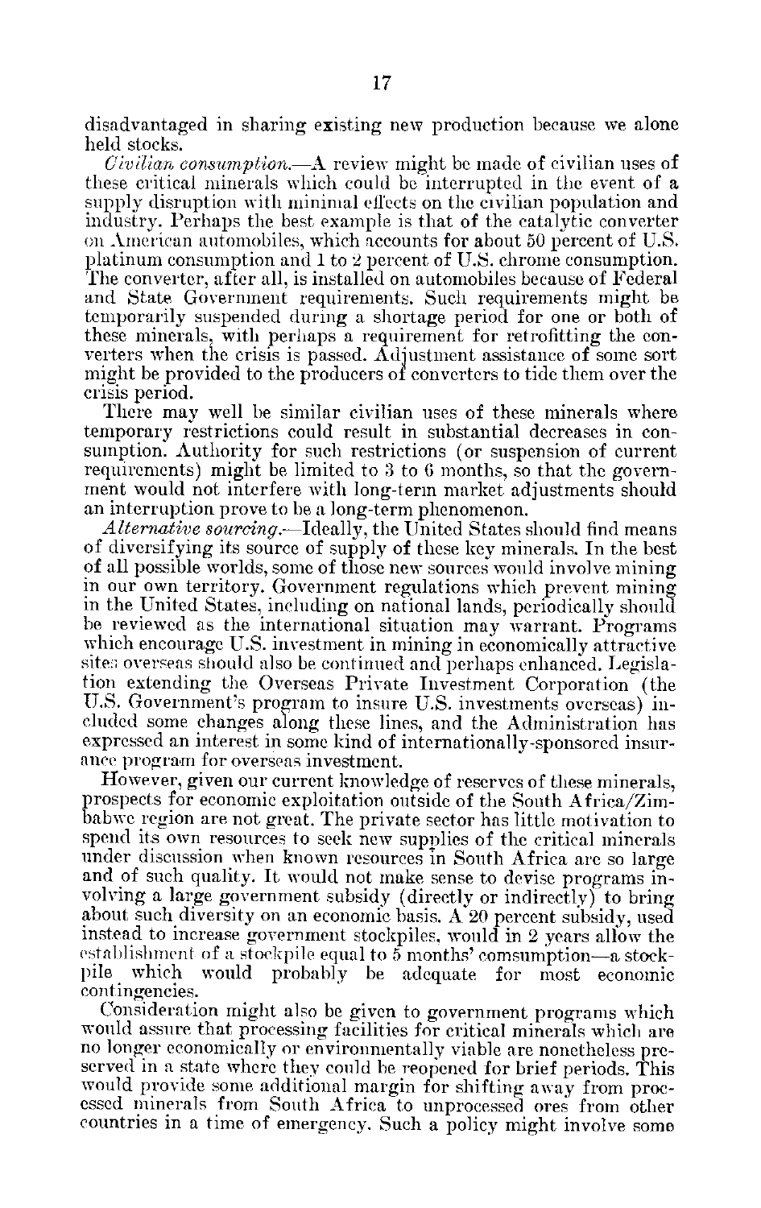disadvantaged in sharing existing new production because we alone held stocks.

*Civilian consumption.*—A review might be made of civilian uses of these critical minerals which could be interrupted in the event of a supply disruption with minimal effects on the civilian population and industry. Perhaps the best example is that of the catalytic converter on American automobiles, which accounts for about 50 percent of U.S. platinum consumption and 1 to 2 percent of U.S. chrome consumption. The converter, after all, is installed on automobiles because of Federal and State Government requirements. Such requirements might be temporarily suspended during a shortage period for one or both of these minerals, with perhaps a requirement for retrofitting the converters when the crisis is passed. Adjustment assistance of some sort might be provided to the producers of converters to tide them over the crisis period.

There may well be similar civilian uses of these minerals where temporary restrictions could result in substantial decreases in consumption. Authority for such restrictions (or suspension of current requirements) might be limited to 3 to 6 months, so that the government would not interfere with long-term market adjustments should an interruption prove to be a long-term phenomenon.

*Alternative sourcing.*—Ideally, the United States should find means of diversifying its source of supply of these key minerals. In the best of all possible worlds, some of those new sources would involve mining in our own territory. Government regulations which prevent mining in the United States, including on national lands, periodically should be reviewed as the international situation may warrant. Programs which encourage U.S. investment in mining in economically attractive sites overseas should also be continued and perhaps enhanced. Legislation extending the Overseas Private Investment Corporation (the U.S. Government's program to insure U.S. investments overseas) included some changes along these lines, and the Administration has expressed an interest in some kind of internationally-sponsored insurance program for overseas investment.

However, given our current knowledge of reserves of these minerals, prospects for economic exploitation outside of the South Africa/Zimbabwe region are not great. The private sector has little motivation to spend its own resources to seek new supplies of the critical minerals under discussion when known resources in South Africa are so large and of such quality. It would not make sense to devise programs involving a large government subsidy (directly or indirectly) to bring about such diversity on an economic basis. A 20 percent subsidy, used instead to increase government stockpiles, would in 2 years allow the establishment of a stockpile equal to 5 months' comsumption—a stockpile which would probably be adequate for most economic contingencies.

Consideration might also be given to government programs which would assure that processing facilities for critical minerals which are no longer economically or environmentally viable are nonetheless preserved in a state where they could be reopened for brief periods. This would provide some additional margin for shifting away from processed minerals from South Africa to unprocessed ores from other countries in a time of emergency. Such a policy might involve some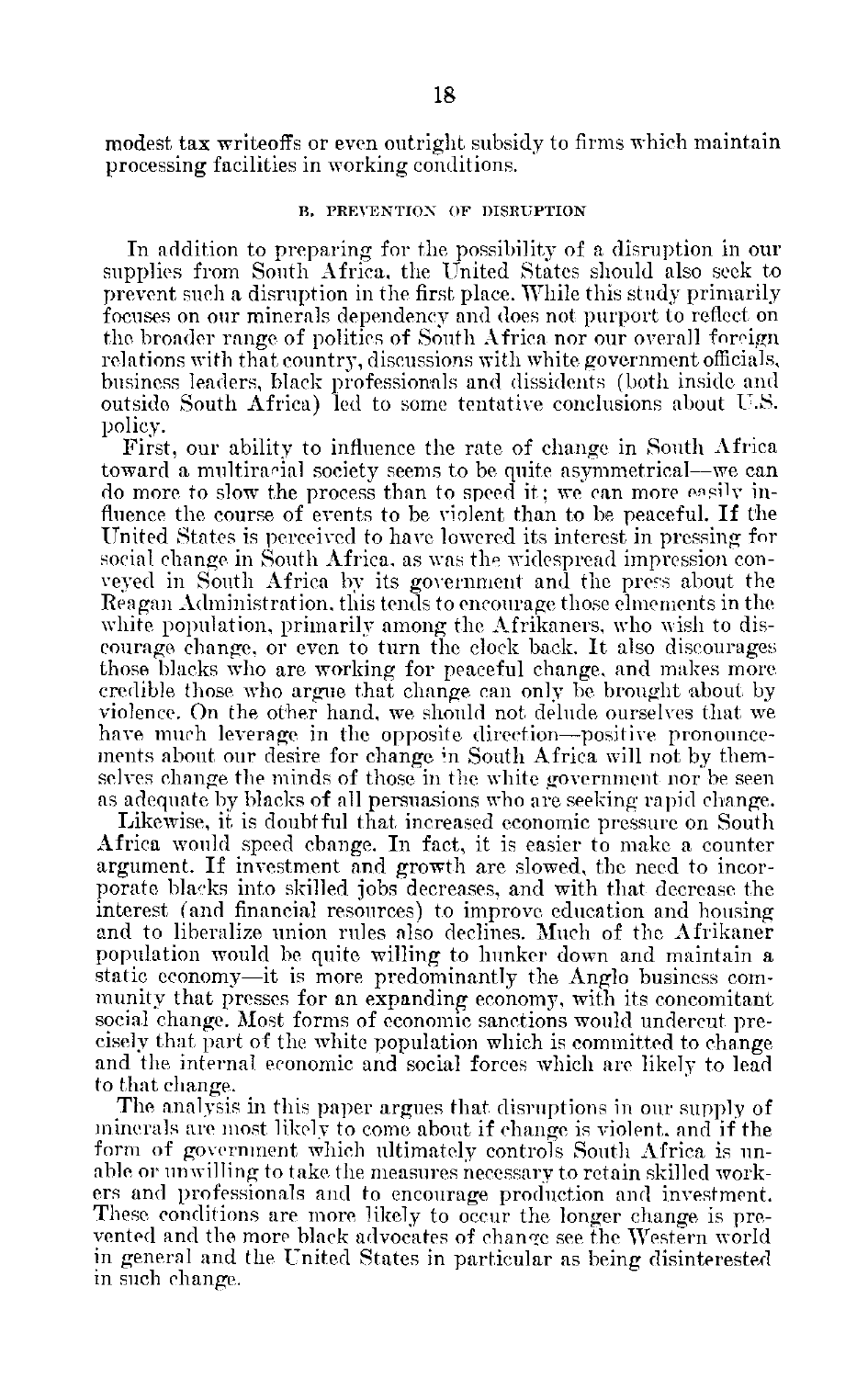modest tax writeoffs or even outright subsidy to firms which maintain processing facilities in working conditions.

### B. PREVENTION OF DISRUPTION

In addition to preparing for the possibility of a disruption in our supplies from South Africa, the United States should also seek to prevent such a disruption in the first place. While this study primarily focuses on our minerals dependency and does not purport to reflect on the broader range of politics of South Africa nor our overall foreign relations with that country, discussions with white government officials, business leaders, black professionals and dissidents (both inside and outside South Africa) led to some tentative conclusions about U.S. policy.

First, our ability to influence the rate of change in South Africa toward a multiracial society seems to be quite asymmetrical—we can do more to slow the process than to speed it; we can more easily influence the course of events to be violent than to be peaceful. If the United States is perceived to have lowered its interest in pressing for social change in South Africa, as was the widespread impression conveyed in South Africa by its government and the press about the Reagan Administration, this tends to encourage those elmements in the white population, primarily among the Afrikaners, who wish to discourage change, or even to turn the clock back. It also discourages those blacks who are working for peaceful change, and makes more credible those who argue that change can only be brought about by violence. On the other hand, we should not delude ourselves that we have much leverage in the opposite direction—positive pronouncements about our desire for change in South Africa will not by themselves change the minds of those in the white government nor be seen as adequate by blacks of all persuasions who are seeking rapid change.

Likewise, it is doubtful that increased economic pressure on South Africa would speed change. In fact, it is easier to make a counter argument. If investment and growth are slowed, the need to incorporate blacks into skilled jobs decreases, and with that decrease the interest (and financial resources) to improve education and housing and to liberalize union rules also declines. Much of the Afrikaner population would be quite willing to hunker down and maintain a static economy—it is more predominantly the Anglo business community that presses for an expanding economy, with its concomitant social change. Most forms of economic sanctions would undercut precisely that part of the white population which is committed to change and the internal economic and social forces which are likely to lead to that change.

The analysis in this paper argues that disruptions in our supply of minerals are most likely to come about if change is violent, and if the form of government which ultimately controls South Africa is unable or unwilling to take the measures necessary to retain skilled workers and professionals and to encourage production and investment. These conditions are more likely to occur the longer change is prevented and the more black advocates of change see the Western world in general and the United States in particular as being disinterested in such change.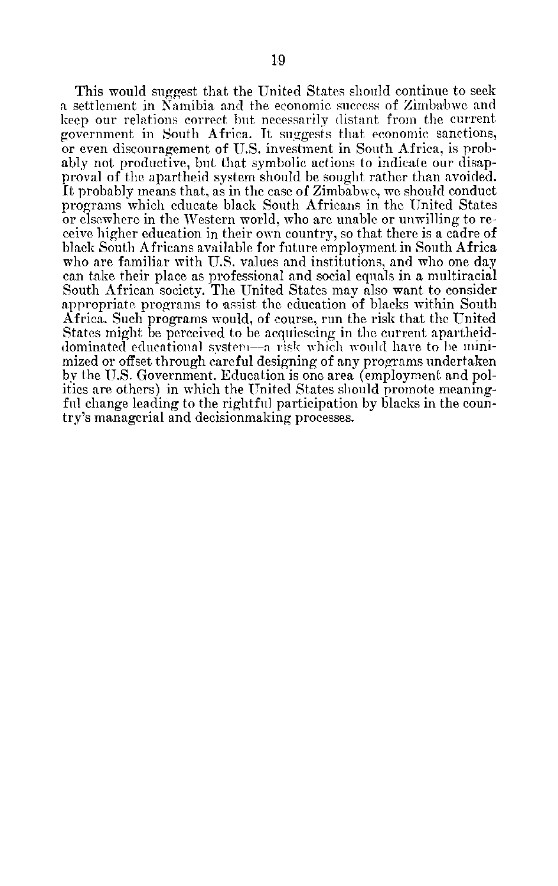This would suggest that the United States should continue to seek a settlement in Namibia and the economic success of Zimbabwe and keep our relations correct but necessarily distant from the current government in South Africa. It suggests that economic sanctions, or even discouragement of U.S. investment in South Africa, is probably not productive, but that symbolic actions to indicate our disapproval of the apartheid system should be sought rather than avoided. It probably means that, as in the case of Zimbabwe, we should conduct programs which educate black South Africans in the United States or elsewhere in the Western world, who are unable or unwilling to receive higher education in their own country, so that there is a cadre of black South Africans available for future employment in South Africa who are familiar with U.S. values and institutions, and who one day can take their place as professional and social equals in a multiracial South African society. The United States may also want to consider appropriate programs to assist the education of blacks within South Africa. Such programs would, of course, run the risk that the United States might be perceived to be acquiescing in the current apartheid-dominated educational system—a risk which would have to be minimized or offset through careful designing of any programs undertaken by the U.S. Government. Education is one area (employment and politics are others) in which the United States should promote meaningful change leading to the rightful participation by blacks in the country's managerial and decisionmaking processes.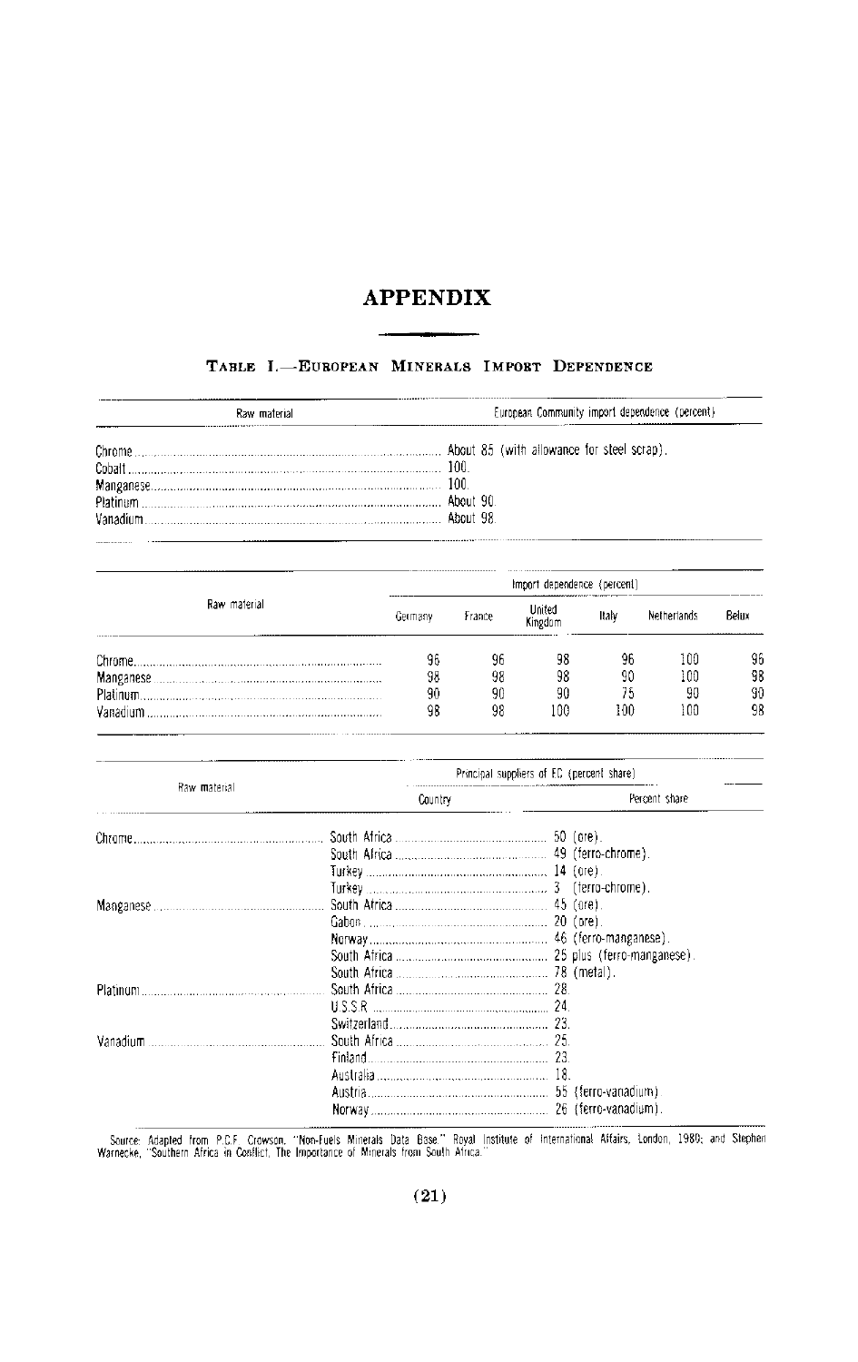# APPENDIX

## TABLE I.—EUROPEAN MINERALS IMPORT DEPENDENCE

| Raw material | European Community import dependence (percent) |
|---|---|
| Chrome | About 85 (with allowance for steel scrap). |
| Cobalt | 100. |
| Manganese | 100. |
| Platinum | About 90. |
| Vanadium | About 98. |

| Raw material | Import dependence (percent) | | | | | |
|---|---|---|---|---|---|---|
| | Germany | France | United Kingdom | Italy | Netherlands | Belux |
| Chrome | 96 | 96 | 98 | 96 | 100 | 96 |
| Manganese | 98 | 98 | 98 | 90 | 100 | 98 |
| Platinum | 90 | 90 | 90 | 75 | 90 | 90 |
| Vanadium | 98 | 98 | 100 | 100 | 100 | 98 |

| Raw material | Principal suppliers of EC (percent share) | |
|---|---|---|
| | Country | Percent share |
| Chrome | South Africa | 50 (ore). |
| | South Africa | 49 (ferro-chrome). |
| | Turkey | 14 (ore). |
| | Turkey | 3 (ferro-chrome). |
| Manganese | South Africa | 45 (ore). |
| | Gabon | 20 (ore). |
| | Norway | 46 (ferro-manganese). |
| | South Africa | 25 plus (ferro-manganese). |
| | South Africa | 78 (metal). |
| Platinum | South Africa | 28. |
| | U.S.S.R. | 24. |
| | Switzerland | 23. |
| Vanadium | South Africa | 25. |
| | Finland | 23. |
| | Australia | 18. |
| | Austria | 55 (ferro-vanadium). |
| | Norway | 26 (ferro-vanadium). |

Source: Adapted from P.C.F. Crowson, "Non-Fuels Minerals Data Base." Royal Institute of International Affairs, London, 1980; and Stephen Warnecke, "Southern Africa in Conflict, The Importance of Minerals from South Africa."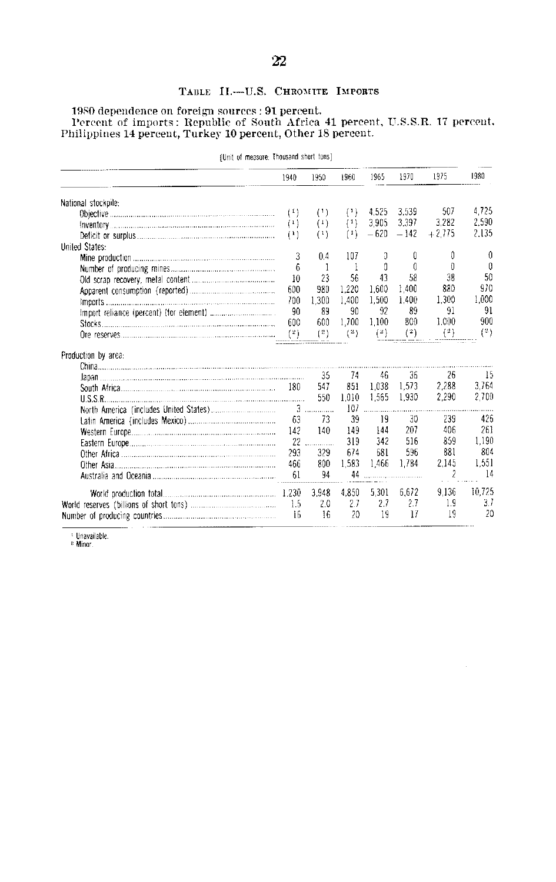# TABLE II.—U.S. CHROMITE IMPORTS

**1980 dependence on foreign sources: 91 percent.**

**Percent of imports: Republic of South Africa 41 percent, U.S.S.R. 17 percent, Philippines 14 percent, Turkey 10 percent, Other 18 percent.**

[Unit of measure: Thousand short tons]

| | 1940 | 1950 | 1960 | 1965 | 1970 | 1975 | 1980 |
|---|---|---|---|---|---|---|---|
| National stockpile: | | | | | | | |
| Objective | (1) | (1) | (1) | 4,525 | 3,539 | 507 | 4,725 |
| Inventory | (1) | (1) | (1) | 3,905 | 3,397 | 3,282 | 2,590 |
| Deficit or surplus | (1) | (1) | (1) | −620 | −142 | +2,775 | 2,135 |
| United States: | | | | | | | |
| Mine production | 3 | 0.4 | 107 | 0 | 0 | 0 | 0 |
| Number of producing mines | 6 | 1 | 1 | 0 | 0 | 0 | 0 |
| Old scrap recovery, metal content | 10 | 23 | 56 | 43 | 58 | 38 | 50 |
| Apparent consumption (reported) | 600 | 980 | 1,220 | 1,600 | 1,400 | 880 | 970 |
| Imports | 700 | 1,300 | 1,400 | 1,500 | 1,400 | 1,300 | 1,000 |
| Import reliance (percent) (for element) | 90 | 89 | 90 | 92 | 89 | 91 | 91 |
| Stocks | 600 | 600 | 1,700 | 1,100 | 800 | 1,000 | 900 |
| Ore reserves | (2) | (2) | (2) | (2) | (2) | (2) | (2) |
| Production by area: | | | | | | | |
| China | | | | | | | |
| Japan | | 35 | 74 | 46 | 36 | 26 | 15 |
| South Africa | 180 | 547 | 851 | 1,038 | 1,573 | 2,288 | 3,764 |
| U.S.S.R. | | 550 | 1,010 | 1,565 | 1,930 | 2,290 | 2,700 |
| North America (includes United States) | 3 | | 107 | | | | |
| Latin America (includes Mexico) | 63 | 73 | 39 | 19 | 30 | 239 | 426 |
| Western Europe | 142 | 140 | 149 | 144 | 207 | 406 | 261 |
| Eastern Europe | 22 | | 319 | 342 | 516 | 859 | 1,190 |
| Other Africa | 293 | 329 | 674 | 681 | 596 | 881 | 804 |
| Other Asia | 466 | 800 | 1,583 | 1,466 | 1,784 | 2,145 | 1,551 |
| Australia and Oceania | 61 | 94 | 44 | | | 2 | 14 |
| World production total | 1,230 | 3,948 | 4,850 | 5,301 | 6,672 | 9,136 | 10,725 |
| World reserves (billions of short tons) | 1.5 | 2.0 | 2.7 | 2.7 | 2.7 | 1.9 | 3.7 |
| Number of producing countries | 16 | 16 | 20 | 19 | 17 | 19 | 20 |

[1] Unavailable.
[2] Minor.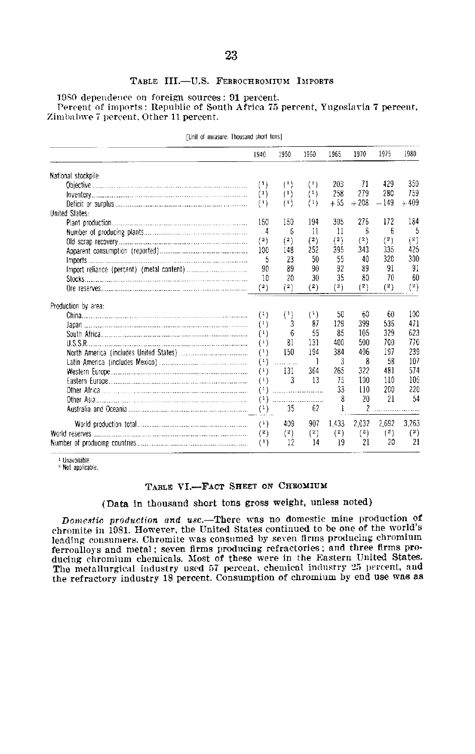### Table III.—U.S. Ferrochromium Imports

1980 dependence on foreign sources: 91 percent.

Percent of imports: Republic of South Africa 75 percent, Yugoslavia 7 percent, Zimbabwe 7 percent, Other 11 percent.

[Unit of measure: Thousand short tons]

| | 1940 | 1950 | 1960 | 1965 | 1970 | 1975 | 1980 |
|---|---|---|---|---|---|---|---|
| National stockpile: | | | | | | | |
| Objective | (1) | (1) | (1) | 203 | 71 | 429 | 350 |
| Inventory | (1) | (1) | (1) | 258 | 279 | 280 | 759 |
| Deficit or surplus | (1) | (1) | (1) | +55 | +208 | −149 | +409 |
| United States: | | | | | | | |
| Plant production | 160 | 150 | 194 | 305 | 276 | 172 | 184 |
| Number of producing plants | 4 | 6 | 11 | 11 | 6 | 6 | 5 |
| Old scrap recovery | (2) | (2) | (2) | (2) | (2) | (2) | (2) |
| Apparent consumption (reported) | 100 | 148 | 252 | 395 | 343 | 335 | 425 |
| Imports | 5 | 23 | 50 | 55 | 40 | 320 | 300 |
| Import reliance (percent) (metal content) | 90 | 89 | 90 | 92 | 89 | 91 | 91 |
| Stocks | 10 | 20 | 30 | 35 | 80 | 70 | 60 |
| Ore reserves | (2) | (2) | (2) | (2) | (2) | (2) | (2) |
| Production by area: | | | | | | | |
| China | (1) | (1) | (1) | 50 | 60 | 60 | 100 |
| Japan | (1) | 3 | 87 | 129 | 399 | 536 | 471 |
| South Africa | (1) | 6 | 55 | 85 | 105 | 329 | 623 |
| U.S.S.R. | (1) | 81 | 131 | 400 | 500 | 700 | 770 |
| North America (includes United States) | (1) | 150 | 194 | 384 | 406 | 197 | 239 |
| Latin America (includes Mexico) | (1) | ..... | 1 | 3 | 8 | 58 | 107 |
| Western Europe | (1) | 131 | 364 | 265 | 322 | 481 | 574 |
| Eastern Europe | (1) | 3 | 13 | 75 | 100 | 110 | 105 |
| Other Africa | (1) | ..... | ..... | 33 | 110 | 200 | 220 |
| Other Asia | (1) | ..... | ..... | 8 | 20 | 21 | 54 |
| Australia and Oceania | (1) | 35 | 62 | 1 | 2 | ..... | ..... |
| World production total | (1) | 409 | 907 | 1,433 | 2,032 | 2,692 | 3,263 |
| World reserves | (2) | (2) | (2) | (2) | (2) | (2) | (2) |
| Number of producing countries | (1) | 12 | 14 | 19 | 21 | 20 | 21 |

[1] Unavailable.
[2] Not applicable.

### Table VI.—Fact Sheet on Chromium

(Data in thousand short tons gross weight, unless noted)

*Domestic production and use.*—There was no domestic mine production of chromite in 1981. However, the United States continued to be one of the world's leading consumers. Chromite was consumed by seven firms producing chromium ferroalloys and metal; seven firms producing refractories; and three firms producing chromium chemicals. Most of these were in the Eastern United States. The metallurgical industry used 57 percent, chemical industry 25 percent, and the refractory industry 18 percent. Consumption of chromium by end use was as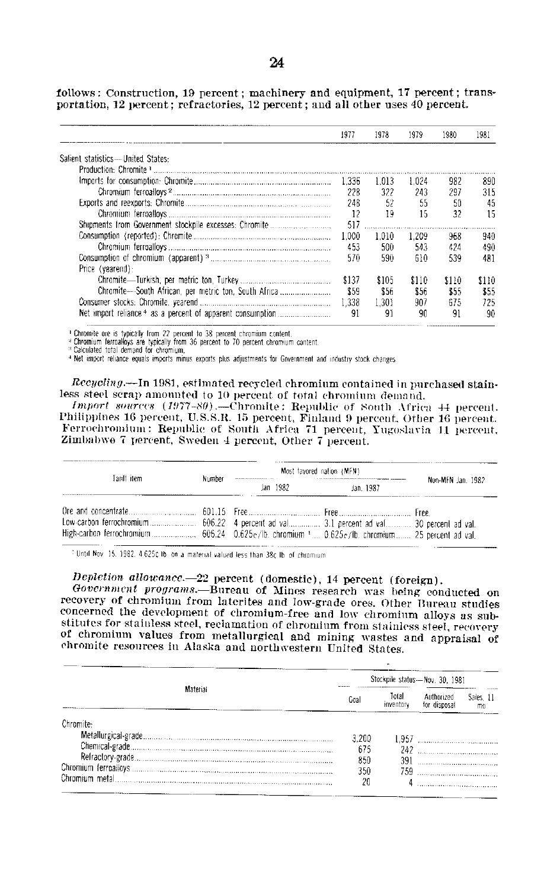follows: Construction, 19 percent; machinery and equipment, 17 percent; transportation, 12 percent; refractories, 12 percent; and all other uses 40 percent.

| | 1977 | 1978 | 1979 | 1980 | 1981 |
|---|---|---|---|---|---|
| Salient statistics—United States: | | | | | |
| Production: Chromite [1] | | | | | |
| Imports for consumption: Chromite | 1,336 | 1,013 | 1,024 | 982 | 890 |
| Chromium ferroalloys [2] | 228 | 322 | 243 | 297 | 315 |
| Exports and reexports: Chromite | 248 | 52 | 55 | 50 | 45 |
| Chromium ferroalloys | 12 | 19 | 15 | 32 | 15 |
| Shipments from Government stockpile excesses: Chromite | 517 | | | | |
| Consumption (reported): Chromite | 1,000 | 1,010 | 1,209 | 968 | 940 |
| Chromium ferroalloys | 453 | 500 | 543 | 424 | 490 |
| Consumption of chromium (apparent) [3] | 570 | 590 | 610 | 539 | 481 |
| Price (yearend): | | | | | |
| Chromite—Turkish, per metric ton, Turkey | $137 | $105 | $110 | $110 | $110 |
| Chromite—South African, per metric ton, South Africa | $59 | $56 | $56 | $55 | $55 |
| Consumer stocks: Chromite, yearend | 1,338 | 1,301 | 907 | 675 | 725 |
| Net import reliance [4] as a percent of apparent consumption | 91 | 91 | 90 | 91 | 90 |

[1] Chromite ore is typically from 22 percent to 38 percent chromium content.
[2] Chromium ferroalloys are typically from 36 percent to 70 percent chromium content.
[3] Calculated total demand for chromium.
[4] Net import reliance equals imports minus exports plus adjustments for Government and industry stock changes.

*Recycling.*—In 1981, estimated recycled chromium contained in purchased stainless steel scrap amounted to 10 percent of total chromium demand.

*Import sources (1977–80).*—Chromite: Republic of South Africa 44 percent, Philippines 16 percent, U.S.S.R. 15 percent, Finland 9 percent, Other 16 percent. Ferrochromium: Republic of South Africa 71 percent, Yugoslavia 11 percent, Zimbabwe 7 percent, Sweden 4 percent, Other 7 percent.

| Tariff item | Number | Most favored nation (MFN) | | Non-MFN Jan. 1982 |
|---|---|---|---|---|
| | | Jan. 1982 | Jan. 1987 | |
| Ore and concentrate | 601.15 | Free | Free | Free. |
| Low-carbon ferrochromium | 606.22 | 4 percent ad val | 3.1 percent ad val | 30 percent ad val. |
| High-carbon ferrochromium | 606.24 | 0.625¢/lb. chromium [1] | 0.625¢/lb. chromium | 25 percent ad val. |

[1] Until Nov. 15, 1982, 4.625¢ lb. on a material valued less than 38¢ lb. of chromium.

*Depletion allowance.*—22 percent (domestic), 14 percent (foreign).

*Government programs.*—Bureau of Mines research was being conducted on recovery of chromium from laterites and low-grade ores. Other Bureau studies concerned the development of chromium-free and low chromium alloys as substitutes for stainless steel, reclamation of chromium from stainless steel, recovery of chromium values from metallurgical and mining wastes and appraisal of chromite resources in Alaska and northwestern United States.

| Material | Stockpile status—Nov. 30, 1981 | | | |
|---|---|---|---|---|
| | Goal | Total inventory | Authorized for disposal | Sales, 11 mo |
| Chromite: | | | | |
| Metallurgical-grade | 3,200 | 1,957 | | |
| Chemical-grade | 675 | 242 | | |
| Refractory-grade | 850 | 391 | | |
| Chromium ferroalloys | 350 | 759 | | |
| Chromium metal | 20 | 4 | | |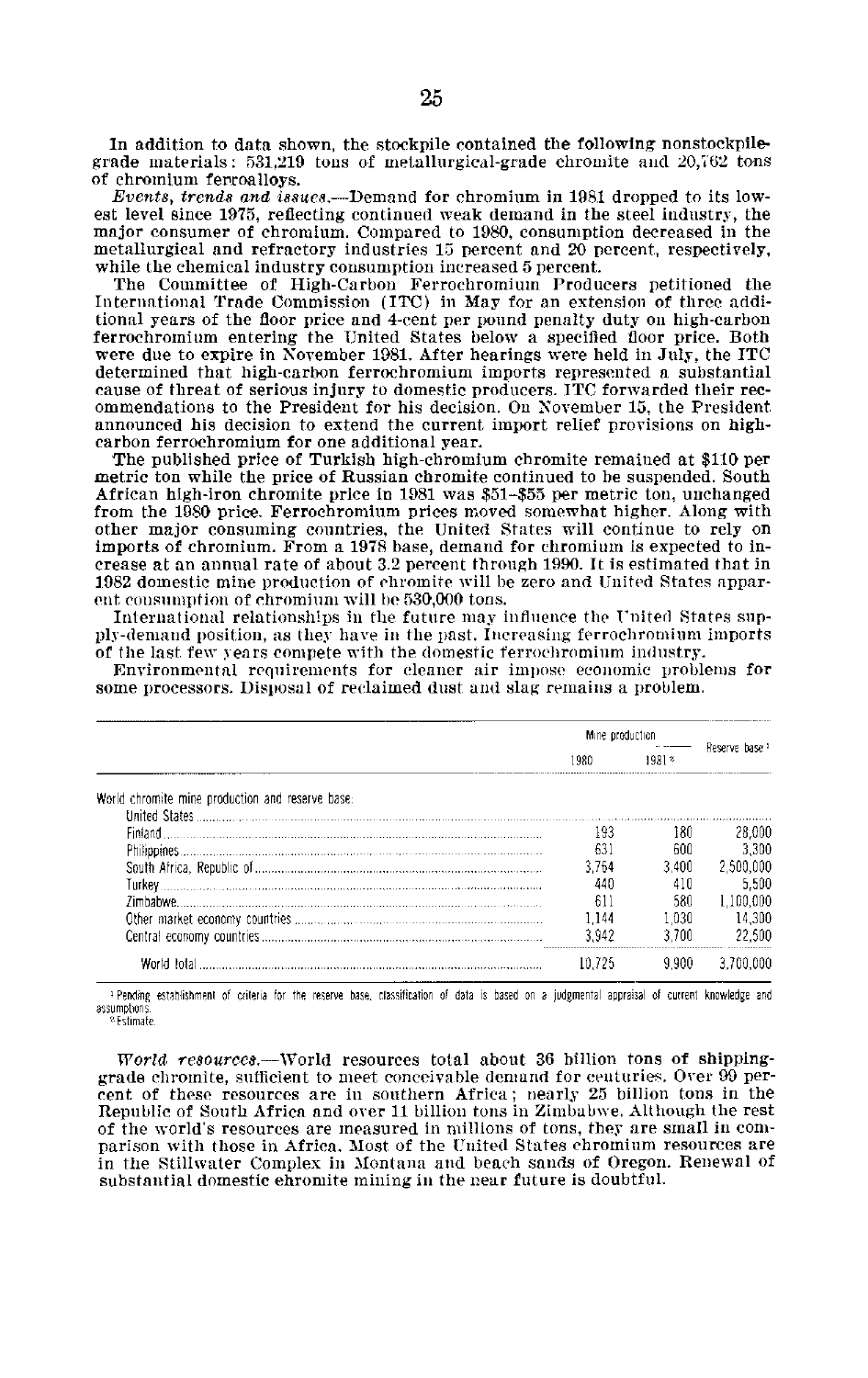In addition to data shown, the stockpile contained the following nonstockpile-grade materials: 531,219 tons of metallurgical-grade chromite and 20,762 tons of chromium ferroalloys.

*Events, trends and issues.*—Demand for chromium in 1981 dropped to its lowest level since 1975, reflecting continued weak demand in the steel industry, the major consumer of chromium. Compared to 1980, consumption decreased in the metallurgical and refractory industries 15 percent and 20 percent, respectively, while the chemical industry consumption increased 5 percent.

The Committee of High-Carbon Ferrochromium Producers petitioned the International Trade Commission (ITC) in May for an extension of three additional years of the floor price and 4-cent per pound penalty duty on high-carbon ferrochromium entering the United States below a specified floor price. Both were due to expire in November 1981. After hearings were held in July, the ITC determined that high-carbon ferrochromium imports represented a substantial cause of threat of serious injury to domestic producers. ITC forwarded their recommendations to the President for his decision. On November 15, the President announced his decision to extend the current import relief provisions on high-carbon ferrochromium for one additional year.

The published price of Turkish high-chromium chromite remained at $110 per metric ton while the price of Russian chromite continued to be suspended. South African high-iron chromite price in 1981 was $51–$55 per metric ton, unchanged from the 1980 price. Ferrochromium prices moved somewhat higher. Along with other major consuming countries, the United States will continue to rely on imports of chromium. From a 1978 base, demand for chromium is expected to increase at an annual rate of about 3.2 percent through 1990. It is estimated that in 1982 domestic mine production of chromite will be zero and United States apparent consumption of chromium will be 530,000 tons.

International relationships in the future may influence the United States supply-demand position, as they have in the past. Increasing ferrochromium imports of the last few years compete with the domestic ferrochromium industry.

Environmental requirements for cleaner air impose economic problems for some processors. Disposal of reclaimed dust and slag remains a problem.

| | Mine production | | Reserve base[1] |
|---|---|---|---|
| | 1980 | 1981[e] | |
| World chromite mine production and reserve base: | | | |
| United States | | | |
| Finland | 193 | 180 | 28,000 |
| Philippines | 631 | 600 | 3,300 |
| South Africa, Republic of | 3,764 | 3,400 | 2,500,000 |
| Turkey | 440 | 410 | 5,500 |
| Zimbabwe | 611 | 580 | 1,100,000 |
| Other market economy countries | 1,144 | 1,030 | 14,300 |
| Central economy countries | 3,942 | 3,700 | 22,500 |
| World total | 10,725 | 9,900 | 3,700,000 |

[1] Pending establishment of criteria for the reserve base, classification of data is based on a judgmental appraisal of current knowledge and assumptions.
[e] Estimate.

*World resources.*—World resources total about 36 billion tons of shipping-grade chromite, sufficient to meet conceivable demand for centuries. Over 90 percent of these resources are in southern Africa; nearly 25 billion tons in the Republic of South Africa and over 11 billion tons in Zimbabwe. Although the rest of the world's resources are measured in millions of tons, they are small in comparison with those in Africa. Most of the United States chromium resources are in the Stillwater Complex in Montana and beach sands of Oregon. Renewal of substantial domestic chromite mining in the near future is doubtful.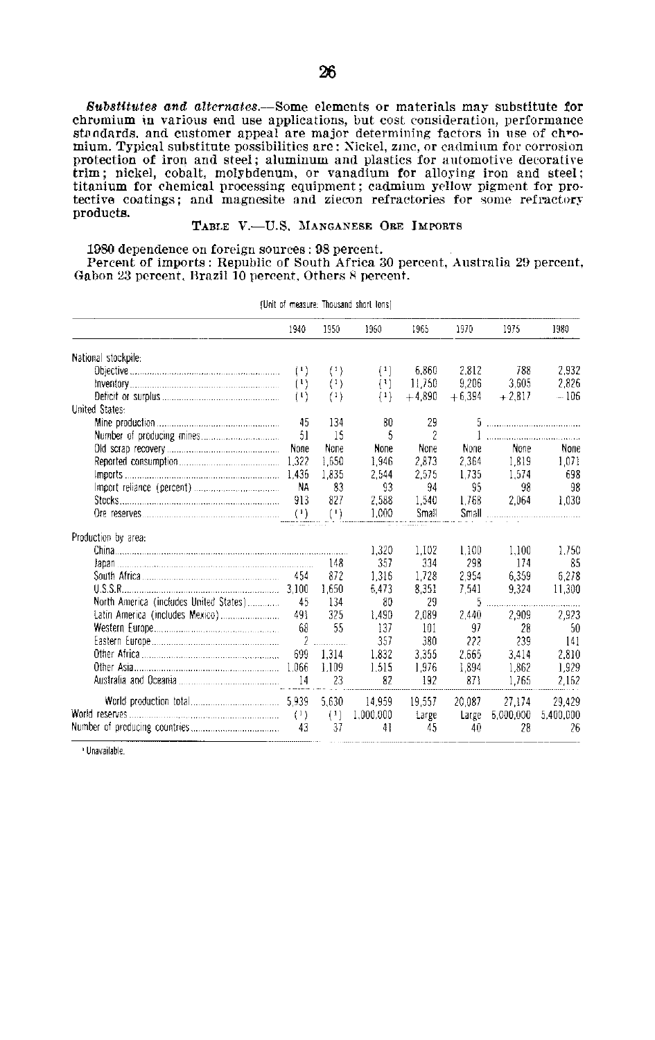***Substitutes and alternates.***—Some elements or materials may substitute for chromium in various end use applications, but cost consideration, performance standards, and customer appeal are major determining factors in use of chromium. Typical substitute possibilities are: Nickel, zinc, or cadmium for corrosion protection of iron and steel; aluminum and plastics for automotive decorative trim; nickel, cobalt, molybdenum, or vanadium for alloying iron and steel; titanium for chemical processing equipment; cadmium yellow pigment for protective coatings; and magnesite and zircon refractories for some refractory products.

### TABLE V.—U.S. MANGANESE ORE IMPORTS

1980 dependence on foreign sources: 98 percent.

Percent of imports: Republic of South Africa 30 percent, Australia 29 percent, Gabon 23 percent, Brazil 10 percent, Others 8 percent.

[Unit of measure: Thousand short tons]

| | 1940 | 1950 | 1960 | 1965 | 1970 | 1975 | 1980 |
|---|---|---|---|---|---|---|---|
| National stockpile: | | | | | | | |
| Objective | (1) | (1) | (1) | 6,860 | 2,812 | 788 | 2,932 |
| Inventory | (1) | (1) | (1) | 11,750 | 9,206 | 3,605 | 2,826 |
| Deficit or surplus | (1) | (1) | (1) | +4,890 | +6,394 | +2,817 | −106 |
| United States: | | | | | | | |
| Mine production | 45 | 134 | 80 | 29 | 5 | | |
| Number of producing mines | 51 | 15 | 5 | 2 | 1 | | |
| Old scrap recovery | None | None | None | None | None | None | None |
| Reported consumption | 1,322 | 1,650 | 1,946 | 2,873 | 2,364 | 1,819 | 1,071 |
| Imports | 1,436 | 1,835 | 2,544 | 2,575 | 1,735 | 1,574 | 698 |
| Import reliance (percent) | NA | 83 | 93 | 94 | 95 | 98 | 98 |
| Stocks | 913 | 827 | 2,588 | 1,540 | 1,768 | 2,064 | 1,030 |
| Ore reserves | (1) | (1) | 1,000 | Small | Small | | |
| Production by area: | | | | | | | |
| China | | | 1,320 | 1,102 | 1,100 | 1,100 | 1,750 |
| Japan | | 148 | 357 | 334 | 298 | 174 | 85 |
| South Africa | 454 | 872 | 1,316 | 1,728 | 2,954 | 6,359 | 6,278 |
| U.S.S.R. | 3,100 | 1,650 | 6,473 | 8,351 | 7,541 | 9,324 | 11,300 |
| North America (includes United States) | 45 | 134 | 80 | 29 | 5 | | |
| Latin America (includes Mexico) | 491 | 325 | 1,490 | 2,089 | 2,440 | 2,909 | 2,923 |
| Western Europe | 68 | 55 | 137 | 101 | 97 | 28 | 50 |
| Eastern Europe | 2 | | 357 | 380 | 222 | 239 | 141 |
| Other Africa | 699 | 1,314 | 1,832 | 3,355 | 2,665 | 3,414 | 2,810 |
| Other Asia | 1,066 | 1,109 | 1,515 | 1,976 | 1,894 | 1,862 | 1,929 |
| Australia and Oceania | 14 | 23 | 82 | 192 | 871 | 1,765 | 2,162 |
| World production total | 5,939 | 5,630 | 14,959 | 19,557 | 20,087 | 27,174 | 29,429 |
| World reserves | (1) | (1) | 1,000,000 | Large | Large | 5,000,000 | 5,400,000 |
| Number of producing countries | 43 | 37 | 41 | 45 | 40 | 28 | 26 |

[1] Unavailable.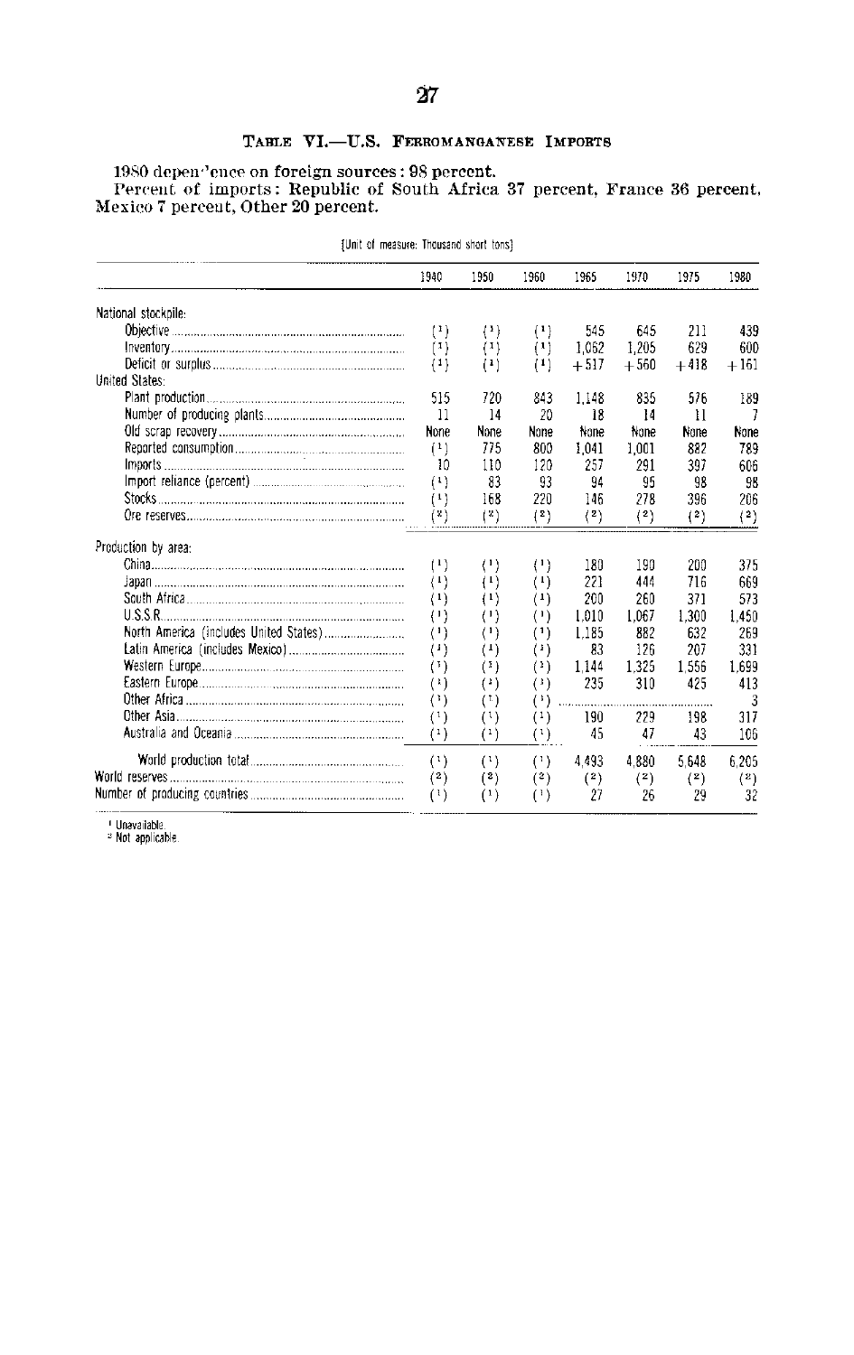### TABLE VI.—U.S. FERROMANGANESE IMPORTS

1980 dependence on foreign sources: 98 percent.
Percent of imports: Republic of South Africa 37 percent, France 36 percent, Mexico 7 percent, Other 20 percent.

[Unit of measure: Thousand short tons]

| | 1940 | 1950 | 1960 | 1965 | 1970 | 1975 | 1980 |
|---|---|---|---|---|---|---|---|
| National stockpile: | | | | | | | |
| Objective | (1) | (1) | (1) | 545 | 645 | 211 | 439 |
| Inventory | (1) | (1) | (1) | 1,062 | 1,205 | 629 | 600 |
| Deficit or surplus | (1) | (1) | (1) | +517 | +560 | +418 | +161 |
| United States: | | | | | | | |
| Plant production | 515 | 720 | 843 | 1,148 | 835 | 576 | 189 |
| Number of producing plants | 11 | 14 | 20 | 18 | 14 | 11 | 7 |
| Old scrap recovery | None | None | None | None | None | None | None |
| Reported consumption | (1) | 775 | 800 | 1,041 | 1,001 | 882 | 789 |
| Imports | 10 | 110 | 120 | 257 | 291 | 397 | 606 |
| Import reliance (percent) | (1) | 83 | 93 | 94 | 95 | 98 | 98 |
| Stocks | (1) | 168 | 220 | 146 | 278 | 396 | 206 |
| Ore reserves | (2) | (2) | (2) | (2) | (2) | (2) | (2) |
| Production by area: | | | | | | | |
| China | (1) | (1) | (1) | 180 | 190 | 200 | 375 |
| Japan | (1) | (1) | (1) | 221 | 444 | 716 | 669 |
| South Africa | (1) | (1) | (1) | 200 | 260 | 371 | 573 |
| U.S.S.R. | (1) | (1) | (1) | 1,010 | 1,067 | 1,300 | 1,450 |
| North America (includes United States) | (1) | (1) | (1) | 1,185 | 882 | 632 | 269 |
| Latin America (includes Mexico) | (1) | (1) | (1) | 83 | 126 | 207 | 331 |
| Western Europe | (1) | (1) | (1) | 1,144 | 1,325 | 1,556 | 1,699 |
| Eastern Europe | (1) | (1) | (1) | 235 | 310 | 425 | 413 |
| Other Africa | (1) | (1) | (1) | | | | 3 |
| Other Asia | (1) | (1) | (1) | 190 | 229 | 198 | 317 |
| Australia and Oceania | (1) | (1) | (1) | 45 | 47 | 43 | 106 |
| World production total | (1) | (1) | (1) | 4,493 | 4,880 | 5,648 | 6,205 |
| World reserves | (2) | (2) | (2) | (2) | (2) | (2) | (2) |
| Number of producing countries | (1) | (1) | (1) | 27 | 26 | 29 | 32 |

[1] Unavailable.
[2] Not applicable.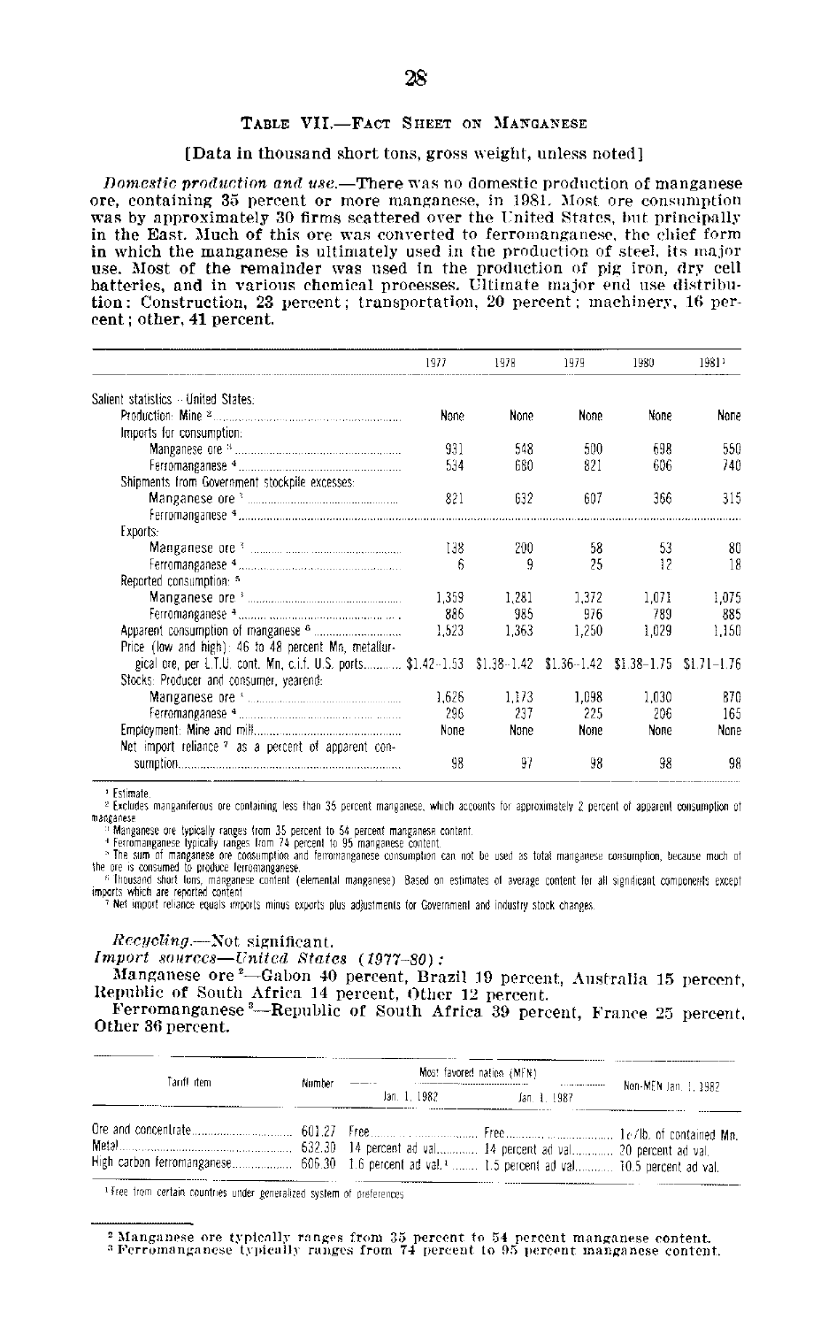### TABLE VII.—FACT SHEET ON MANGANESE

[Data in thousand short tons, gross weight, unless noted]

*Domestic production and use.*—There was no domestic production of manganese ore, containing 35 percent or more manganese, in 1981. Most ore consumption was by approximately 30 firms scattered over the United States, but principally in the East. Much of this ore was converted to ferromanganese, the chief form in which the manganese is ultimately used in the production of steel, its major use. Most of the remainder was used in the production of pig iron, dry cell batteries, and in various chemical processes. Ultimate major end use distribution: Construction, 23 percent; transportation, 20 percent; machinery, 16 percent; other, 41 percent.

| | 1977 | 1978 | 1979 | 1980 | 1981[1] |
|---|---|---|---|---|---|
| Salient statistics—United States: | | | | | |
| Production: Mine [2] | None | None | None | None | None |
| Imports for consumption: | | | | | |
| Manganese ore [3] | 931 | 548 | 500 | 698 | 550 |
| Ferromanganese [4] | 534 | 680 | 821 | 606 | 740 |
| Shipments from Government stockpile excesses: | | | | | |
| Manganese ore [3] | 821 | 632 | 607 | 366 | 315 |
| Ferromanganese [4] | | | | | |
| Exports: | | | | | |
| Manganese ore [3] | 138 | 200 | 58 | 53 | 80 |
| Ferromanganese [4] | 6 | 9 | 25 | 12 | 18 |
| Reported consumption: [5] | | | | | |
| Manganese ore [3] | 1,359 | 1,281 | 1,372 | 1,071 | 1,075 |
| Ferromanganese [4] | 886 | 985 | 976 | 789 | 885 |
| Apparent consumption of manganese [6] | 1,523 | 1,363 | 1,250 | 1,029 | 1,150 |
| Price (low and high): 46 to 48 percent Mn, metallurgical ore, per L.T.U. cont. Mn, c.i.f. U.S. ports | $1.42–1.53 | $1.38–1.42 | $1.36–1.42 | $1.38–1.75 | $1.71–1.76 |
| Stocks: Producer and consumer, yearend: | | | | | |
| Manganese ore [3] | 1,626 | 1,173 | 1,098 | 1,030 | 870 |
| Ferromanganese [4] | 296 | 237 | 225 | 206 | 165 |
| Employment: Mine and mill | None | None | None | None | None |
| Net import reliance [7] as a percent of apparent consumption | 98 | 97 | 98 | 98 | 98 |

[1] Estimate.
[2] Excludes manganiferous ore containing less than 35 percent manganese, which accounts for approximately 2 percent of apparent consumption of manganese.
[3] Manganese ore typically ranges from 35 percent to 54 percent manganese content.
[4] Ferromanganese typically ranges from 74 percent to 95 percent manganese content.
[5] The sum of manganese ore consumption and ferromanganese consumption can not be used as total manganese consumption, because much of the ore is consumed to produce ferromanganese.
[6] Thousand short tons, manganese content (elemental manganese). Based on estimates of average content for all significant components except imports which are reported content.
[7] Net import reliance equals imports minus exports plus adjustments for Government and industry stock changes.

*Recycling.*—Not significant.

*Import sources—United States (1977–80):*

Manganese ore [2]—Gabon 40 percent, Brazil 19 percent, Australia 15 percent, Republic of South Africa 14 percent, Other 12 percent.

Ferromanganese [3]—Republic of South Africa 39 percent, France 25 percent, Other 36 percent.

| Tariff item | Number | Most favored nation (MFN) Jan. 1, 1982 | Jan. 1, 1987 | Non-MFN Jan. 1, 1982 |
|---|---|---|---|---|
| Ore and concentrate | 601.27 | Free | Free | 1¢/lb. of contained Mn. |
| Metal | 632.30 | 14 percent ad val. | 14 percent ad val. | 20 percent ad val. |
| High carbon ferromanganese | 606.30 | 1.6 percent ad val.[1] | 1.5 percent ad val. | 10.5 percent ad val. |

[1] Free from certain countries under generalized system of preferences.

[2] Manganese ore typically ranges from 35 percent to 54 percent manganese content.
[3] Ferromanganese typically ranges from 74 percent to 95 percent manganese content.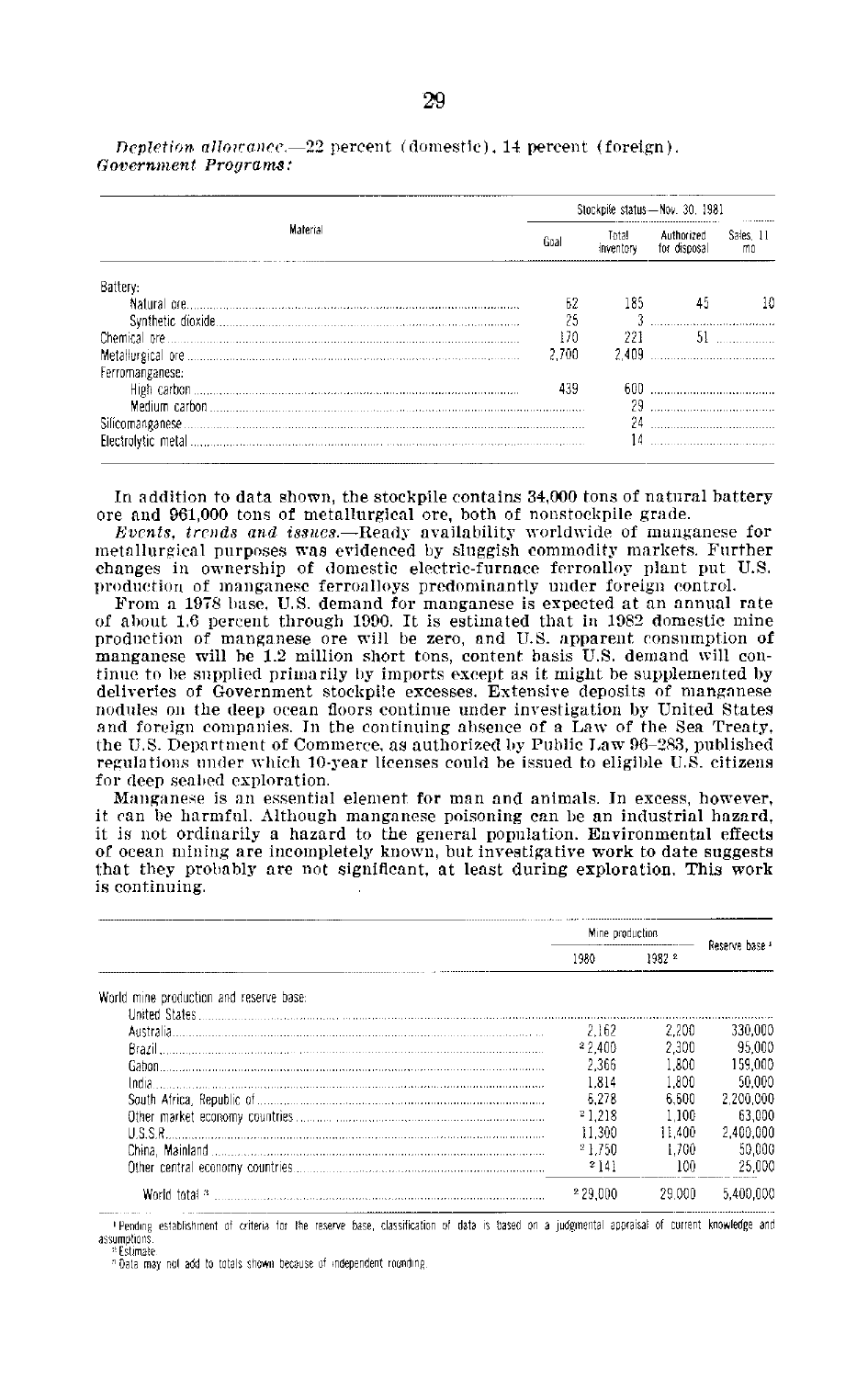*Depletion allowance*.—22 percent (domestic), 14 percent (foreign).
*Government Programs:*

| Material | Stockpile status—Nov. 30, 1981 | | | |
|---|---|---|---|---|
| | Goal | Total inventory | Authorized for disposal | Sales, 11 mo |
| Battery: | | | | |
| Natural ore | 52 | 185 | 45 | 10 |
| Synthetic dioxide | 25 | 3 | | |
| Chemical ore | 170 | 221 | 51 | |
| Metallurgical ore | 2,700 | 2,409 | | |
| Ferromanganese: | | | | |
| High carbon | 439 | 600 | | |
| Medium carbon | | 29 | | |
| Silicomanganese | | 24 | | |
| Electrolytic metal | | 14 | | |

In addition to data shown, the stockpile contains 34,000 tons of natural battery ore and 961,000 tons of metallurgical ore, both of nonstockpile grade.

*Events, trends and issues*.—Ready availability worldwide of manganese for metallurgical purposes was evidenced by sluggish commodity markets. Further changes in ownership of domestic electric-furnace ferroalloy plant put U.S. production of manganese ferroalloys predominantly under foreign control.

From a 1978 base, U.S. demand for manganese is expected at an annual rate of about 1.6 percent through 1990. It is estimated that in 1982 domestic mine production of manganese ore will be zero, and U.S. apparent consumption of manganese will be 1.2 million short tons, content basis U.S. demand will continue to be supplied primarily by imports except as it might be supplemented by deliveries of Government stockpile excesses. Extensive deposits of manganese nodules on the deep ocean floors continue under investigation by United States and foreign companies. In the continuing absence of a Law of the Sea Treaty, the U.S. Department of Commerce, as authorized by Public Law 96–283, published regulations under which 10-year licenses could be issued to eligible U.S. citizens for deep seabed exploration.

Manganese is an essential element for man and animals. In excess, however, it can be harmful. Although manganese poisoning can be an industrial hazard, it is not ordinarily a hazard to the general population. Environmental effects of ocean mining are incompletely known, but investigative work to date suggests that they probably are not significant, at least during exploration. This work is continuing.

| | Mine production | | Reserve base [1] |
|---|---|---|---|
| | 1980 | 1982 [2] | |
| World mine production and reserve base: | | | |
| United States | | | |
| Australia | 2,162 | 2,200 | 330,000 |
| Brazil | [2] 2,400 | 2,300 | 95,000 |
| Gabon | 2,366 | 1,800 | 159,000 |
| India | 1,814 | 1,800 | 50,000 |
| South Africa, Republic of | 6,278 | 6,500 | 2,200,000 |
| Other market economy countries | [2] 1,218 | 1,100 | 63,000 |
| U.S.S.R. | 11,300 | 11,400 | 2,400,000 |
| China, Mainland | [2] 1,750 | 1,700 | 50,000 |
| Other central economy countries | [2] 141 | 100 | 25,000 |
| World total [3] | [2] 29,000 | 29,000 | 5,400,000 |

[1] Pending establishment of criteria for the reserve base, classification of data is based on a judgmental appraisal of current knowledge and assumptions.
[2] Estimate.
[3] Data may not add to totals shown because of independent rounding.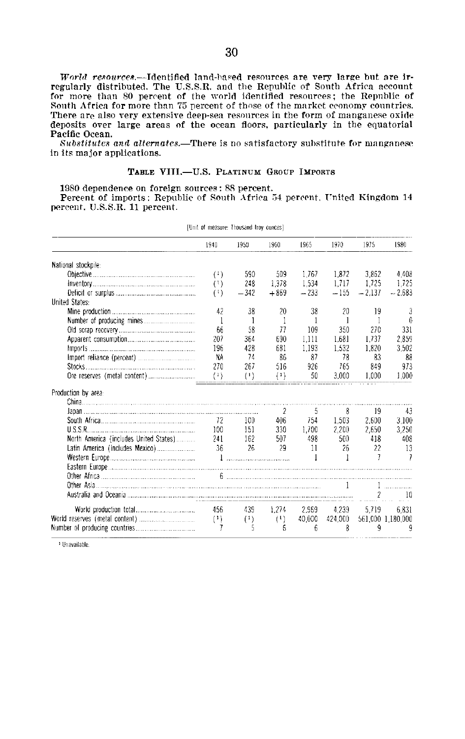*World resources.*—Identified land-based resources are very large but are irregularly distributed. The U.S.S.R. and the Republic of South Africa account for more than 80 percent of the world identified resources; the Republic of South Africa for more than 75 percent of those of the market economy countries. There are also very extensive deep-sea resources in the form of manganese oxide deposits over large areas of the ocean floors, particularly in the equatorial Pacific Ocean.

*Substitutes and alternates.*—There is no satisfactory substitute for manganese in its major applications.

### TABLE VIII.—U.S. PLATINUM GROUP IMPORTS

1980 dependence on foreign sources: 88 percent.

Percent of imports: Republic of South Africa 54 percent, United Kingdom 14 percent, U.S.S.R. 11 percent.

[Unit of measure: Thousand troy ounces]

| | 1940 | 1950 | 1960 | 1965 | 1970 | 1975 | 1980 |
|---|---|---|---|---|---|---|---|
| National stockpile: | | | | | | | |
| Objective | (1) | 590 | 509 | 1,767 | 1,872 | 3,862 | 4,408 |
| Inventory | (1) | 248 | 1,378 | 1,534 | 1,717 | 1,725 | 1,725 |
| Deficit or surplus | (1) | −342 | +869 | −233 | −155 | −2,137 | −2,683 |
| United States: | | | | | | | |
| Mine production | 42 | 38 | 20 | 38 | 20 | 19 | 3 |
| Number of producing mines | 1 | 1 | 1 | 1 | 1 | 1 | 0 |
| Old scrap recovery | 66 | 58 | 77 | 109 | 350 | 270 | 331 |
| Apparent consumption | 207 | 364 | 690 | 1,111 | 1,681 | 1,737 | 2,859 |
| Imports | 196 | 428 | 681 | 1,193 | 1,532 | 1,820 | 3,502 |
| Import reliance (percent) | NA | 74 | 86 | 87 | 78 | 83 | 88 |
| Stocks | 270 | 267 | 516 | 926 | 765 | 849 | 973 |
| Ore reserves (metal content) | (1) | (1) | (1) | 50 | 3,000 | 1,000 | 1,000 |
| Production by area: | | | | | | | |
| China | | | | | | | |
| Japan | | | 2 | 5 | 8 | 19 | 43 |
| South Africa | 72 | 100 | 406 | 754 | 1,503 | 2,600 | 3,100 |
| U.S.S.R. | 100 | 151 | 330 | 1,700 | 2,200 | 2,650 | 3,250 |
| North America (includes United States) | 241 | 162 | 507 | 498 | 500 | 418 | 408 |
| Latin America (includes Mexico) | 36 | 26 | 29 | 11 | 26 | 22 | 13 |
| Western Europe | 1 | | | 1 | 1 | 7 | 7 |
| Eastern Europe | | | | | | | |
| Other Africa | 6 | | | | | | |
| Other Asia | | | | | 1 | 1 | |
| Australia and Oceania | | | | | | 2 | 10 |
| World production total | 456 | 439 | 1,274 | 2,969 | 4,239 | 5,719 | 6,831 |
| World reserves (metal content) | (1) | (1) | (1) | 40,000 | 424,000 | 561,000 | 1,180,000 |
| Number of producing countries | 7 | 5 | 6 | 6 | 8 | 9 | 9 |

[1] Unavailable.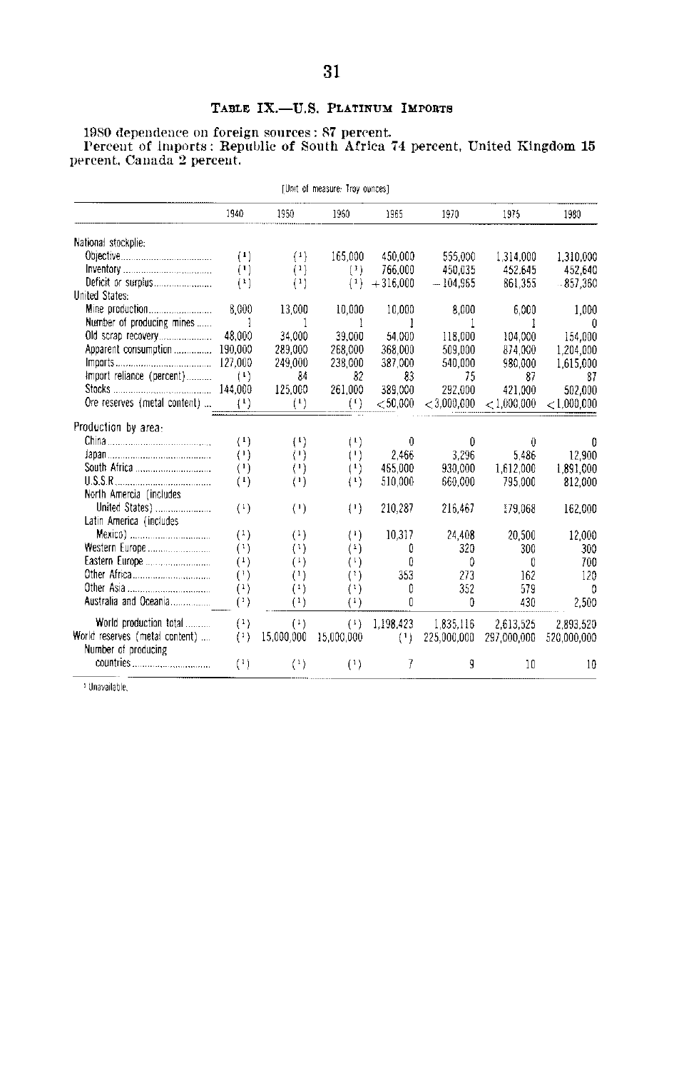## TABLE IX.—U.S. PLATINUM IMPORTS

1980 dependence on foreign sources: 87 percent.
Percent of imports: Republic of South Africa 74 percent, United Kingdom 15 percent, Canada 2 percent.

[Unit of measure: Troy ounces]

| | 1940 | 1950 | 1960 | 1965 | 1970 | 1975 | 1980 |
|---|---|---|---|---|---|---|---|
| National stockpile: | | | | | | | |
| Objective | (1) | (1) | 165,000 | 450,000 | 555,000 | 1,314,000 | 1,310,000 |
| Inventory | (1) | (1) | (1) | 766,000 | 450,035 | 452,645 | 452,640 |
| Deficit or surplus | (1) | (1) | (1) | +316,000 | −104,965 | 861,355 | −857,360 |
| United States: | | | | | | | |
| Mine production | 8,000 | 13,000 | 10,000 | 10,000 | 8,000 | 6,000 | 1,000 |
| Number of producing mines | 1 | 1 | 1 | 1 | 1 | 1 | 0 |
| Old scrap recovery | 48,000 | 34,000 | 39,000 | 54,000 | 118,000 | 104,000 | 154,000 |
| Apparent consumption | 190,000 | 289,000 | 268,000 | 368,000 | 509,000 | 874,000 | 1,204,000 |
| Imports | 127,000 | 249,000 | 238,000 | 387,000 | 540,000 | 980,000 | 1,615,000 |
| Import reliance (percent) | (1) | 84 | 82 | 83 | 75 | 87 | 87 |
| Stocks | 144,000 | 125,000 | 261,000 | 389,000 | 292,000 | 421,000 | 502,000 |
| Ore reserves (metal content) | (1) | (1) | (1) | <50,000 | <3,000,000 | <1,000,000 | <1,000,000 |
| Production by area: | | | | | | | |
| China | (1) | (1) | (1) | 0 | 0 | 0 | 0 |
| Japan | (1) | (1) | (1) | 2,466 | 3,296 | 5,486 | 12,900 |
| South Africa | (1) | (1) | (1) | 465,000 | 930,000 | 1,612,000 | 1,891,000 |
| U.S.S.R | (1) | (1) | (1) | 510,000 | 660,000 | 795,000 | 812,000 |
| North Amercia (includes United States) | (1) | (1) | (1) | 210,287 | 216,467 | 179,068 | 162,000 |
| Latin America (includes Mexico) | (1) | (1) | (1) | 10,317 | 24,408 | 20,500 | 12,000 |
| Western Europe | (1) | (1) | (1) | 0 | 320 | 300 | 300 |
| Eastern Europe | (1) | (1) | (1) | 0 | 0 | 0 | 700 |
| Other Africa | (1) | (1) | (1) | 353 | 273 | 162 | 120 |
| Other Asia | (1) | (1) | (1) | 0 | 352 | 579 | 0 |
| Australia and Oceania | (1) | (1) | (1) | 0 | 0 | 430 | 2,500 |
| World production total | (1) | (1) | (1) | 1,198,423 | 1,835,116 | 2,613,525 | 2,893,520 |
| World reserves (metal content) | (1) | 15,000,000 | 15,000,000 | (1) | 225,000,000 | 297,000,000 | 520,000,000 |
| Number of producing countries | (1) | (1) | (1) | 7 | 9 | 10 | 10 |

[1] Unavailable.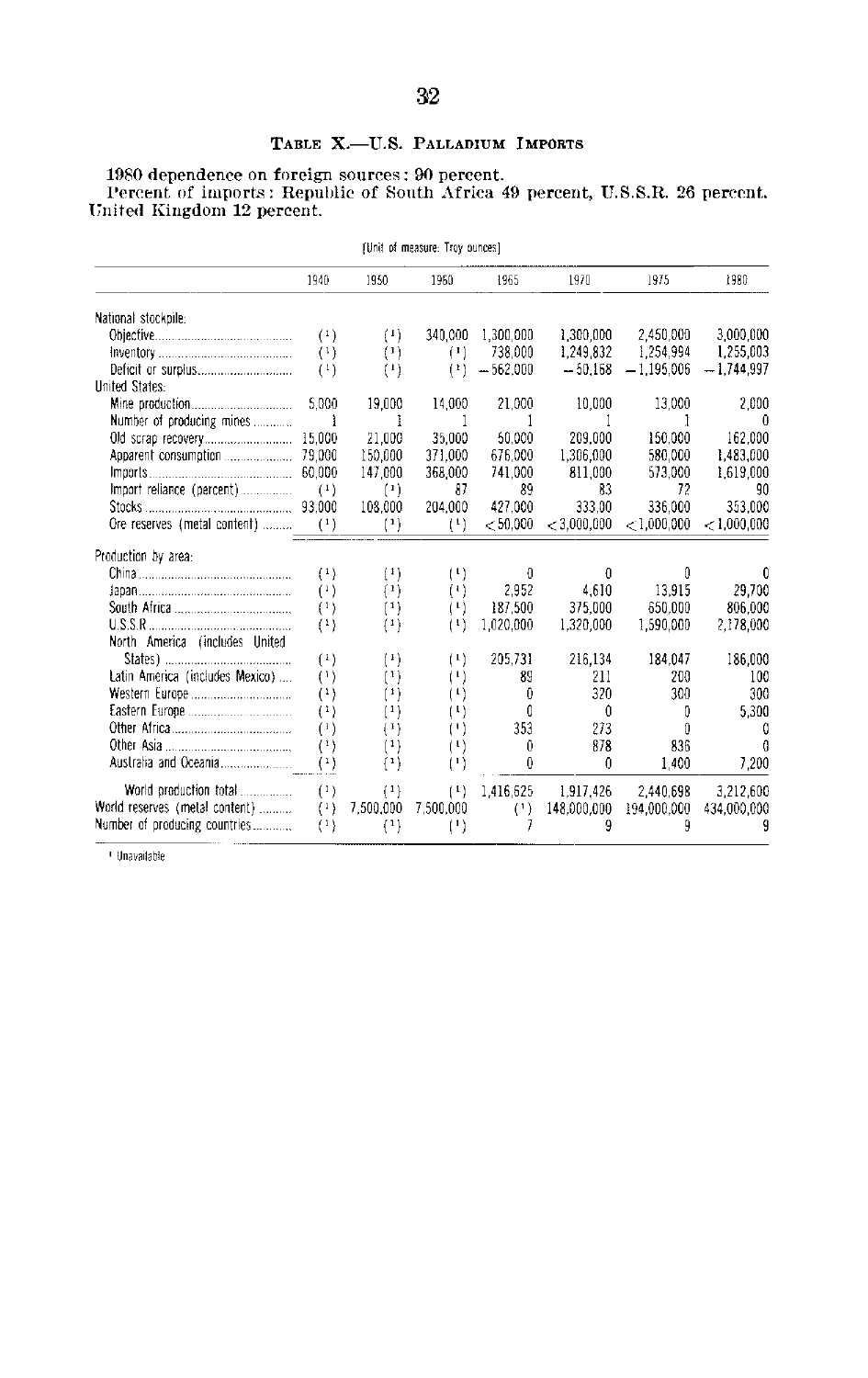## TABLE X.—U.S. PALLADIUM IMPORTS

**1980 dependence on foreign sources: 90 percent.**
**Percent of imports: Republic of South Africa 49 percent, U.S.S.R. 26 percent. United Kingdom 12 percent.**

[Unit of measure: Troy ounces]

| | 1940 | 1950 | 1960 | 1965 | 1970 | 1975 | 1980 |
|---|---|---|---|---|---|---|---|
| National stockpile: | | | | | | | |
| Objective | (1) | (1) | 340,000 | 1,300,000 | 1,300,000 | 2,450,000 | 3,000,000 |
| Inventory | (1) | (1) | (1) | 738,000 | 1,249,832 | 1,254,994 | 1,255,003 |
| Deficit or surplus | (1) | (1) | (1) | −562,000 | −50,168 | −1,195,006 | −1,744,997 |
| United States: | | | | | | | |
| Mine production | 5,000 | 19,000 | 14,000 | 21,000 | 10,000 | 13,000 | 2,000 |
| Number of producing mines | 1 | 1 | 1 | 1 | 1 | 1 | 0 |
| Old scrap recovery | 15,000 | 21,000 | 35,000 | 50,000 | 209,000 | 150,000 | 162,000 |
| Apparent consumption | 79,000 | 150,000 | 371,000 | 676,000 | 1,306,000 | 580,000 | 1,483,000 |
| Imports | 60,000 | 147,000 | 368,000 | 741,000 | 811,000 | 573,000 | 1,619,000 |
| Import reliance (percent) | (1) | (1) | 87 | 89 | 83 | 72 | 90 |
| Stocks | 93,000 | 108,000 | 204,000 | 427,000 | 333,00 | 336,000 | 353,000 |
| Ore reserves (metal content) | (1) | (1) | (1) | <50,000 | <3,000,000 | <1,000,000 | <1,000,000 |
| Production by area: | | | | | | | |
| China | (1) | (1) | (1) | 0 | 0 | 0 | 0 |
| Japan | (1) | (1) | (1) | 2,952 | 4,610 | 13,915 | 29,700 |
| South Africa | (1) | (1) | (1) | 187,500 | 375,000 | 650,000 | 806,000 |
| U.S.S.R. | (1) | (1) | (1) | 1,020,000 | 1,320,000 | 1,590,000 | 2,178,000 |
| North America (includes United States) | (1) | (1) | (1) | 205,731 | 216,134 | 184,047 | 186,000 |
| Latin America (includes Mexico) | (1) | (1) | (1) | 89 | 211 | 200 | 100 |
| Western Europe | (1) | (1) | (1) | 0 | 320 | 300 | 300 |
| Eastern Europe | (1) | (1) | (1) | 0 | 0 | 0 | 5,300 |
| Other Africa | (1) | (1) | (1) | 353 | 273 | 0 | 0 |
| Other Asia | (1) | (1) | (1) | 0 | 878 | 836 | 0 |
| Australia and Oceania | (1) | (1) | (1) | 0 | 0 | 1,400 | 7,200 |
| World production total | (1) | (1) | (1) | 1,416,625 | 1,917,426 | 2,440,698 | 3,212,600 |
| World reserves (metal content) | (1) | 7,500,000 | 7,500,000 | (1) | 148,000,000 | 194,000,000 | 434,000,000 |
| Number of producing countries | (1) | (1) | (1) | 7 | 9 | 9 | 9 |

[1] Unavailable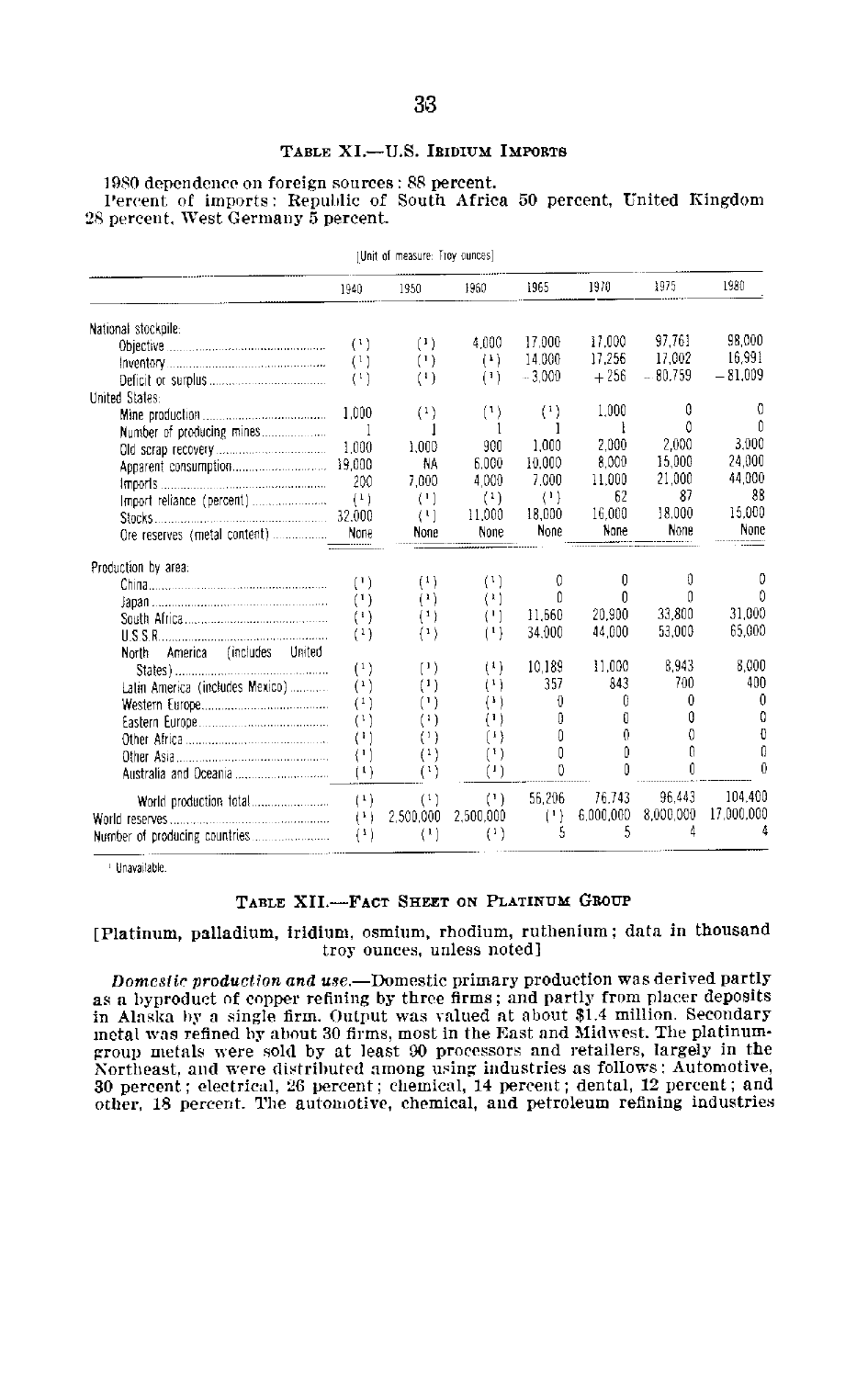### TABLE XI.—U.S. IRIDIUM IMPORTS

1980 dependence on foreign sources: 88 percent.
Percent of imports: Republic of South Africa 50 percent, United Kingdom 28 percent, West Germany 5 percent.

[Unit of measure: Troy ounces]

| | 1940 | 1950 | 1960 | 1965 | 1970 | 1975 | 1980 |
|---|---|---|---|---|---|---|---|
| National stockpile: | | | | | | | |
| Objective | (1) | (1) | 4,000 | 17,000 | 17,000 | 97,761 | 98,000 |
| Inventory | (1) | (1) | (1) | 14,000 | 17,256 | 17,002 | 16,991 |
| Deficit or surplus | (1) | (1) | (1) | −3,000 | +256 | −80,759 | −81,009 |
| United States: | | | | | | | |
| Mine production | 1,000 | (1) | (1) | (1) | 1,000 | 0 | 0 |
| Number of producing mines | 1 | 1 | 1 | 1 | 1 | 0 | 0 |
| Old scrap recovery | 1,000 | 1,000 | 900 | 1,000 | 2,000 | 2,000 | 3,000 |
| Apparent consumption | 19,000 | NA | 6,000 | 10,000 | 8,000 | 15,000 | 24,000 |
| Imports | 200 | 7,000 | 4,000 | 7,000 | 11,000 | 21,000 | 44,000 |
| Import reliance (percent) | (1) | (1) | (1) | (1) | 62 | 87 | 88 |
| Stocks | 32,000 | (1) | 11,000 | 18,000 | 16,000 | 18,000 | 15,000 |
| Ore reserves (metal content) | None | None | None | None | None | None | None |
| Production by area: | | | | | | | |
| China | (1) | (1) | (1) | 0 | 0 | 0 | 0 |
| Japan | (1) | (1) | (1) | 0 | 0 | 0 | 0 |
| South Africa | (1) | (1) | (1) | 11,660 | 20,900 | 33,800 | 31,000 |
| U.S.S.R. | (1) | (1) | (1) | 34,000 | 44,000 | 53,000 | 65,000 |
| North America (includes United States) | (1) | (1) | (1) | 10,189 | 11,000 | 8,943 | 8,000 |
| Latin America (includes Mexico) | (1) | (1) | (1) | 357 | 843 | 700 | 400 |
| Western Europe | (1) | (1) | (1) | 0 | 0 | 0 | 0 |
| Eastern Europe | (1) | (1) | (1) | 0 | 0 | 0 | 0 |
| Other Africa | (1) | (1) | (1) | 0 | 0 | 0 | 0 |
| Other Asia | (1) | (1) | (1) | 0 | 0 | 0 | 0 |
| Australia and Oceania | (1) | (1) | (1) | 0 | 0 | 0 | 0 |
| World production total | (1) | (1) | (1) | 56,206 | 76,743 | 96,443 | 104,400 |
| World reserves | (1) | 2,500,000 | 2,500,000 | (1) | 6,000,000 | 8,000,000 | 17,000,000 |
| Number of producing countries | (1) | (1) | (1) | 5 | 5 | 4 | 4 |

[1] Unavailable.

### TABLE XII.—FACT SHEET ON PLATINUM GROUP

[Platinum, palladium, iridium, osmium, rhodium, ruthenium; data in thousand troy ounces, unless noted]

*Domestic production and use.*—Domestic primary production was derived partly as a byproduct of copper refining by three firms; and partly from placer deposits in Alaska by a single firm. Output was valued at about $1.4 million. Secondary metal was refined by about 30 firms, most in the East and Midwest. The platinum-group metals were sold by at least 90 processors and retailers, largely in the Northeast, and were distributed among using industries as follows: Automotive, 30 percent; electrical, 26 percent; chemical, 14 percent; dental, 12 percent; and other, 18 percent. The automotive, chemical, and petroleum refining industries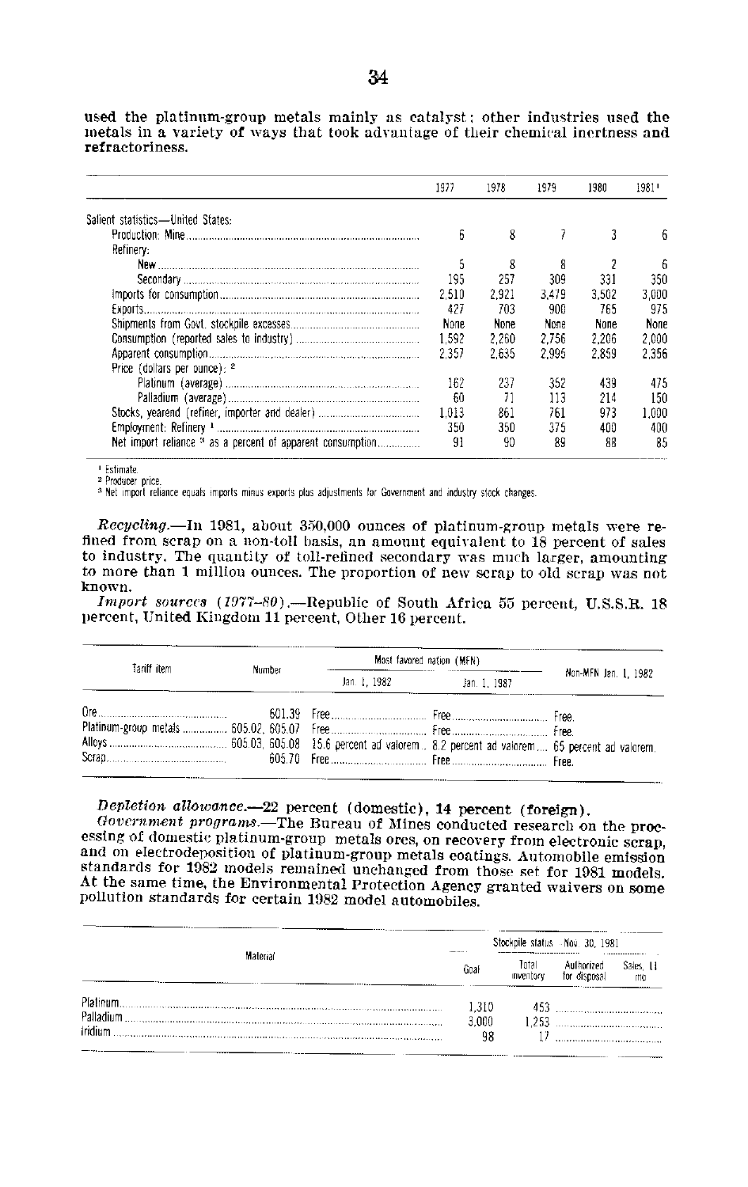used the platinum-group metals mainly as catalyst; other industries used the metals in a variety of ways that took advantage of their chemical inertness and refractoriness.

| | 1977 | 1978 | 1979 | 1980 | 1981[1] |
|---|---|---|---|---|---|
| Salient statistics—United States: | | | | | |
| Production: Mine | 6 | 8 | 7 | 3 | 6 |
| Refinery: | | | | | |
| New | 5 | 8 | 8 | 2 | 6 |
| Secondary | 195 | 257 | 309 | 331 | 350 |
| Imports for consumption | 2,510 | 2,921 | 3,479 | 3,502 | 3,000 |
| Exports | 427 | 703 | 900 | 765 | 975 |
| Shipments from Govt. stockpile excesses | None | None | None | None | None |
| Consumption (reported sales to industry) | 1,592 | 2,260 | 2,756 | 2,206 | 2,000 |
| Apparent consumption | 2,357 | 2,635 | 2,995 | 2,859 | 2,356 |
| Price (dollars per ounce):[2] | | | | | |
| Platinum (average) | 162 | 237 | 352 | 439 | 475 |
| Palladium (average) | 60 | 71 | 113 | 214 | 150 |
| Stocks, yearend (refiner, importer and dealer) | 1,013 | 861 | 761 | 973 | 1,000 |
| Employment: Refinery[1] | 350 | 350 | 375 | 400 | 400 |
| Net import reliance[3] as a percent of apparent consumption | 91 | 90 | 89 | 88 | 85 |

[1] Estimate.
[2] Producer price.
[3] Net import reliance equals imports minus exports plus adjustments for Government and industry stock changes.

*Recycling.*—In 1981, about 350,000 ounces of platinum-group metals were refined from scrap on a non-toll basis, an amount equivalent to 18 percent of sales to industry. The quantity of toll-refined secondary was much larger, amounting to more than 1 million ounces. The proportion of new scrap to old scrap was not known.

*Import sources (1977–80).*—Republic of South Africa 55 percent, U.S.S.R. 18 percent, United Kingdom 11 percent, Other 16 percent.

| Tariff item | Number | Most favored nation (MFN) | | Non-MFN Jan. 1, 1982 |
|---|---|---|---|---|
| | | Jan. 1, 1982 | Jan. 1, 1987 | |
| Ore | 601.39 | Free | Free | Free. |
| Platinum-group metals | 605.02, 605.07 | Free | Free | Free. |
| Alloys | 605.03, 605.08 | 15.6 percent ad valorem | 8.2 percent ad valorem | 65 percent ad valorem. |
| Scrap | 605.70 | Free | Free | Free. |

*Depletion allowance.*—22 percent (domestic), 14 percent (foreign).

*Government programs.*—The Bureau of Mines conducted research on the processing of domestic platinum-group metals ores, on recovery from electronic scrap, and on electrodeposition of platinum-group metals coatings. Automobile emission standards for 1982 models remained unchanged from those set for 1981 models. At the same time, the Environmental Protection Agency granted waivers on some pollution standards for certain 1982 model automobiles.

| Material | Stockpile status—Nov. 30, 1981 | | | |
|---|---|---|---|---|
| | Goal | Total inventory | Authorized for disposal | Sales, 11 mo |
| Platinum | 1,310 | 453 | | |
| Palladium | 3,000 | 1,253 | | |
| Iridium | 98 | 17 | | |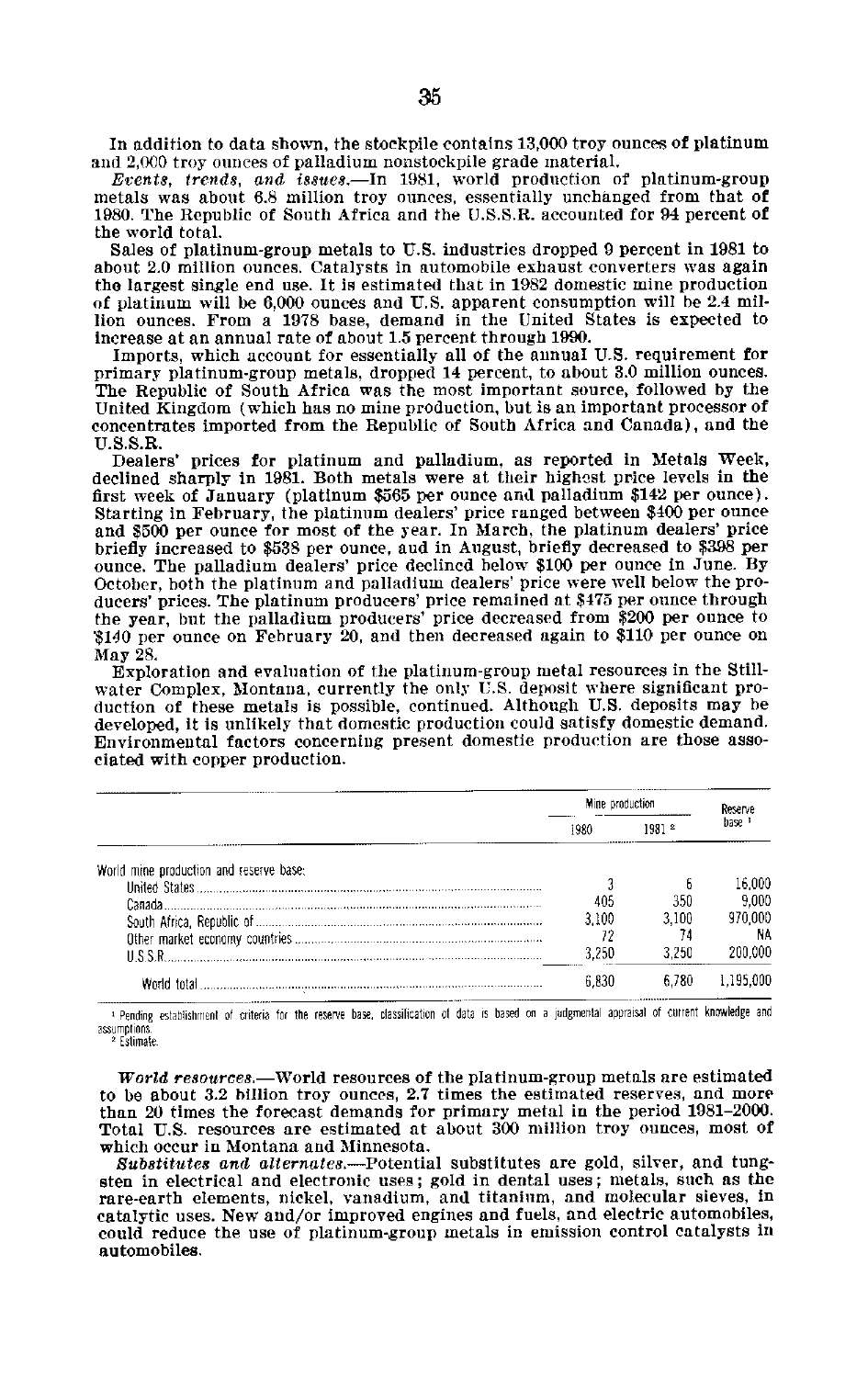In addition to data shown, the stockpile contains 13,000 troy ounces of platinum and 2,000 troy ounces of palladium nonstockpile grade material.

*Events, trends, and issues.*—In 1981, world production of platinum-group metals was about 6.8 million troy ounces, essentially unchanged from that of 1980. The Republic of South Africa and the U.S.S.R. accounted for 94 percent of the world total.

Sales of platinum-group metals to U.S. industries dropped 9 percent in 1981 to about 2.0 million ounces. Catalysts in automobile exhaust converters was again the largest single end use. It is estimated that in 1982 domestic mine production of platinum will be 6,000 ounces and U.S. apparent consumption will be 2.4 million ounces. From a 1978 base, demand in the United States is expected to increase at an annual rate of about 1.5 percent through 1990.

Imports, which account for essentially all of the annual U.S. requirement for primary platinum-group metals, dropped 14 percent, to about 3.0 million ounces. The Republic of South Africa was the most important source, followed by the United Kingdom (which has no mine production, but is an important processor of concentrates imported from the Republic of South Africa and Canada), and the U.S.S.R.

Dealers' prices for platinum and palladium, as reported in Metals Week, declined sharply in 1981. Both metals were at their highest price levels in the first week of January (platinum $565 per ounce and palladium $142 per ounce). Starting in February, the platinum dealers' price ranged between $400 per ounce and $500 per ounce for most of the year. In March, the platinum dealers' price briefly increased to $538 per ounce, and in August, briefly decreased to $398 per ounce. The palladium dealers' price declined below $100 per ounce in June. By October, both the platinum and palladium dealers' price were well below the producers' prices. The platinum producers' price remained at $475 per ounce through the year, but the palladium producers' price decreased from $200 per ounce to $140 per ounce on February 20, and then decreased again to $110 per ounce on May 28.

Exploration and evaluation of the platinum-group metal resources in the Stillwater Complex, Montana, currently the only U.S. deposit where significant production of these metals is possible, continued. Although U.S. deposits may be developed, it is unlikely that domestic production could satisfy domestic demand. Environmental factors concerning present domestic production are those associated with copper production.

| | Mine production | | Reserve base [1] |
|---|---|---|---|
| | 1980 | 1981 [2] | |
| World mine production and reserve base: | | | |
| United States | 3 | 6 | 16,000 |
| Canada | 405 | 350 | 9,000 |
| South Africa, Republic of | 3,100 | 3,100 | 970,000 |
| Other market economy countries | 72 | 74 | NA |
| U.S.S.R. | 3,250 | 3,250 | 200,000 |
| World total | 6,830 | 6,780 | 1,195,000 |

[1] Pending establishment of criteria for the reserve base, classification of data is based on a judgmental appraisal of current knowledge and assumptions.
[2] Estimate.

*World resources.*—World resources of the platinum-group metals are estimated to be about 3.2 billion troy ounces, 2.7 times the estimated reserves, and more than 20 times the forecast demands for primary metal in the period 1981–2000. Total U.S. resources are estimated at about 300 million troy ounces, most of which occur in Montana and Minnesota.

*Substitutes and alternates.*—Potential substitutes are gold, silver, and tungsten in electrical and electronic uses; gold in dental uses; metals, such as the rare-earth elements, nickel, vanadium, and titanium, and molecular sieves, in catalytic uses. New and/or improved engines and fuels, and electric automobiles, could reduce the use of platinum-group metals in emission control catalysts in automobiles.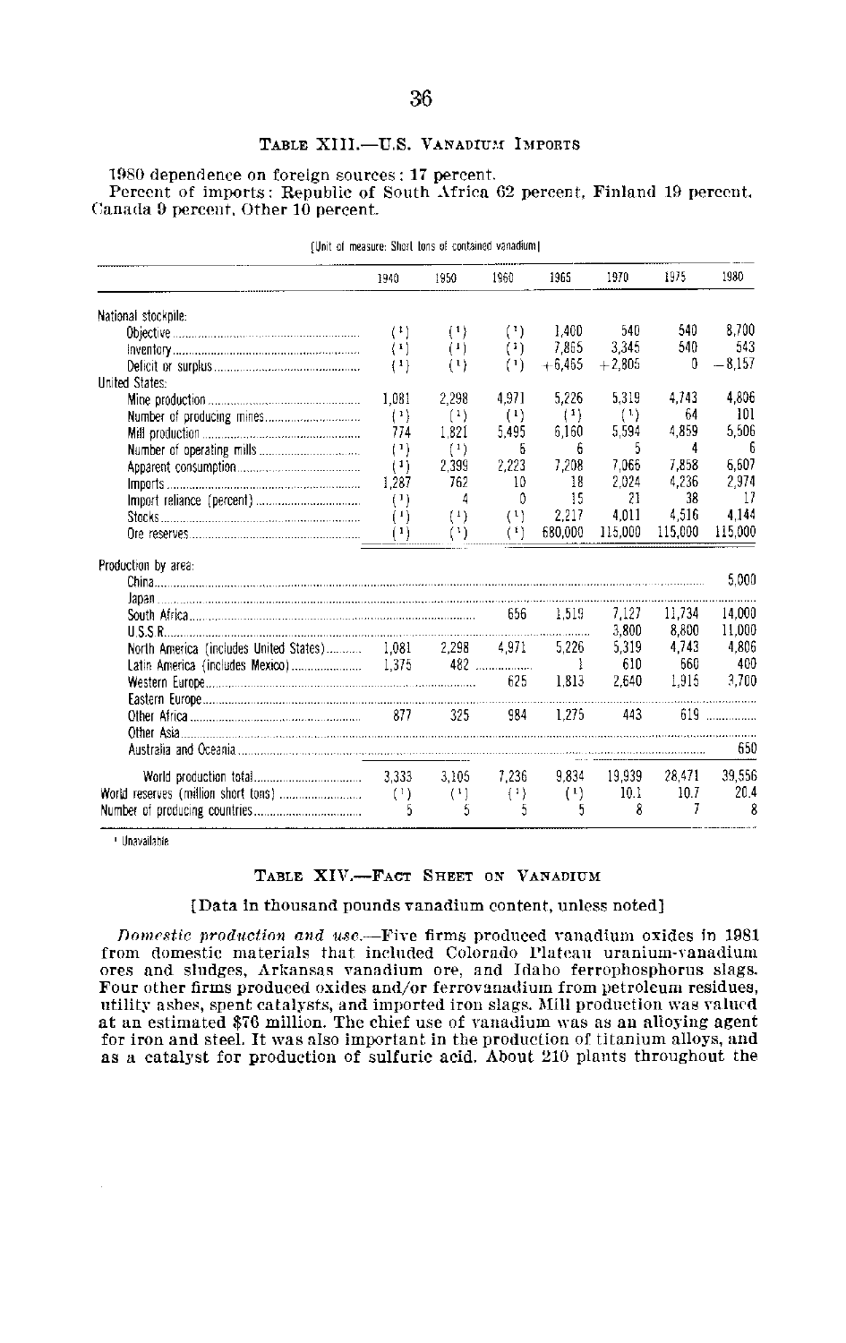### TABLE XIII.—U.S. VANADIUM IMPORTS

1980 dependence on foreign sources: 17 percent.
Percent of imports: Republic of South Africa 62 percent, Finland 19 percent, Canada 9 percent, Other 10 percent.

[Unit of measure: Short tons of contained vanadium]

| | 1940 | 1950 | 1960 | 1965 | 1970 | 1975 | 1980 |
|---|---|---|---|---|---|---|---|
| National stockpile: | | | | | | | |
| Objective | [1] | [1] | [1] | 1,400 | 540 | 540 | 8,700 |
| Inventory | [1] | [1] | [1] | 7,865 | 3,345 | 540 | 543 |
| Deficit or surplus | [1] | [1] | [1] | +6,465 | +2,805 | 0 | −8,157 |
| United States: | | | | | | | |
| Mine production | 1,081 | 2,298 | 4,971 | 5,226 | 5,319 | 4,743 | 4,806 |
| Number of producing mines | [1] | [1] | [1] | [1] | [1] | 64 | 101 |
| Mill production | 774 | 1,821 | 5,495 | 6,160 | 5,594 | 4,859 | 5,506 |
| Number of operating mills | [1] | [1] | 6 | 6 | 5 | 4 | 6 |
| Apparent consumption | [1] | 2,399 | 2,223 | 7,208 | 7,066 | 7,858 | 6,607 |
| Imports | 1,287 | 762 | 10 | 18 | 2,024 | 4,236 | 2,974 |
| Import reliance (percent) | [1] | 4 | 0 | 15 | 21 | 38 | 17 |
| Stocks | [1] | [1] | [1] | 2,217 | 4,011 | 4,516 | 4,144 |
| Ore reserves | [1] | [1] | [1] | 680,000 | 115,000 | 115,000 | 115,000 |
| Production by area: | | | | | | | |
| China | | | | | | | 5,000 |
| Japan | | | | | | | |
| South Africa | | | 656 | 1,519 | 7,127 | 11,734 | 14,000 |
| U.S.S.R. | | | | | 3,800 | 8,800 | 11,000 |
| North America (includes United States) | 1,081 | 2,298 | 4,971 | 5,226 | 5,319 | 4,743 | 4,806 |
| Latin America (includes Mexico) | 1,375 | 482 | | 1 | 610 | 660 | 400 |
| Western Europe | | | 625 | 1,813 | 2,640 | 1,915 | 3,700 |
| Eastern Europe | | | | | | | |
| Other Africa | 877 | 325 | 984 | 1,275 | 443 | 619 | |
| Other Asia | | | | | | | |
| Australia and Oceania | | | | | | | 650 |
| World production total | 3,333 | 3,105 | 7,236 | 9,834 | 19,939 | 28,471 | 39,556 |
| World reserves (million short tons) | [1] | [1] | [1] | [1] | 10.1 | 10.7 | 20.4 |
| Number of producing countries | 5 | 5 | 5 | 5 | 8 | 7 | 8 |

[1] Unavailable.

### TABLE XIV.—FACT SHEET ON VANADIUM

[Data in thousand pounds vanadium content, unless noted]

*Domestic production and use.*—Five firms produced vanadium oxides in 1981 from domestic materials that included Colorado Plateau uranium-vanadium ores and sludges, Arkansas vanadium ore, and Idaho ferrophosphorus slags. Four other firms produced oxides and/or ferrovanadium from petroleum residues, utility ashes, spent catalysts, and imported iron slags. Mill production was valued at an estimated $76 million. The chief use of vanadium was as an alloying agent for iron and steel. It was also important in the production of titanium alloys, and as a catalyst for production of sulfuric acid. About 210 plants throughout the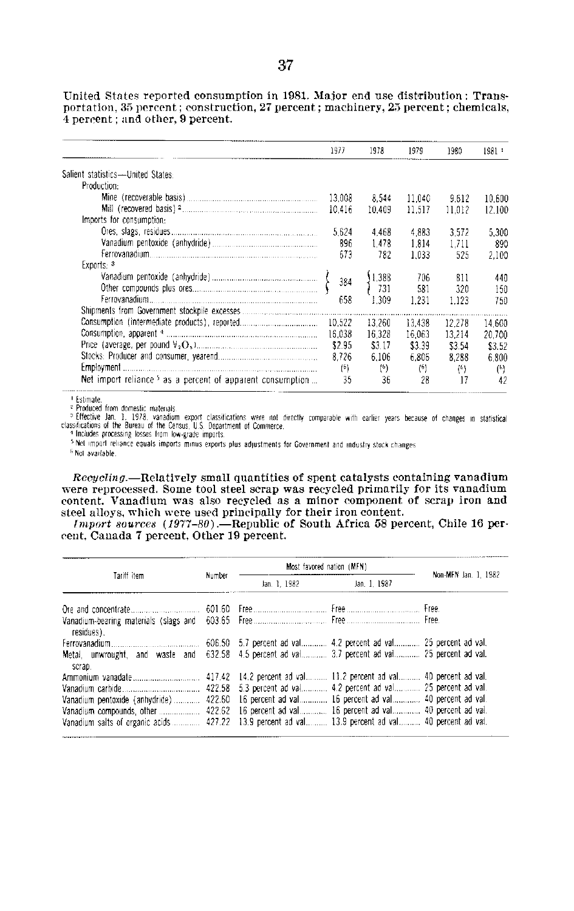United States reported consumption in 1981. Major end use distribution: Transportation, 35 percent; construction, 27 percent; machinery, 25 percent; chemicals, 4 percent; and other, 9 percent.

| | 1977 | 1978 | 1979 | 1980 | 1981 [1] |
|---|---|---|---|---|---|
| Salient statistics—United States: | | | | | |
| Production: | | | | | |
| Mine (recoverable basis) | 13,008 | 8,544 | 11,040 | 9,612 | 10,600 |
| Mill (recovered basis) [2] | 10,416 | 10,409 | 11,517 | 11,012 | 12,100 |
| Imports for consumption: | | | | | |
| Ores, slags, residues | 5,624 | 4,468 | 4,883 | 3,572 | 5,300 |
| Vanadium pentoxide (anhydride) | 896 | 1,478 | 1,814 | 1,711 | 890 |
| Ferrovanadium | 673 | 782 | 1,033 | 525 | 2,100 |
| Exports: [3] | | | | | |
| Vanadium pentoxide (anhydride) | 384 | 1,388 | 706 | 811 | 440 |
| Other compounds plus ores | | 731 | 581 | 320 | 150 |
| Ferrovanadium | 658 | 1,309 | 1,231 | 1,123 | 750 |
| Shipments from Government stockpile excesses | | | | | |
| Consumption (intermediate products), reported | 10,522 | 13,260 | 13,438 | 12,278 | 14,600 |
| Consumption, apparent [4] | 16,038 | 16,328 | 16,063 | 13,214 | 20,700 |
| Price (average, per pound $V_2O_5$) | \$2.95 | \$3.17 | \$3.39 | \$3.54 | \$3.52 |
| Stocks: Producer and consumer, yearend | 8,726 | 6,106 | 6,805 | 8,288 | 6,800 |
| Employment | [6] | [6] | [6] | [6] | [6] |
| Net import reliance [5] as a percent of apparent consumption | 35 | 36 | 28 | 17 | 42 |

[1] Estimate.
[2] Produced from domestic materials.
[3] Effective Jan. 1, 1978, vanadium export classifications were not directly comparable with earlier years because of changes in statistical classifications of the Bureau of the Census, U.S. Department of Commerce.
[4] Includes processing losses from low-grade imports.
[5] Net import reliance equals imports minus exports plus adjustments for Government and industry stock changes.
[6] Not available.

*Recycling.*—Relatively small quantities of spent catalysts containing vanadium were reprocessed. Some tool steel scrap was recycled primarily for its vanadium content. Vanadium was also recycled as a minor component of scrap iron and steel alloys, which were used principally for their iron content.

*Import sources (1977–80).*—Republic of South Africa 58 percent, Chile 16 percent, Canada 7 percent, Other 19 percent.

| Tariff item | Number | Most favored nation (MFN) | | Non-MFN Jan. 1, 1982 |
|---|---|---|---|---|
| | | Jan. 1, 1982 | Jan. 1, 1987 | |
| Ore and concentrate | 601.60 | Free | Free | Free. |
| Vanadium-bearing materials (slags and residues). | 603.65 | Free | Free | Free. |
| Ferrovanadium | 606.50 | 5.7 percent ad val | 4.2 percent ad val | 25 percent ad val. |
| Metal, unwrought, and waste and scrap. | 632.58 | 4.5 percent ad val | 3.7 percent ad val | 25 percent ad val. |
| Ammonium vanadate | 417.42 | 14.2 percent ad val | 11.2 percent ad val | 40 percent ad val. |
| Vanadium carbide | 422.58 | 5.3 percent ad val | 4.2 percent ad val | 25 percent ad val. |
| Vanadium pentoxide (anhydride) | 422.60 | 16 percent ad val | 16 percent ad val | 40 percent ad val. |
| Vanadium compounds, other | 422.62 | 16 percent ad val | 16 percent ad val | 40 percent ad val. |
| Vanadium salts of organic acids | 427.22 | 13.9 percent ad val | 13.9 percent ad val | 40 percent ad val. |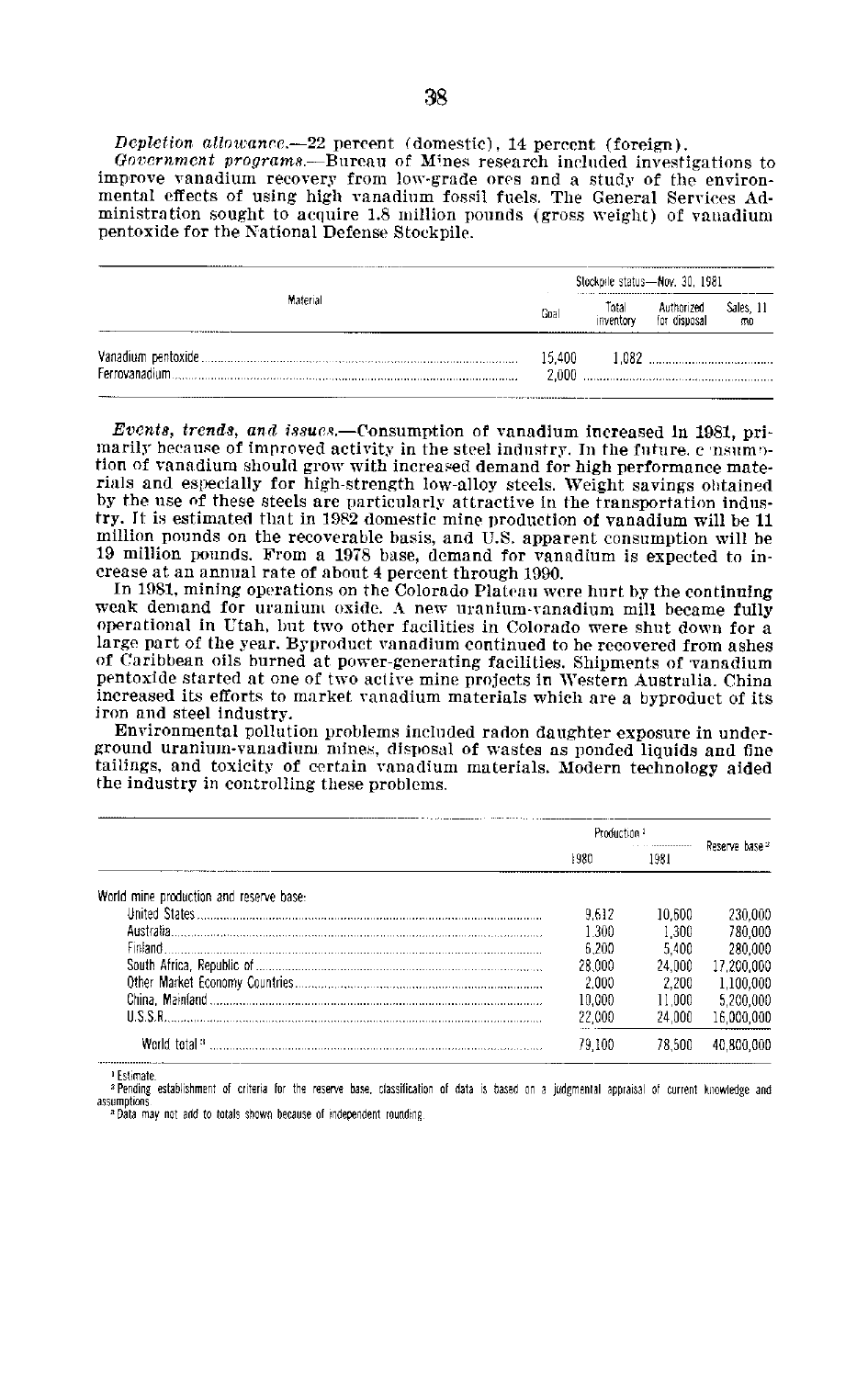*Depletion allowance.*—22 percent (domestic), 14 percent (foreign).

*Government programs.*—Bureau of Mines research included investigations to improve vanadium recovery from low-grade ores and a study of the environmental effects of using high vanadium fossil fuels. The General Services Administration sought to acquire 1.8 million pounds (gross weight) of vanadium pentoxide for the National Defense Stockpile.

| Material | Stockpile status—Nov. 30, 1981 | | | |
|---|---|---|---|---|
| | Goal | Total inventory | Authorized for disposal | Sales, 11 mo |
| Vanadium pentoxide | 15,400 | 1,082 | | |
| Ferrovanadium | 2,000 | | | |

*Events, trends, and issues.*—Consumption of vanadium increased in 1981, primarily because of improved activity in the steel industry. In the future, consumption of vanadium should grow with increased demand for high performance materials and especially for high-strength low-alloy steels. Weight savings obtained by the use of these steels are particularly attractive in the transportation industry. It is estimated that in 1982 domestic mine production of vanadium will be 11 million pounds on the recoverable basis, and U.S. apparent consumption will be 19 million pounds. From a 1978 base, demand for vanadium is expected to increase at an annual rate of about 4 percent through 1990.

In 1981, mining operations on the Colorado Plateau were hurt by the continuing weak demand for uranium oxide. A new uranium-vanadium mill became fully operational in Utah, but two other facilities in Colorado were shut down for a large part of the year. Byproduct vanadium continued to be recovered from ashes of Caribbean oils burned at power-generating facilities. Shipments of vanadium pentoxide started at one of two active mine projects in Western Australia. China increased its efforts to market vanadium materials which are a byproduct of its iron and steel industry.

Environmental pollution problems included radon daughter exposure in underground uranium-vanadium mines, disposal of wastes as ponded liquids and fine tailings, and toxicity of certain vanadium materials. Modern technology aided the industry in controlling these problems.

| | Production [1] | | Reserve base [2] |
|---|---|---|---|
| | 1980 | 1981 | |
| World mine production and reserve base: | | | |
| United States | 9,612 | 10,600 | 230,000 |
| Australia | 1,300 | 1,300 | 780,000 |
| Finland | 6,200 | 5,400 | 280,000 |
| South Africa, Republic of | 28,000 | 24,000 | 17,200,000 |
| Other Market Economy Countries | 2,000 | 2,200 | 1,100,000 |
| China, Mainland | 10,000 | 11,000 | 5,200,000 |
| U.S.S.R. | 22,000 | 24,000 | 16,000,000 |
| World total [3] | 79,100 | 78,500 | 40,800,000 |

[1] Estimate.

[2] Pending establishment of criteria for the reserve base, classification of data is based on a judgmental appraisal of current knowledge and assumptions.

[3] Data may not add to totals shown because of independent rounding.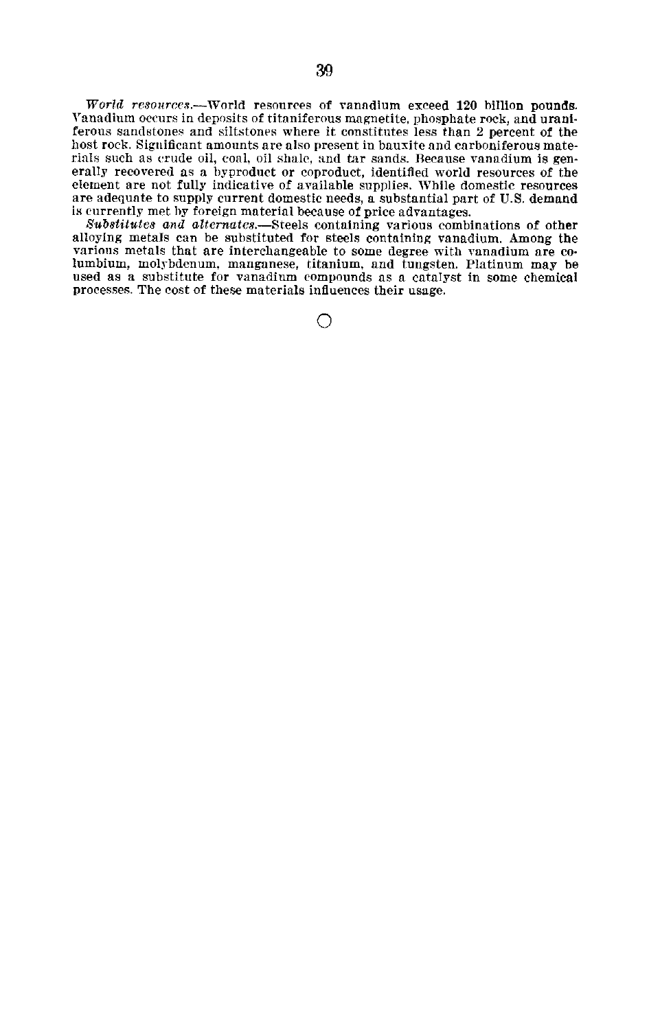*World resources.*—World resources of vanadium exceed 120 billion pounds. Vanadium occurs in deposits of titaniferous magnetite, phosphate rock, and uraniferous sandstones and siltstones where it constitutes less than 2 percent of the host rock. Significant amounts are also present in bauxite and carboniferous materials such as crude oil, coal, oil shale, and tar sands. Because vanadium is generally recovered as a byproduct or coproduct, identified world resources of the element are not fully indicative of available supplies. While domestic resources are adequate to supply current domestic needs, a substantial part of U.S. demand is currently met by foreign material because of price advantages.

*Substitutes and alternates.*—Steels containing various combinations of other alloying metals can be substituted for steels containing vanadium. Among the various metals that are interchangeable to some degree with vanadium are columbium, molybdenum, manganese, titanium, and tungsten. Platinum may be used as a substitute for vanadium compounds as a catalyst in some chemical processes. The cost of these materials influences their usage.